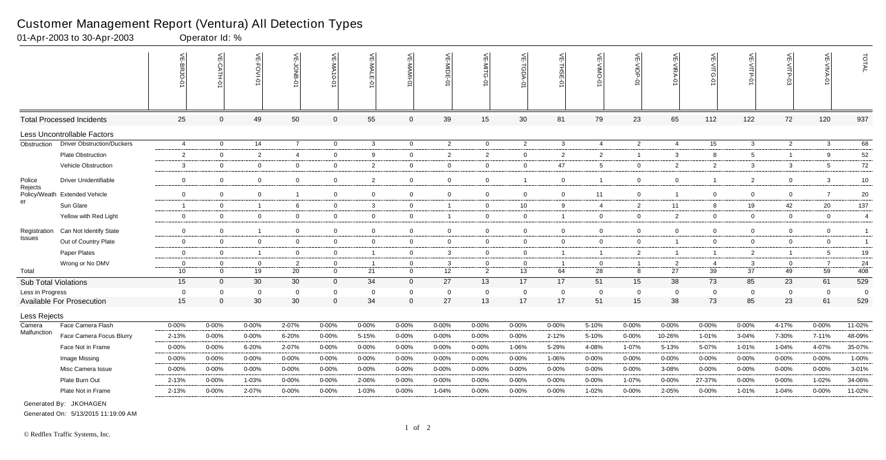# Customer Management Report (Ventura) All Detection Types

01-Apr-2003 to 30-Apr-2003 Operator Id: %

| | | VE-BRJO-01 | VE-CATH-01 | VE-FOVI-01 | VE-JONB-01 | VE-MA10-01 | VE-MALE-01 | VE-MAMI-01 | VE-MIDE-01 | VE-MITG-01 | VE-TGDA-01 | VE-THSE-01 | VE-VIMO-01 | VE-VIOP-01 | VE-VIRA-01 | VE-VITG-01 | VE-VITP-01 | VE-VITP-03 | VE-VIVA-01 | TOTAL |
|---|---|---|---|---|---|---|---|---|---|---|---|---|---|---|---|---|---|---|---|---|
| Total Processed Incidents | | 25 | 0 | 49 | 50 | 0 | 55 | 0 | 39 | 15 | 30 | 81 | 79 | 23 | 65 | 112 | 122 | 72 | 120 | 937 |
| Less Uncontrollable Factors | | | | | | | | | | | | | | | | | | | | |
| Obstruction | Driver Obstruction/Duckers | 4 | 0 | 14 | 7 | 0 | 3 | 0 | 2 | 0 | 2 | 3 | 4 | 2 | 4 | 15 | 3 | 2 | 3 | 68 |
| | Plate Obstruction | 2 | 0 | 2 | 4 | 0 | 9 | 0 | 2 | 2 | 0 | 2 | 2 | 1 | 3 | 8 | 5 | 1 | 9 | 52 |
| | Vehicle Obstruction | 3 | 0 | 0 | 0 | 0 | 2 | 0 | 0 | 0 | 0 | 47 | 5 | 0 | 2 | 2 | 3 | 3 | 5 | 72 |
| Police Rejects Policy/Weather | Driver Unidentifiable | 0 | 0 | 0 | 0 | 0 | 2 | 0 | 0 | 0 | 1 | 0 | 1 | 0 | 0 | 1 | 2 | 0 | 3 | 10 |
| | Extended Vehicle | 0 | 0 | 0 | 1 | 0 | 0 | 0 | 0 | 0 | 0 | 0 | 11 | 0 | 1 | 0 | 0 | 0 | 7 | 20 |
| | Sun Glare | 1 | 0 | 1 | 6 | 0 | 3 | 0 | 1 | 0 | 10 | 9 | 4 | 2 | 11 | 8 | 19 | 42 | 20 | 137 |
| | Yellow with Red Light | 0 | 0 | 0 | 0 | 0 | 0 | 0 | 1 | 0 | 0 | 1 | 0 | 0 | 2 | 0 | 0 | 0 | 0 | 4 |
| Registration Issues | Can Not Identify State | 0 | 0 | 1 | 0 | 0 | 0 | 0 | 0 | 0 | 0 | 0 | 0 | 0 | 0 | 0 | 0 | 0 | 0 | 1 |
| | Out of Country Plate | 0 | 0 | 0 | 0 | 0 | 0 | 0 | 0 | 0 | 0 | 0 | 0 | 0 | 1 | 0 | 0 | 0 | 0 | 1 |
| | Paper Plates | 0 | 0 | 1 | 0 | 0 | 1 | 0 | 3 | 0 | 0 | 1 | 1 | 2 | 1 | 1 | 2 | 1 | 5 | 19 |
| | Wrong or No DMV | 0 | 0 | 0 | 2 | 0 | 1 | 0 | 3 | 0 | 0 | 1 | 0 | 1 | 2 | 4 | 3 | 0 | 7 | 24 |
| Total | | 10 | 0 | 19 | 20 | 0 | 21 | 0 | 12 | 2 | 13 | 64 | 28 | 8 | 27 | 39 | 37 | 49 | 59 | 408 |
| Sub Total Violations | | 15 | 0 | 30 | 30 | 0 | 34 | 0 | 27 | 13 | 17 | 17 | 51 | 15 | 38 | 73 | 85 | 23 | 61 | 529 |
| Less in Progress | | 0 | 0 | 0 | 0 | 0 | 0 | 0 | 0 | 0 | 0 | 0 | 0 | 0 | 0 | 0 | 0 | 0 | 0 | 0 |
| Available For Prosecution | | 15 | 0 | 30 | 30 | 0 | 34 | 0 | 27 | 13 | 17 | 17 | 51 | 15 | 38 | 73 | 85 | 23 | 61 | 529 |
| Less Rejects | | | | | | | | | | | | | | | | | | | | |
| Camera Malfunction | Face Camera Flash | 0-00% | 0-00% | 0-00% | 2-07% | 0-00% | 0-00% | 0-00% | 0-00% | 0-00% | 0-00% | 0-00% | 5-10% | 0-00% | 0-00% | 0-00% | 0-00% | 4-17% | 0-00% | 11-02% |
| | Face Camera Focus Blurry | 2-13% | 0-00% | 0-00% | 6-20% | 0-00% | 5-15% | 0-00% | 0-00% | 0-00% | 0-00% | 2-12% | 5-10% | 0-00% | 10-26% | 1-01% | 3-04% | 7-30% | 7-11% | 48-09% |
| | Face Not in Frame | 0-00% | 0-00% | 6-20% | 2-07% | 0-00% | 0-00% | 0-00% | 0-00% | 0-00% | 1-06% | 5-29% | 4-08% | 1-07% | 5-13% | 5-07% | 1-01% | 1-04% | 4-07% | 35-07% |
| | Image Missing | 0-00% | 0-00% | 0-00% | 0-00% | 0-00% | 0-00% | 0-00% | 0-00% | 0-00% | 0-00% | 1-06% | 0-00% | 0-00% | 0-00% | 0-00% | 0-00% | 0-00% | 0-00% | 1-00% |
| | Misc Camera Issue | 0-00% | 0-00% | 0-00% | 0-00% | 0-00% | 0-00% | 0-00% | 0-00% | 0-00% | 0-00% | 0-00% | 0-00% | 0-00% | 3-08% | 0-00% | 0-00% | 0-00% | 0-00% | 3-01% |
| | Plate Burn Out | 2-13% | 0-00% | 1-03% | 0-00% | 0-00% | 2-06% | 0-00% | 0-00% | 0-00% | 0-00% | 0-00% | 0-00% | 1-07% | 0-00% | 27-37% | 0-00% | 0-00% | 1-02% | 34-06% |
| | Plate Not in Frame | 2-13% | 0-00% | 2-07% | 0-00% | 0-00% | 1-03% | 0-00% | 1-04% | 0-00% | 0-00% | 0-00% | 1-02% | 0-00% | 2-05% | 0-00% | 1-01% | 1-04% | 0-00% | 11-02% |

Generated By: JKOHAGEN

Generated On: 5/13/2015 11:19:09 AM

© Redflex Traffic Systems, Inc.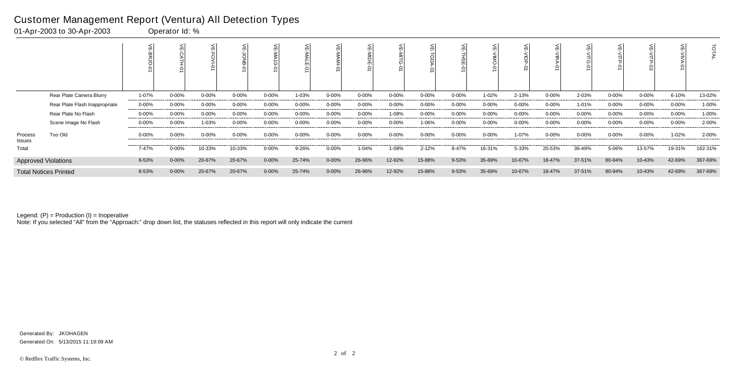# Customer Management Report (Ventura) All Detection Types

01-Apr-2003 to 30-Apr-2003 Operator Id: %

| | | VE-BRJO-01 | VE-CATH-01 | VE-FOVI-01 | VE-JONB-01 | VE-MA10-01 | VE-MALE-01 | VE-MAMI-01 | VE-MIDE-01 | VE-MITG-01 | VE-TGDA-01 | VE-THSE-01 | VE-VIMO-01 | VE-VIOP-01 | VE-VIRA-01 | VE-VITG-01 | VE-VITP-01 | VE-VITP-03 | VE-VIVA-01 | TOTAL |
|---|---|---|---|---|---|---|---|---|---|---|---|---|---|---|---|---|---|---|---|---|
| | Rear Plate Camera Blurry | 1-07% | 0-00% | 0-00% | 0-00% | 0-00% | 1-03% | 0-00% | 0-00% | 0-00% | 0-00% | 0-00% | 1-02% | 2-13% | 0-00% | 2-03% | 0-00% | 0-00% | 6-10% | 13-02% |
| | Rear Plate Flash Inappropriate | 0-00% | 0-00% | 0-00% | 0-00% | 0-00% | 0-00% | 0-00% | 0-00% | 0-00% | 0-00% | 0-00% | 0-00% | 0-00% | 0-00% | 1-01% | 0-00% | 0-00% | 0-00% | 1-00% |
| | Rear Plate No Flash | 0-00% | 0-00% | 0-00% | 0-00% | 0-00% | 0-00% | 0-00% | 0-00% | 1-08% | 0-00% | 0-00% | 0-00% | 0-00% | 0-00% | 0-00% | 0-00% | 0-00% | 0-00% | 1-00% |
| | Scene Image No Flash | 0-00% | 0-00% | 1-03% | 0-00% | 0-00% | 0-00% | 0-00% | 0-00% | 0-00% | 1-06% | 0-00% | 0-00% | 0-00% | 0-00% | 0-00% | 0-00% | 0-00% | 0-00% | 2-00% |
| Process Issues | Too Old | 0-00% | 0-00% | 0-00% | 0-00% | 0-00% | 0-00% | 0-00% | 0-00% | 0-00% | 0-00% | 0-00% | 0-00% | 1-07% | 0-00% | 0-00% | 0-00% | 0-00% | 1-02% | 2-00% |
| Total | | 7-47% | 0-00% | 10-33% | 10-33% | 0-00% | 9-26% | 0-00% | 1-04% | 1-08% | 2-12% | 8-47% | 16-31% | 5-33% | 20-53% | 36-49% | 5-06% | 13-57% | 19-31% | 162-31% |
| Approved Violations | | 8-53% | 0-00% | 20-67% | 20-67% | 0-00% | 25-74% | 0-00% | 26-96% | 12-92% | 15-88% | 9-53% | 35-69% | 10-67% | 18-47% | 37-51% | 80-94% | 10-43% | 42-69% | 367-69% |
| Total Notices Printed | | 8-53% | 0-00% | 20-67% | 20-67% | 0-00% | 25-74% | 0-00% | 26-96% | 12-92% | 15-88% | 9-53% | 35-69% | 10-67% | 18-47% | 37-51% | 80-94% | 10-43% | 42-69% | 367-69% |

Legend: (P) = Production (I) = Inoperative

Note: If you selected "All" from the "Approach:" drop down list, the statuses reflected in this report will only indicate the current

Generated By: JKOHAGEN

Generated On: 5/13/2015 11:19:09 AM

© Redflex Traffic Systems, Inc.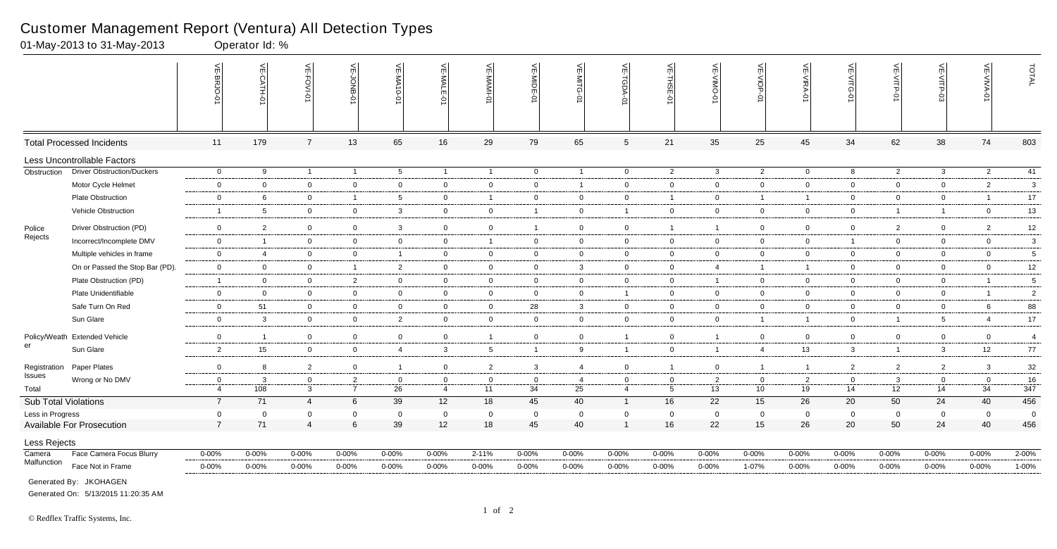# Customer Management Report (Ventura) All Detection Types

01-May-2013 to 31-May-2013 Operator Id: %

| | | VE-BRJO-01 | VE-CATH-01 | VE-FOVI-01 | VE-JONB-01 | VE-MA10-01 | VE-MALE-01 | VE-MAMI-01 | VE-MIDE-01 | VE-MITG-01 | VE-TGDA-01 | VE-THSE-01 | VE-VIMO-01 | VE-VIOP-01 | VE-VIRA-01 | VE-VITG-01 | VE-VITP-01 | VE-VITP-03 | VE-VIVA-01 | TOTAL |
|---|---|---|---|---|---|---|---|---|---|---|---|---|---|---|---|---|---|---|---|---|
| **Total Processed Incidents** | | 11 | 179 | 7 | 13 | 65 | 16 | 29 | 79 | 65 | 5 | 21 | 35 | 25 | 45 | 34 | 62 | 38 | 74 | 803 |
| **Less Uncontrollable Factors** | | | | | | | | | | | | | | | | | | | | |
| Obstruction | Driver Obstruction/Duckers | 0 | 9 | 1 | 1 | 5 | 1 | 1 | 0 | 1 | 0 | 2 | 3 | 2 | 0 | 8 | 2 | 3 | 2 | 41 |
| | Motor Cycle Helmet | 0 | 0 | 0 | 0 | 0 | 0 | 0 | 0 | 1 | 0 | 0 | 0 | 0 | 0 | 0 | 0 | 0 | 2 | 3 |
| | Plate Obstruction | 0 | 6 | 0 | 1 | 5 | 0 | 1 | 0 | 0 | 0 | 1 | 0 | 1 | 1 | 0 | 0 | 0 | 1 | 17 |
| | Vehicle Obstruction | 1 | 5 | 0 | 0 | 3 | 0 | 0 | 1 | 0 | 1 | 0 | 0 | 0 | 0 | 0 | 1 | 1 | 0 | 13 |
| Police Rejects | Driver Obstruction (PD) | 0 | 2 | 0 | 0 | 3 | 0 | 0 | 1 | 0 | 0 | 1 | 1 | 0 | 0 | 0 | 2 | 0 | 2 | 12 |
| | Incorrect/Incomplete DMV | 0 | 1 | 0 | 0 | 0 | 0 | 1 | 0 | 0 | 0 | 0 | 0 | 0 | 0 | 1 | 0 | 0 | 0 | 3 |
| | Multiple vehicles in frame | 0 | 4 | 0 | 0 | 1 | 0 | 0 | 0 | 0 | 0 | 0 | 0 | 0 | 0 | 0 | 0 | 0 | 0 | 5 |
| | On or Passed the Stop Bar (PD). | 0 | 0 | 0 | 1 | 2 | 0 | 0 | 0 | 3 | 0 | 0 | 4 | 1 | 1 | 0 | 0 | 0 | 0 | 12 |
| | Plate Obstruction (PD) | 1 | 0 | 0 | 2 | 0 | 0 | 0 | 0 | 0 | 0 | 0 | 1 | 0 | 0 | 0 | 0 | 0 | 1 | 5 |
| | Plate Unidentifiable | 0 | 0 | 0 | 0 | 0 | 0 | 0 | 0 | 0 | 1 | 0 | 0 | 0 | 0 | 0 | 0 | 0 | 1 | 2 |
| | Safe Turn On Red | 0 | 51 | 0 | 0 | 0 | 0 | 0 | 28 | 3 | 0 | 0 | 0 | 0 | 0 | 0 | 0 | 0 | 6 | 88 |
| | Sun Glare | 0 | 3 | 0 | 0 | 2 | 0 | 0 | 0 | 0 | 0 | 0 | 0 | 1 | 1 | 0 | 1 | 5 | 4 | 17 |
| Policy/Weather | Extended Vehicle | 0 | 1 | 0 | 0 | 0 | 0 | 1 | 0 | 0 | 1 | 0 | 1 | 0 | 0 | 0 | 0 | 0 | 0 | 4 |
| | Sun Glare | 2 | 15 | 0 | 0 | 4 | 3 | 5 | 1 | 9 | 1 | 0 | 1 | 4 | 13 | 3 | 1 | 3 | 12 | 77 |
| Registration Issues | Paper Plates | 0 | 8 | 2 | 0 | 1 | 0 | 2 | 3 | 4 | 0 | 1 | 0 | 1 | 1 | 2 | 2 | 2 | 3 | 32 |
| | Wrong or No DMV | 0 | 3 | 0 | 2 | 0 | 0 | 0 | 0 | 4 | 0 | 0 | 2 | 0 | 2 | 0 | 3 | 0 | 0 | 16 |
| Total | | 4 | 108 | 3 | 7 | 26 | 4 | 11 | 34 | 25 | 4 | 5 | 13 | 10 | 19 | 14 | 12 | 14 | 34 | 347 |
| **Sub Total Violations** | | 7 | 71 | 4 | 6 | 39 | 12 | 18 | 45 | 40 | 1 | 16 | 22 | 15 | 26 | 20 | 50 | 24 | 40 | 456 |
| Less in Progress | | 0 | 0 | 0 | 0 | 0 | 0 | 0 | 0 | 0 | 0 | 0 | 0 | 0 | 0 | 0 | 0 | 0 | 0 | 0 |
| **Available For Prosecution** | | 7 | 71 | 4 | 6 | 39 | 12 | 18 | 45 | 40 | 1 | 16 | 22 | 15 | 26 | 20 | 50 | 24 | 40 | 456 |
| **Less Rejects** | | | | | | | | | | | | | | | | | | | | |
| Camera Malfunction | Face Camera Focus Blurry | 0-00% | 0-00% | 0-00% | 0-00% | 0-00% | 0-00% | 2-11% | 0-00% | 0-00% | 0-00% | 0-00% | 0-00% | 0-00% | 0-00% | 0-00% | 0-00% | 0-00% | 0-00% | 2-00% |
| | Face Not in Frame | 0-00% | 0-00% | 0-00% | 0-00% | 0-00% | 0-00% | 0-00% | 0-00% | 0-00% | 0-00% | 0-00% | 0-00% | 1-07% | 0-00% | 0-00% | 0-00% | 0-00% | 0-00% | 1-00% |

Generated By: JKOHAGEN

Generated On: 5/13/2015 11:20:35 AM

© Redflex Traffic Systems, Inc.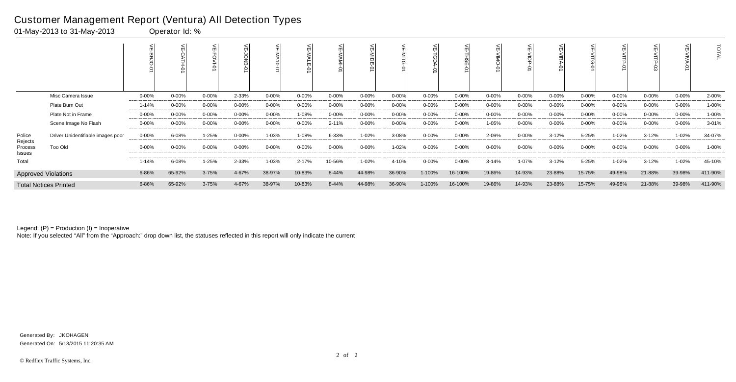# Customer Management Report (Ventura) All Detection Types

01-May-2013 to 31-May-2013 Operator Id: %

| | | VE-BRJO-01 | VE-CATH-01 | VE-FOVI-01 | VE-JONB-01 | VE-MA10-01 | VE-MALE-01 | VE-MAMI-01 | VE-MIDE-01 | VE-MITG-01 | VE-TGDA-01 | VE-THSE-01 | VE-VIMO-01 | VE-VIOP-01 | VE-VIRA-01 | VE-VITG-01 | VE-VITP-01 | VE-VITP-03 | VE-VIVA-01 | TOTAL |
|---|---|---|---|---|---|---|---|---|---|---|---|---|---|---|---|---|---|---|---|---|
| | Misc Camera Issue | 0-00% | 0-00% | 0-00% | 2-33% | 0-00% | 0-00% | 0-00% | 0-00% | 0-00% | 0-00% | 0-00% | 0-00% | 0-00% | 0-00% | 0-00% | 0-00% | 0-00% | 0-00% | 2-00% |
| | Plate Burn Out | 1-14% | 0-00% | 0-00% | 0-00% | 0-00% | 0-00% | 0-00% | 0-00% | 0-00% | 0-00% | 0-00% | 0-00% | 0-00% | 0-00% | 0-00% | 0-00% | 0-00% | 0-00% | 1-00% |
| | Plate Not in Frame | 0-00% | 0-00% | 0-00% | 0-00% | 0-00% | 1-08% | 0-00% | 0-00% | 0-00% | 0-00% | 0-00% | 0-00% | 0-00% | 0-00% | 0-00% | 0-00% | 0-00% | 0-00% | 1-00% |
| | Scene Image No Flash | 0-00% | 0-00% | 0-00% | 0-00% | 0-00% | 0-00% | 2-11% | 0-00% | 0-00% | 0-00% | 0-00% | 1-05% | 0-00% | 0-00% | 0-00% | 0-00% | 0-00% | 0-00% | 3-01% |
| Police Rejects Process Issues | Driver Unidentifiable images poor | 0-00% | 6-08% | 1-25% | 0-00% | 1-03% | 1-08% | 6-33% | 1-02% | 3-08% | 0-00% | 0-00% | 2-09% | 0-00% | 3-12% | 5-25% | 1-02% | 3-12% | 1-02% | 34-07% |
| | Too Old | 0-00% | 0-00% | 0-00% | 0-00% | 0-00% | 0-00% | 0-00% | 0-00% | 1-02% | 0-00% | 0-00% | 0-00% | 0-00% | 0-00% | 0-00% | 0-00% | 0-00% | 0-00% | 1-00% |
| Total | | 1-14% | 6-08% | 1-25% | 2-33% | 1-03% | 2-17% | 10-56% | 1-02% | 4-10% | 0-00% | 0-00% | 3-14% | 1-07% | 3-12% | 5-25% | 1-02% | 3-12% | 1-02% | 45-10% |
| Approved Violations | | 6-86% | 65-92% | 3-75% | 4-67% | 38-97% | 10-83% | 8-44% | 44-98% | 36-90% | 1-100% | 16-100% | 19-86% | 14-93% | 23-88% | 15-75% | 49-98% | 21-88% | 39-98% | 411-90% |
| Total Notices Printed | | 6-86% | 65-92% | 3-75% | 4-67% | 38-97% | 10-83% | 8-44% | 44-98% | 36-90% | 1-100% | 16-100% | 19-86% | 14-93% | 23-88% | 15-75% | 49-98% | 21-88% | 39-98% | 411-90% |

Legend: (P) = Production (I) = Inoperative

Note: If you selected "All" from the "Approach:" drop down list, the statuses reflected in this report will only indicate the current

Generated By: JKOHAGEN

Generated On: 5/13/2015 11:20:35 AM

© Redflex Traffic Systems, Inc.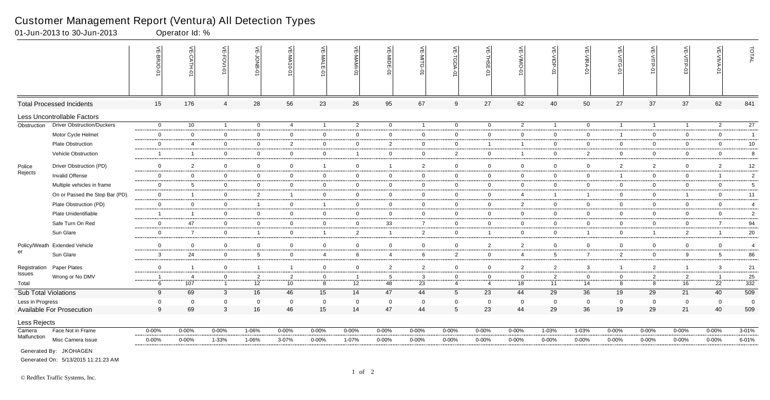# Customer Management Report (Ventura) All Detection Types

01-Jun-2013 to 30-Jun-2013 Operator Id: %

| | | VE-BRJO-01 | VE-CATH-01 | VE-FOVI-01 | VE-JONB-01 | VE-MA10-01 | VE-MALE-01 | VE-MAMI-01 | VE-MIDE-01 | VE-MITG-01 | VE-TGDA-01 | VE-THSE-01 | VE-VIMO-01 | VE-VIOP-01 | VE-VIRA-01 | VE-VITG-01 | VE-VITP-01 | VE-VITP-03 | VE-VIVA-01 | TOTAL |
|---|---|---|---|---|---|---|---|---|---|---|---|---|---|---|---|---|---|---|---|---|
| Total Processed Incidents | | 15 | 176 | 4 | 28 | 56 | 23 | 26 | 95 | 67 | 9 | 27 | 62 | 40 | 50 | 27 | 37 | 37 | 62 | 841 |
| Less Uncontrollable Factors | | | | | | | | | | | | | | | | | | | | |
| Obstruction | Driver Obstruction/Duckers | 0 | 10 | 1 | 0 | 4 | 1 | 2 | 0 | 1 | 0 | 0 | 2 | 1 | 0 | 1 | 1 | 1 | 2 | 27 |
| | Motor Cycle Helmet | 0 | 0 | 0 | 0 | 0 | 0 | 0 | 0 | 0 | 0 | 0 | 0 | 0 | 0 | 1 | 0 | 0 | 0 | 1 |
| | Plate Obstruction | 0 | 4 | 0 | 0 | 2 | 0 | 0 | 2 | 0 | 0 | 1 | 1 | 0 | 0 | 0 | 0 | 0 | 0 | 10 |
| | Vehicle Obstruction | 1 | 1 | 0 | 0 | 0 | 0 | 1 | 0 | 0 | 2 | 0 | 1 | 0 | 2 | 0 | 0 | 0 | 0 | 8 |
| Police Rejects | Driver Obstruction (PD) | 0 | 2 | 0 | 0 | 0 | 1 | 0 | 1 | 2 | 0 | 0 | 0 | 0 | 0 | 2 | 2 | 0 | 2 | 12 |
| | Invalid Offense | 0 | 0 | 0 | 0 | 0 | 0 | 0 | 0 | 0 | 0 | 0 | 0 | 0 | 0 | 1 | 0 | 0 | 1 | 2 |
| | Multiple vehicles in frame | 0 | 5 | 0 | 0 | 0 | 0 | 0 | 0 | 0 | 0 | 0 | 0 | 0 | 0 | 0 | 0 | 0 | 0 | 5 |
| | On or Passed the Stop Bar (PD). | 0 | 1 | 0 | 2 | 1 | 0 | 0 | 0 | 0 | 0 | 0 | 4 | 1 | 1 | 0 | 0 | 1 | 0 | 11 |
| | Plate Obstruction (PD) | 0 | 0 | 0 | 1 | 0 | 1 | 0 | 0 | 0 | 0 | 0 | 2 | 0 | 0 | 0 | 0 | 0 | 0 | 4 |
| | Plate Unidentifiable | 1 | 1 | 0 | 0 | 0 | 0 | 0 | 0 | 0 | 0 | 0 | 0 | 0 | 0 | 0 | 0 | 0 | 0 | 2 |
| | Safe Turn On Red | 0 | 47 | 0 | 0 | 0 | 0 | 0 | 33 | 7 | 0 | 0 | 0 | 0 | 0 | 0 | 0 | 0 | 7 | 94 |
| | Sun Glare | 0 | 7 | 0 | 1 | 0 | 1 | 2 | 1 | 2 | 0 | 1 | 0 | 0 | 1 | 0 | 1 | 2 | 1 | 20 |
| Policy/Weather | Extended Vehicle | 0 | 0 | 0 | 0 | 0 | 0 | 0 | 0 | 0 | 0 | 2 | 2 | 0 | 0 | 0 | 0 | 0 | 0 | 4 |
| | Sun Glare | 3 | 24 | 0 | 5 | 0 | 4 | 6 | 4 | 6 | 2 | 0 | 4 | 5 | 7 | 2 | 0 | 9 | 5 | 86 |
| Registration Issues | Paper Plates | 0 | 1 | 0 | 1 | 1 | 0 | 0 | 2 | 2 | 0 | 0 | 2 | 2 | 3 | 1 | 2 | 1 | 3 | 21 |
| | Wrong or No DMV | 1 | 4 | 0 | 2 | 2 | 0 | 1 | 5 | 3 | 0 | 0 | 0 | 2 | 0 | 0 | 2 | 2 | 1 | 25 |
| Total | | 6 | 107 | 1 | 12 | 10 | 8 | 12 | 48 | 23 | 4 | 4 | 18 | 11 | 14 | 8 | 8 | 16 | 22 | 332 |
| Sub Total Violations | | 9 | 69 | 3 | 16 | 46 | 15 | 14 | 47 | 44 | 5 | 23 | 44 | 29 | 36 | 19 | 29 | 21 | 40 | 509 |
| Less in Progress | | 0 | 0 | 0 | 0 | 0 | 0 | 0 | 0 | 0 | 0 | 0 | 0 | 0 | 0 | 0 | 0 | 0 | 0 | 0 |
| Available For Prosecution | | 9 | 69 | 3 | 16 | 46 | 15 | 14 | 47 | 44 | 5 | 23 | 44 | 29 | 36 | 19 | 29 | 21 | 40 | 509 |
| Less Rejects | | | | | | | | | | | | | | | | | | | | |
| Camera Malfunction | Face Not in Frame | 0-00% | 0-00% | 0-00% | 1-06% | 0-00% | 0-00% | 0-00% | 0-00% | 0-00% | 0-00% | 0-00% | 0-00% | 1-03% | 1-03% | 0-00% | 0-00% | 0-00% | 0-00% | 3-01% |
| | Misc Camera Issue | 0-00% | 0-00% | 1-33% | 1-06% | 3-07% | 0-00% | 1-07% | 0-00% | 0-00% | 0-00% | 0-00% | 0-00% | 0-00% | 0-00% | 0-00% | 0-00% | 0-00% | 0-00% | 6-01% |

Generated By: JKOHAGEN

Generated On: 5/13/2015 11:21:23 AM

© Redflex Traffic Systems, Inc.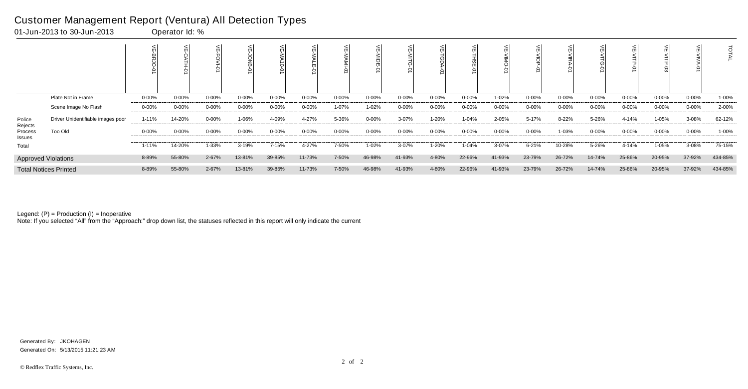# Customer Management Report (Ventura) All Detection Types

01-Jun-2013 to 30-Jun-2013 Operator Id: %

| | | VE-BRJO-01 | VE-CATH-01 | VE-FOVI-01 | VE-JONB-01 | VE-MA10-01 | VE-MALE-01 | VE-MAMI-01 | VE-MIDE-01 | VE-MITG-01 | VE-TGDA-01 | VE-THSE-01 | VE-VIMO-01 | VE-VIOP-01 | VE-VIRA-01 | VE-VITG-01 | VE-VITP-01 | VE-VITP-03 | VE-VIVA-01 | TOTAL |
|---|---|---|---|---|---|---|---|---|---|---|---|---|---|---|---|---|---|---|---|---|
| Police Rejects Process Issues | Plate Not in Frame | 0-00% | 0-00% | 0-00% | 0-00% | 0-00% | 0-00% | 0-00% | 0-00% | 0-00% | 0-00% | 0-00% | 1-02% | 0-00% | 0-00% | 0-00% | 0-00% | 0-00% | 0-00% | 1-00% |
| | Scene Image No Flash | 0-00% | 0-00% | 0-00% | 0-00% | 0-00% | 0-00% | 1-07% | 1-02% | 0-00% | 0-00% | 0-00% | 0-00% | 0-00% | 0-00% | 0-00% | 0-00% | 0-00% | 0-00% | 2-00% |
| | Driver Unidentifiable images poor | 1-11% | 14-20% | 0-00% | 1-06% | 4-09% | 4-27% | 5-36% | 0-00% | 3-07% | 1-20% | 1-04% | 2-05% | 5-17% | 8-22% | 5-26% | 4-14% | 1-05% | 3-08% | 62-12% |
| | Too Old | 0-00% | 0-00% | 0-00% | 0-00% | 0-00% | 0-00% | 0-00% | 0-00% | 0-00% | 0-00% | 0-00% | 0-00% | 0-00% | 1-03% | 0-00% | 0-00% | 0-00% | 0-00% | 1-00% |
| | Total | 1-11% | 14-20% | 1-33% | 3-19% | 7-15% | 4-27% | 7-50% | 1-02% | 3-07% | 1-20% | 1-04% | 3-07% | 6-21% | 10-28% | 5-26% | 4-14% | 1-05% | 3-08% | 75-15% |
| Approved Violations | | 8-89% | 55-80% | 2-67% | 13-81% | 39-85% | 11-73% | 7-50% | 46-98% | 41-93% | 4-80% | 22-96% | 41-93% | 23-79% | 26-72% | 14-74% | 25-86% | 20-95% | 37-92% | 434-85% |
| Total Notices Printed | | 8-89% | 55-80% | 2-67% | 13-81% | 39-85% | 11-73% | 7-50% | 46-98% | 41-93% | 4-80% | 22-96% | 41-93% | 23-79% | 26-72% | 14-74% | 25-86% | 20-95% | 37-92% | 434-85% |

Legend: (P) = Production (I) = Inoperative

Note: If you selected "All" from the "Approach:" drop down list, the statuses reflected in this report will only indicate the current

Generated By: JKOHAGEN

Generated On: 5/13/2015 11:21:23 AM

© Redflex Traffic Systems, Inc.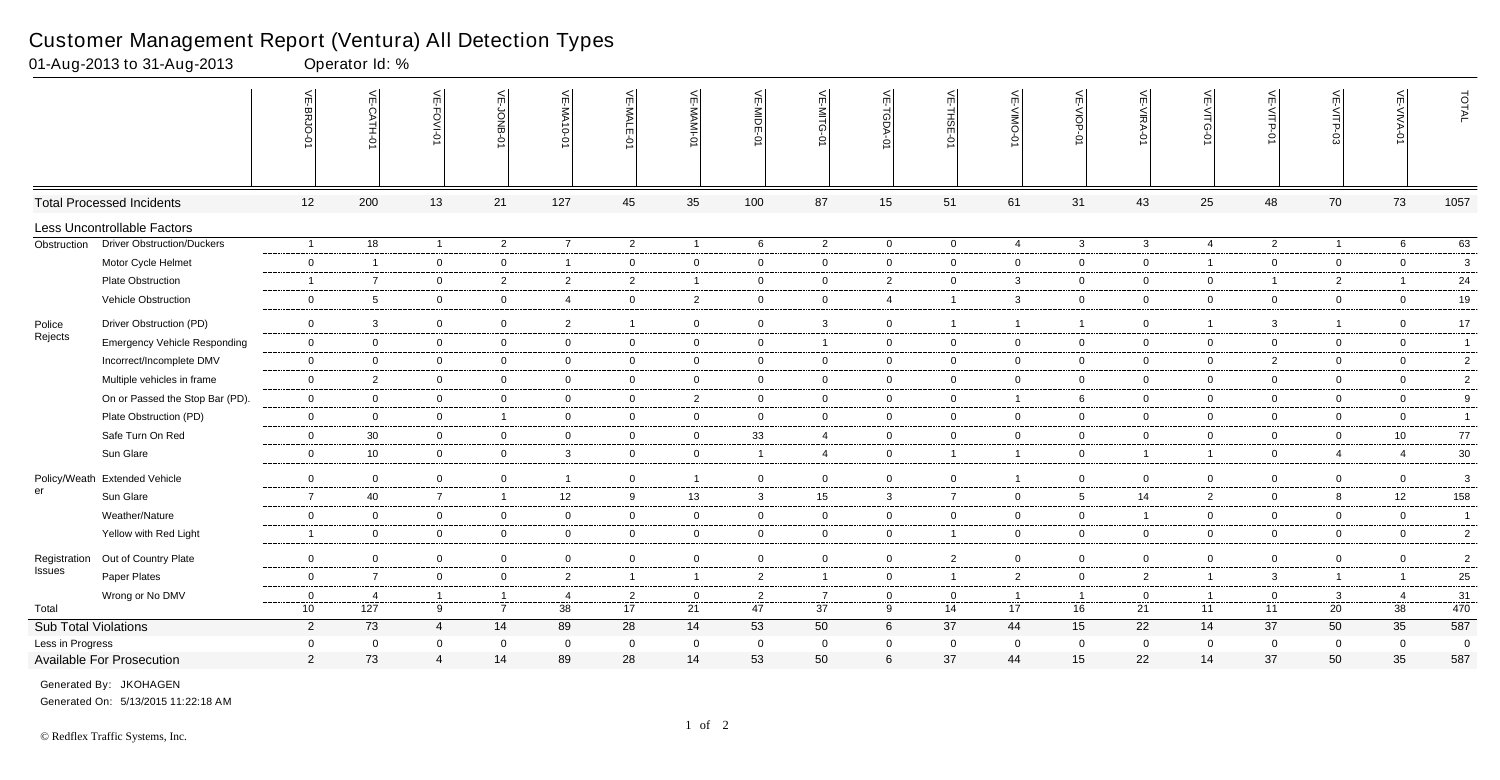# Customer Management Report (Ventura) All Detection Types

01-Aug-2013 to 31-Aug-2013 Operator Id: %

| | | VE-BRJO-01 | VE-CATH-01 | VE-FOVI-01 | VE-JONB-01 | VE-MA10-01 | VE-MALE-01 | VE-MAMI-01 | VE-MIDE-01 | VE-MITG-01 | VE-TGDA-01 | VE-THSE-01 | VE-VIMO-01 | VE-VIOP-01 | VE-VIRA-01 | VE-VITG-01 | VE-VITP-01 | VE-VITP-03 | VE-VIVA-01 | TOTAL |
|---|---|---|---|---|---|---|---|---|---|---|---|---|---|---|---|---|---|---|---|---|
| Total Processed Incidents | | 12 | 200 | 13 | 21 | 127 | 45 | 35 | 100 | 87 | 15 | 51 | 61 | 31 | 43 | 25 | 48 | 70 | 73 | 1057 |
| Less Uncontrollable Factors | | | | | | | | | | | | | | | | | | | | |
| Obstruction | Driver Obstruction/Duckers | 1 | 18 | 1 | 2 | 7 | 2 | 1 | 6 | 2 | 0 | 0 | 4 | 3 | 3 | 4 | 2 | 1 | 6 | 63 |
| | Motor Cycle Helmet | 0 | 1 | 0 | 0 | 1 | 0 | 0 | 0 | 0 | 0 | 0 | 0 | 0 | 0 | 1 | 0 | 0 | 0 | 3 |
| | Plate Obstruction | 1 | 7 | 0 | 2 | 2 | 2 | 1 | 0 | 0 | 2 | 0 | 3 | 0 | 0 | 0 | 1 | 2 | 1 | 24 |
| | Vehicle Obstruction | 0 | 5 | 0 | 0 | 4 | 0 | 2 | 0 | 0 | 4 | 1 | 3 | 0 | 0 | 0 | 0 | 0 | 0 | 19 |
| Police Rejects | Driver Obstruction (PD) | 0 | 3 | 0 | 0 | 2 | 1 | 0 | 0 | 3 | 0 | 1 | 1 | 1 | 0 | 1 | 3 | 1 | 0 | 17 |
| | Emergency Vehicle Responding | 0 | 0 | 0 | 0 | 0 | 0 | 0 | 0 | 1 | 0 | 0 | 0 | 0 | 0 | 0 | 0 | 0 | 0 | 1 |
| | Incorrect/Incomplete DMV | 0 | 0 | 0 | 0 | 0 | 0 | 0 | 0 | 0 | 0 | 0 | 0 | 0 | 0 | 0 | 2 | 0 | 0 | 2 |
| | Multiple vehicles in frame | 0 | 2 | 0 | 0 | 0 | 0 | 0 | 0 | 0 | 0 | 0 | 0 | 0 | 0 | 0 | 0 | 0 | 0 | 2 |
| | On or Passed the Stop Bar (PD). | 0 | 0 | 0 | 0 | 0 | 0 | 2 | 0 | 0 | 0 | 0 | 1 | 6 | 0 | 0 | 0 | 0 | 0 | 9 |
| | Plate Obstruction (PD) | 0 | 0 | 0 | 1 | 0 | 0 | 0 | 0 | 0 | 0 | 0 | 0 | 0 | 0 | 0 | 0 | 0 | 0 | 1 |
| | Safe Turn On Red | 0 | 30 | 0 | 0 | 0 | 0 | 0 | 33 | 4 | 0 | 0 | 0 | 0 | 0 | 0 | 0 | 0 | 10 | 77 |
| | Sun Glare | 0 | 10 | 0 | 0 | 3 | 0 | 0 | 1 | 4 | 0 | 1 | 1 | 0 | 1 | 1 | 0 | 4 | 4 | 30 |
| Policy/Weather | Extended Vehicle | 0 | 0 | 0 | 0 | 1 | 0 | 1 | 0 | 0 | 0 | 0 | 1 | 0 | 0 | 0 | 0 | 0 | 0 | 3 |
| | Sun Glare | 7 | 40 | 7 | 1 | 12 | 9 | 13 | 3 | 15 | 3 | 7 | 0 | 5 | 14 | 2 | 0 | 8 | 12 | 158 |
| | Weather/Nature | 0 | 0 | 0 | 0 | 0 | 0 | 0 | 0 | 0 | 0 | 0 | 0 | 0 | 1 | 0 | 0 | 0 | 0 | 1 |
| | Yellow with Red Light | 1 | 0 | 0 | 0 | 0 | 0 | 0 | 0 | 0 | 0 | 1 | 0 | 0 | 0 | 0 | 0 | 0 | 0 | 2 |
| Registration Issues | Out of Country Plate | 0 | 0 | 0 | 0 | 0 | 0 | 0 | 0 | 0 | 0 | 2 | 0 | 0 | 0 | 0 | 0 | 0 | 0 | 2 |
| | Paper Plates | 0 | 7 | 0 | 0 | 2 | 1 | 1 | 2 | 1 | 0 | 1 | 2 | 0 | 2 | 1 | 3 | 1 | 1 | 25 |
| | Wrong or No DMV | 0 | 4 | 1 | 1 | 4 | 2 | 0 | 2 | 7 | 0 | 0 | 1 | 1 | 0 | 1 | 0 | 3 | 4 | 31 |
| Total | | 10 | 127 | 9 | 7 | 38 | 17 | 21 | 47 | 37 | 9 | 14 | 17 | 16 | 21 | 11 | 11 | 20 | 38 | 470 |
| Sub Total Violations | | 2 | 73 | 4 | 14 | 89 | 28 | 14 | 53 | 50 | 6 | 37 | 44 | 15 | 22 | 14 | 37 | 50 | 35 | 587 |
| Less in Progress | | 0 | 0 | 0 | 0 | 0 | 0 | 0 | 0 | 0 | 0 | 0 | 0 | 0 | 0 | 0 | 0 | 0 | 0 | 0 |
| Available For Prosecution | | 2 | 73 | 4 | 14 | 89 | 28 | 14 | 53 | 50 | 6 | 37 | 44 | 15 | 22 | 14 | 37 | 50 | 35 | 587 |

Generated By: JKOHAGEN

Generated On: 5/13/2015 11:22:18 AM

© Redflex Traffic Systems, Inc.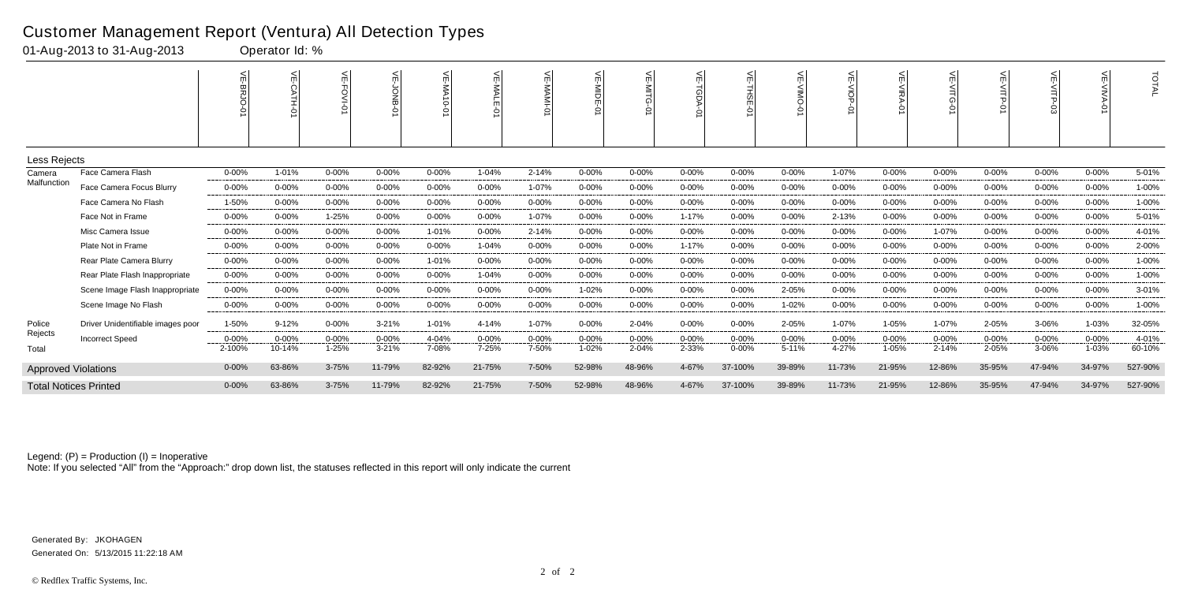# Customer Management Report (Ventura) All Detection Types

01-Aug-2013 to 31-Aug-2013 Operator Id: %

| | | VE-BRJO-01 | VE-CATH-01 | VE-FOVI-01 | VE-JONB-01 | VE-MA10-01 | VE-MALE-01 | VE-MAMI-01 | VE-MIDE-01 | VE-MITG-01 | VE-TGDA-01 | VE-THSE-01 | VE-VIMO-01 | VE-VIOP-01 | VE-VIRA-01 | VE-VITG-01 | VE-VITP-01 | VE-VITP-03 | VE-VIVA-01 | TOTAL |
|---|---|---|---|---|---|---|---|---|---|---|---|---|---|---|---|---|---|---|---|---|
| **Less Rejects** | | | | | | | | | | | | | | | | | | | | |
| Camera Malfunction | Face Camera Flash | 0-00% | 1-01% | 0-00% | 0-00% | 0-00% | 1-04% | 2-14% | 0-00% | 0-00% | 0-00% | 0-00% | 0-00% | 1-07% | 0-00% | 0-00% | 0-00% | 0-00% | 0-00% | 5-01% |
| | Face Camera Focus Blurry | 0-00% | 0-00% | 0-00% | 0-00% | 0-00% | 0-00% | 1-07% | 0-00% | 0-00% | 0-00% | 0-00% | 0-00% | 0-00% | 0-00% | 0-00% | 0-00% | 0-00% | 0-00% | 1-00% |
| | Face Camera No Flash | 1-50% | 0-00% | 0-00% | 0-00% | 0-00% | 0-00% | 0-00% | 0-00% | 0-00% | 0-00% | 0-00% | 0-00% | 0-00% | 0-00% | 0-00% | 0-00% | 0-00% | 0-00% | 1-00% |
| | Face Not in Frame | 0-00% | 0-00% | 1-25% | 0-00% | 0-00% | 0-00% | 1-07% | 0-00% | 0-00% | 1-17% | 0-00% | 0-00% | 2-13% | 0-00% | 0-00% | 0-00% | 0-00% | 0-00% | 5-01% |
| | Misc Camera Issue | 0-00% | 0-00% | 0-00% | 0-00% | 1-01% | 0-00% | 2-14% | 0-00% | 0-00% | 0-00% | 0-00% | 0-00% | 0-00% | 0-00% | 1-07% | 0-00% | 0-00% | 0-00% | 4-01% |
| | Plate Not in Frame | 0-00% | 0-00% | 0-00% | 0-00% | 0-00% | 1-04% | 0-00% | 0-00% | 0-00% | 1-17% | 0-00% | 0-00% | 0-00% | 0-00% | 0-00% | 0-00% | 0-00% | 0-00% | 2-00% |
| | Rear Plate Camera Blurry | 0-00% | 0-00% | 0-00% | 0-00% | 1-01% | 0-00% | 0-00% | 0-00% | 0-00% | 0-00% | 0-00% | 0-00% | 0-00% | 0-00% | 0-00% | 0-00% | 0-00% | 0-00% | 1-00% |
| | Rear Plate Flash Inappropriate | 0-00% | 0-00% | 0-00% | 0-00% | 0-00% | 1-04% | 0-00% | 0-00% | 0-00% | 0-00% | 0-00% | 0-00% | 0-00% | 0-00% | 0-00% | 0-00% | 0-00% | 0-00% | 1-00% |
| | Scene Image Flash Inappropriate | 0-00% | 0-00% | 0-00% | 0-00% | 0-00% | 0-00% | 0-00% | 1-02% | 0-00% | 0-00% | 0-00% | 2-05% | 0-00% | 0-00% | 0-00% | 0-00% | 0-00% | 0-00% | 3-01% |
| | Scene Image No Flash | 0-00% | 0-00% | 0-00% | 0-00% | 0-00% | 0-00% | 0-00% | 0-00% | 0-00% | 0-00% | 0-00% | 1-02% | 0-00% | 0-00% | 0-00% | 0-00% | 0-00% | 0-00% | 1-00% |
| Police Rejects | Driver Unidentifiable images poor | 1-50% | 9-12% | 0-00% | 3-21% | 1-01% | 4-14% | 1-07% | 0-00% | 2-04% | 0-00% | 0-00% | 2-05% | 1-07% | 1-05% | 1-07% | 2-05% | 3-06% | 1-03% | 32-05% |
| | Incorrect Speed | 0-00% | 0-00% | 0-00% | 0-00% | 4-04% | 0-00% | 0-00% | 0-00% | 0-00% | 0-00% | 0-00% | 0-00% | 0-00% | 0-00% | 0-00% | 0-00% | 0-00% | 0-00% | 4-01% |
| Total | | 2-100% | 10-14% | 1-25% | 3-21% | 7-08% | 7-25% | 7-50% | 1-02% | 2-04% | 2-33% | 0-00% | 5-11% | 4-27% | 1-05% | 2-14% | 2-05% | 3-06% | 1-03% | 60-10% |
| **Approved Violations** | | 0-00% | 63-86% | 3-75% | 11-79% | 82-92% | 21-75% | 7-50% | 52-98% | 48-96% | 4-67% | 37-100% | 39-89% | 11-73% | 21-95% | 12-86% | 35-95% | 47-94% | 34-97% | 527-90% |
| **Total Notices Printed** | | 0-00% | 63-86% | 3-75% | 11-79% | 82-92% | 21-75% | 7-50% | 52-98% | 48-96% | 4-67% | 37-100% | 39-89% | 11-73% | 21-95% | 12-86% | 35-95% | 47-94% | 34-97% | 527-90% |

Legend: (P) = Production (I) = Inoperative

Note: If you selected "All" from the "Approach:" drop down list, the statuses reflected in this report will only indicate the current

Generated By: JKOHAGEN

Generated On: 5/13/2015 11:22:18 AM

© Redflex Traffic Systems, Inc.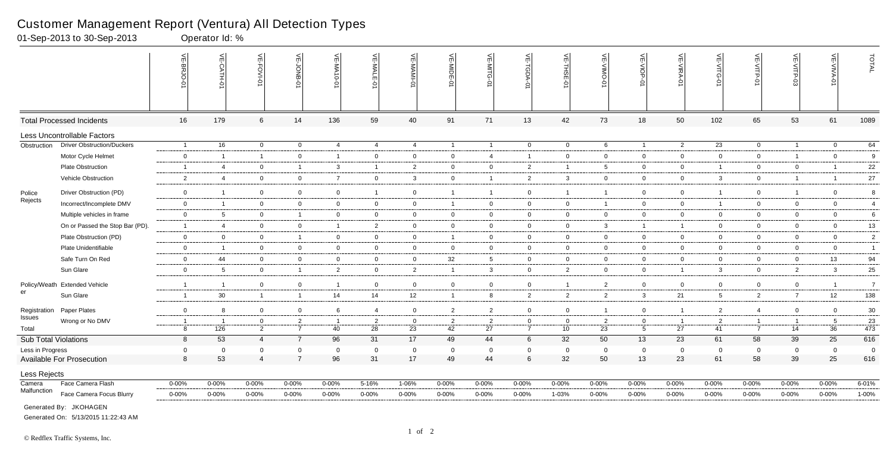# Customer Management Report (Ventura) All Detection Types

01-Sep-2013 to 30-Sep-2013 Operator Id: %

| | | VE-BRJO-01 | VE-CATH-01 | VE-FOVI-01 | VE-JOMB-01 | VE-MA10-01 | VE-MALE-01 | VE-MAMI-01 | VE-MIDE-01 | VE-MITG-01 | VE-TGDA-01 | VE-THSE-01 | VE-VIMO-01 | VE-VIOP-01 | VE-VIRA-01 | VE-VITG-01 | VE-VITP-01 | VE-VITP-03 | VE-VIVA-01 | TOTAL |
|---|---|---|---|---|---|---|---|---|---|---|---|---|---|---|---|---|---|---|---|---|
| Total Processed Incidents | | 16 | 179 | 6 | 14 | 136 | 59 | 40 | 91 | 71 | 13 | 42 | 73 | 18 | 50 | 102 | 65 | 53 | 61 | 1089 |
| Less Uncontrollable Factors | | | | | | | | | | | | | | | | | | | | |
| Obstruction | Driver Obstruction/Duckers | 1 | 16 | 0 | 0 | 4 | 4 | 4 | 1 | 1 | 0 | 0 | 6 | 1 | 2 | 23 | 0 | 1 | 0 | 64 |
| | Motor Cycle Helmet | 0 | 1 | 1 | 0 | 1 | 0 | 0 | 0 | 4 | 1 | 0 | 0 | 0 | 0 | 0 | 0 | 1 | 0 | 9 |
| | Plate Obstruction | 1 | 4 | 0 | 1 | 3 | 1 | 2 | 0 | 0 | 2 | 1 | 5 | 0 | 0 | 1 | 0 | 0 | 1 | 22 |
| | Vehicle Obstruction | 2 | 4 | 0 | 0 | 7 | 0 | 3 | 0 | 1 | 2 | 3 | 0 | 0 | 0 | 3 | 0 | 1 | 1 | 27 |
| Police Rejects | Driver Obstruction (PD) | 0 | 1 | 0 | 0 | 0 | 1 | 0 | 1 | 1 | 0 | 1 | 1 | 0 | 0 | 1 | 0 | 1 | 0 | 8 |
| | Incorrect/Incomplete DMV | 0 | 1 | 0 | 0 | 0 | 0 | 0 | 1 | 0 | 0 | 0 | 1 | 0 | 0 | 1 | 0 | 0 | 0 | 4 |
| | Multiple vehicles in frame | 0 | 5 | 0 | 1 | 0 | 0 | 0 | 0 | 0 | 0 | 0 | 0 | 0 | 0 | 0 | 0 | 0 | 0 | 6 |
| | On or Passed the Stop Bar (PD). | 1 | 4 | 0 | 0 | 1 | 2 | 0 | 0 | 0 | 0 | 0 | 3 | 1 | 1 | 0 | 0 | 0 | 0 | 13 |
| | Plate Obstruction (PD) | 0 | 0 | 0 | 1 | 0 | 0 | 0 | 1 | 0 | 0 | 0 | 0 | 0 | 0 | 0 | 0 | 0 | 0 | 2 |
| | Plate Unidentifiable | 0 | 1 | 0 | 0 | 0 | 0 | 0 | 0 | 0 | 0 | 0 | 0 | 0 | 0 | 0 | 0 | 0 | 0 | 1 |
| | Safe Turn On Red | 0 | 44 | 0 | 0 | 0 | 0 | 0 | 32 | 5 | 0 | 0 | 0 | 0 | 0 | 0 | 0 | 0 | 13 | 94 |
| | Sun Glare | 0 | 5 | 0 | 1 | 2 | 0 | 2 | 1 | 3 | 0 | 2 | 0 | 0 | 1 | 3 | 0 | 2 | 3 | 25 |
| Policy/Weather | Extended Vehicle | 1 | 1 | 0 | 0 | 1 | 0 | 0 | 0 | 0 | 0 | 1 | 2 | 0 | 0 | 0 | 0 | 0 | 1 | 7 |
| | Sun Glare | 1 | 30 | 1 | 1 | 14 | 14 | 12 | 1 | 8 | 2 | 2 | 2 | 3 | 21 | 5 | 2 | 7 | 12 | 138 |
| Registration Issues | Paper Plates | 0 | 8 | 0 | 0 | 6 | 4 | 0 | 2 | 2 | 0 | 0 | 1 | 0 | 1 | 2 | 4 | 0 | 0 | 30 |
| | Wrong or No DMV | 1 | 1 | 0 | 2 | 1 | 2 | 0 | 2 | 2 | 0 | 0 | 2 | 0 | 1 | 2 | 1 | 1 | 5 | 23 |
| Total | | 8 | 126 | 2 | 7 | 40 | 28 | 23 | 42 | 27 | 7 | 10 | 23 | 5 | 27 | 41 | 7 | 14 | 36 | 473 |
| Sub Total Violations | | 8 | 53 | 4 | 7 | 96 | 31 | 17 | 49 | 44 | 6 | 32 | 50 | 13 | 23 | 61 | 58 | 39 | 25 | 616 |
| Less in Progress | | 0 | 0 | 0 | 0 | 0 | 0 | 0 | 0 | 0 | 0 | 0 | 0 | 0 | 0 | 0 | 0 | 0 | 0 | 0 |
| Available For Prosecution | | 8 | 53 | 4 | 7 | 96 | 31 | 17 | 49 | 44 | 6 | 32 | 50 | 13 | 23 | 61 | 58 | 39 | 25 | 616 |
| Less Rejects | | | | | | | | | | | | | | | | | | | | |
| Camera Malfunction | Face Camera Flash | 0-00% | 0-00% | 0-00% | 0-00% | 0-00% | 5-16% | 1-06% | 0-00% | 0-00% | 0-00% | 0-00% | 0-00% | 0-00% | 0-00% | 0-00% | 0-00% | 0-00% | 0-00% | 6-01% |
| | Face Camera Focus Blurry | 0-00% | 0-00% | 0-00% | 0-00% | 0-00% | 0-00% | 0-00% | 0-00% | 0-00% | 0-00% | 1-03% | 0-00% | 0-00% | 0-00% | 0-00% | 0-00% | 0-00% | 0-00% | 1-00% |

Generated By: JKOHAGEN

Generated On: 5/13/2015 11:22:43 AM

© Redflex Traffic Systems, Inc.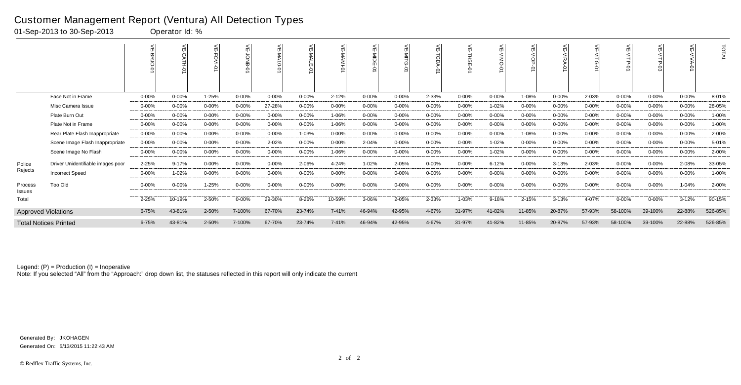# Customer Management Report (Ventura) All Detection Types

01-Sep-2013 to 30-Sep-2013 Operator Id: %

| | | VE-BRJO-01 | VE-CATH-01 | VE-FOVI-01 | VE-JONB-01 | VE-MA10-01 | VE-MALE-01 | VE-MAMI-01 | VE-MIDE-01 | VE-MITG-01 | VE-TGDA-01 | VE-THSE-01 | VE-VIMO-01 | VE-VIOP-01 | VE-VIRA-01 | VE-VITG-01 | VE-VITP-01 | VE-VITP-03 | VE-VIVA-01 | TOTAL |
|---|---|---|---|---|---|---|---|---|---|---|---|---|---|---|---|---|---|---|---|---|
| | Face Not in Frame | 0-00% | 0-00% | 1-25% | 0-00% | 0-00% | 0-00% | 2-12% | 0-00% | 0-00% | 2-33% | 0-00% | 0-00% | 1-08% | 0-00% | 2-03% | 0-00% | 0-00% | 0-00% | 8-01% |
| | Misc Camera Issue | 0-00% | 0-00% | 0-00% | 0-00% | 27-28% | 0-00% | 0-00% | 0-00% | 0-00% | 0-00% | 0-00% | 1-02% | 0-00% | 0-00% | 0-00% | 0-00% | 0-00% | 0-00% | 28-05% |
| | Plate Burn Out | 0-00% | 0-00% | 0-00% | 0-00% | 0-00% | 0-00% | 1-06% | 0-00% | 0-00% | 0-00% | 0-00% | 0-00% | 0-00% | 0-00% | 0-00% | 0-00% | 0-00% | 0-00% | 1-00% |
| | Plate Not in Frame | 0-00% | 0-00% | 0-00% | 0-00% | 0-00% | 0-00% | 1-06% | 0-00% | 0-00% | 0-00% | 0-00% | 0-00% | 0-00% | 0-00% | 0-00% | 0-00% | 0-00% | 0-00% | 1-00% |
| | Rear Plate Flash Inappropriate | 0-00% | 0-00% | 0-00% | 0-00% | 0-00% | 1-03% | 0-00% | 0-00% | 0-00% | 0-00% | 0-00% | 0-00% | 1-08% | 0-00% | 0-00% | 0-00% | 0-00% | 0-00% | 2-00% |
| | Scene Image Flash Inappropriate | 0-00% | 0-00% | 0-00% | 0-00% | 2-02% | 0-00% | 0-00% | 2-04% | 0-00% | 0-00% | 0-00% | 1-02% | 0-00% | 0-00% | 0-00% | 0-00% | 0-00% | 0-00% | 5-01% |
| | Scene Image No Flash | 0-00% | 0-00% | 0-00% | 0-00% | 0-00% | 0-00% | 1-06% | 0-00% | 0-00% | 0-00% | 0-00% | 1-02% | 0-00% | 0-00% | 0-00% | 0-00% | 0-00% | 0-00% | 2-00% |
| Police Rejects | Driver Unidentifiable images poor | 2-25% | 9-17% | 0-00% | 0-00% | 0-00% | 2-06% | 4-24% | 1-02% | 2-05% | 0-00% | 0-00% | 6-12% | 0-00% | 3-13% | 2-03% | 0-00% | 0-00% | 2-08% | 33-05% |
| | Incorrect Speed | 0-00% | 1-02% | 0-00% | 0-00% | 0-00% | 0-00% | 0-00% | 0-00% | 0-00% | 0-00% | 0-00% | 0-00% | 0-00% | 0-00% | 0-00% | 0-00% | 0-00% | 0-00% | 1-00% |
| Process Issues | Too Old | 0-00% | 0-00% | 1-25% | 0-00% | 0-00% | 0-00% | 0-00% | 0-00% | 0-00% | 0-00% | 0-00% | 0-00% | 0-00% | 0-00% | 0-00% | 0-00% | 0-00% | 1-04% | 2-00% |
| Total | | 2-25% | 10-19% | 2-50% | 0-00% | 29-30% | 8-26% | 10-59% | 3-06% | 2-05% | 2-33% | 1-03% | 9-18% | 2-15% | 3-13% | 4-07% | 0-00% | 0-00% | 3-12% | 90-15% |
| Approved Violations | | 6-75% | 43-81% | 2-50% | 7-100% | 67-70% | 23-74% | 7-41% | 46-94% | 42-95% | 4-67% | 31-97% | 41-82% | 11-85% | 20-87% | 57-93% | 58-100% | 39-100% | 22-88% | 526-85% |
| Total Notices Printed | | 6-75% | 43-81% | 2-50% | 7-100% | 67-70% | 23-74% | 7-41% | 46-94% | 42-95% | 4-67% | 31-97% | 41-82% | 11-85% | 20-87% | 57-93% | 58-100% | 39-100% | 22-88% | 526-85% |

Legend: (P) = Production (I) = Inoperative

Note: If you selected "All" from the "Approach:" drop down list, the statuses reflected in this report will only indicate the current

Generated By: JKOHAGEN

Generated On: 5/13/2015 11:22:43 AM

© Redflex Traffic Systems, Inc.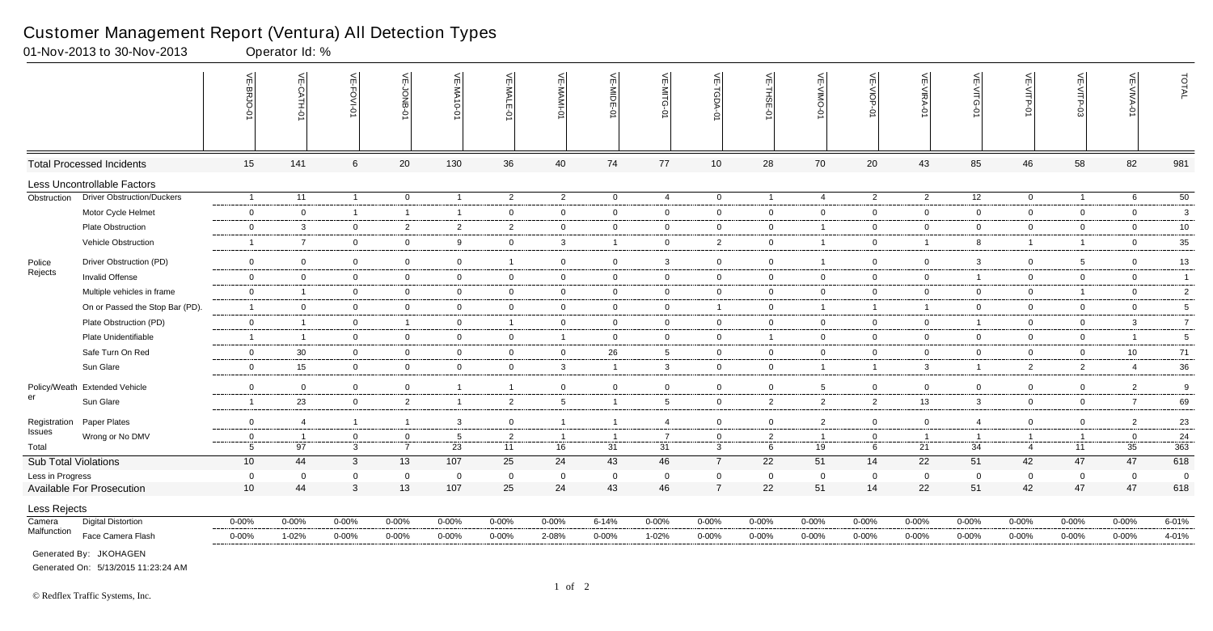# Customer Management Report (Ventura) All Detection Types

01-Nov-2013 to 30-Nov-2013 Operator Id: %

| | | VE-BRJO-01 | VE-CATH-01 | VE-FOVI-01 | VE-JONB-01 | VE-MA10-01 | VE-MALE-01 | VE-MAMI-01 | VE-MIDE-01 | VE-MITG-01 | VE-TGDA-01 | VE-THSE-01 | VE-VIMO-01 | VE-VIOP-01 | VE-VIRA-01 | VE-VITG-01 | VE-VITP-01 | VE-VITP-03 | VE-VIVA-01 | TOTAL |
|---|---|---|---|---|---|---|---|---|---|---|---|---|---|---|---|---|---|---|---|---|
| Total Processed Incidents | | 15 | 141 | 6 | 20 | 130 | 36 | 40 | 74 | 77 | 10 | 28 | 70 | 20 | 43 | 85 | 46 | 58 | 82 | 981 |
| Less Uncontrollable Factors | | | | | | | | | | | | | | | | | | | | |
| Obstruction | Driver Obstruction/Duckers | 1 | 11 | 1 | 0 | 1 | 2 | 2 | 0 | 4 | 0 | 1 | 4 | 2 | 2 | 12 | 0 | 1 | 6 | 50 |
| | Motor Cycle Helmet | 0 | 0 | 1 | 1 | 1 | 0 | 0 | 0 | 0 | 0 | 0 | 0 | 0 | 0 | 0 | 0 | 0 | 0 | 3 |
| | Plate Obstruction | 0 | 3 | 0 | 2 | 2 | 2 | 0 | 0 | 0 | 0 | 0 | 1 | 0 | 0 | 0 | 0 | 0 | 0 | 10 |
| | Vehicle Obstruction | 1 | 7 | 0 | 0 | 9 | 0 | 3 | 1 | 0 | 2 | 0 | 1 | 0 | 1 | 8 | 1 | 1 | 0 | 35 |
| Police Rejects | Driver Obstruction (PD) | 0 | 0 | 0 | 0 | 0 | 1 | 0 | 0 | 3 | 0 | 0 | 1 | 0 | 0 | 3 | 0 | 5 | 0 | 13 |
| | Invalid Offense | 0 | 0 | 0 | 0 | 0 | 0 | 0 | 0 | 0 | 0 | 0 | 0 | 0 | 0 | 1 | 0 | 0 | 0 | 1 |
| | Multiple vehicles in frame | 0 | 1 | 0 | 0 | 0 | 0 | 0 | 0 | 0 | 0 | 0 | 0 | 0 | 0 | 0 | 0 | 1 | 0 | 2 |
| | On or Passed the Stop Bar (PD). | 1 | 0 | 0 | 0 | 0 | 0 | 0 | 0 | 0 | 1 | 0 | 1 | 1 | 1 | 0 | 0 | 0 | 0 | 5 |
| | Plate Obstruction (PD) | 0 | 1 | 0 | 1 | 0 | 1 | 0 | 0 | 0 | 0 | 0 | 0 | 0 | 0 | 1 | 0 | 0 | 3 | 7 |
| | Plate Unidentifiable | 1 | 1 | 0 | 0 | 0 | 0 | 1 | 0 | 0 | 0 | 1 | 0 | 0 | 0 | 0 | 0 | 0 | 1 | 5 |
| | Safe Turn On Red | 0 | 30 | 0 | 0 | 0 | 0 | 0 | 26 | 5 | 0 | 0 | 0 | 0 | 0 | 0 | 0 | 0 | 10 | 71 |
| | Sun Glare | 0 | 15 | 0 | 0 | 0 | 0 | 3 | 1 | 3 | 0 | 0 | 1 | 1 | 3 | 1 | 2 | 2 | 4 | 36 |
| Policy/Weather | Extended Vehicle | 0 | 0 | 0 | 0 | 1 | 1 | 0 | 0 | 0 | 0 | 0 | 5 | 0 | 0 | 0 | 0 | 0 | 2 | 9 |
| | Sun Glare | 1 | 23 | 0 | 2 | 1 | 2 | 5 | 1 | 5 | 0 | 2 | 2 | 2 | 13 | 3 | 0 | 0 | 7 | 69 |
| Registration Issues | Paper Plates | 0 | 4 | 1 | 1 | 3 | 0 | 1 | 1 | 4 | 0 | 0 | 2 | 0 | 0 | 4 | 0 | 0 | 2 | 23 |
| | Wrong or No DMV | 0 | 1 | 0 | 0 | 5 | 2 | 1 | 1 | 7 | 0 | 2 | 1 | 0 | 1 | 1 | 1 | 1 | 0 | 24 |
| Total | | 5 | 97 | 3 | 7 | 23 | 11 | 16 | 31 | 31 | 3 | 6 | 19 | 6 | 21 | 34 | 4 | 11 | 35 | 363 |
| Sub Total Violations | | 10 | 44 | 3 | 13 | 107 | 25 | 24 | 43 | 46 | 7 | 22 | 51 | 14 | 22 | 51 | 42 | 47 | 47 | 618 |
| Less in Progress | | 0 | 0 | 0 | 0 | 0 | 0 | 0 | 0 | 0 | 0 | 0 | 0 | 0 | 0 | 0 | 0 | 0 | 0 | 0 |
| Available For Prosecution | | 10 | 44 | 3 | 13 | 107 | 25 | 24 | 43 | 46 | 7 | 22 | 51 | 14 | 22 | 51 | 42 | 47 | 47 | 618 |
| Less Rejects | | | | | | | | | | | | | | | | | | | | |
| Camera Malfunction | Digital Distortion | 0-00% | 0-00% | 0-00% | 0-00% | 0-00% | 0-00% | 0-00% | 6-14% | 0-00% | 0-00% | 0-00% | 0-00% | 0-00% | 0-00% | 0-00% | 0-00% | 0-00% | 0-00% | 6-01% |
| | Face Camera Flash | 0-00% | 1-02% | 0-00% | 0-00% | 0-00% | 0-00% | 2-08% | 0-00% | 1-02% | 0-00% | 0-00% | 0-00% | 0-00% | 0-00% | 0-00% | 0-00% | 0-00% | 0-00% | 4-01% |

Generated By: JKOHAGEN

Generated On: 5/13/2015 11:23:24 AM

© Redflex Traffic Systems, Inc.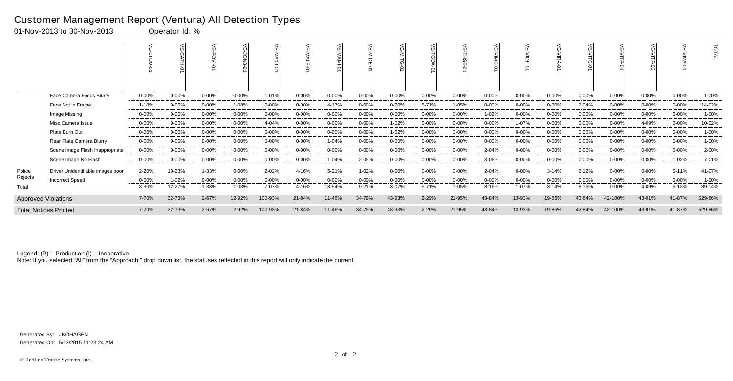# Customer Management Report (Ventura) All Detection Types

01-Nov-2013 to 30-Nov-2013 Operator Id: %

| | | VE-BRJO-01 | VE-CATH-01 | VE-FOVI-01 | VE-JONB-01 | VE-MA10-01 | VE-MALE-01 | VE-MAMI-01 | VE-MIDE-01 | VE-MITG-01 | VE-TGDA-01 | VE-THSE-01 | VE-VIMO-01 | VE-VIOP-01 | VE-VIRA-01 | VE-VITG-01 | VE-VITP-01 | VE-VITP-03 | VE-VIVA-01 | TOTAL |
|---|---|---|---|---|---|---|---|---|---|---|---|---|---|---|---|---|---|---|---|---|
| | Face Camera Focus Blurry | 0-00% | 0-00% | 0-00% | 0-00% | 1-01% | 0-00% | 0-00% | 0-00% | 0-00% | 0-00% | 0-00% | 0-00% | 0-00% | 0-00% | 0-00% | 0-00% | 0-00% | 0-00% | 1-00% |
| | Face Not in Frame | 1-10% | 0-00% | 0-00% | 1-08% | 0-00% | 0-00% | 4-17% | 0-00% | 0-00% | 5-71% | 1-05% | 0-00% | 0-00% | 0-00% | 2-04% | 0-00% | 0-00% | 0-00% | 14-02% |
| | Image Missing | 0-00% | 0-00% | 0-00% | 0-00% | 0-00% | 0-00% | 0-00% | 0-00% | 0-00% | 0-00% | 0-00% | 1-02% | 0-00% | 0-00% | 0-00% | 0-00% | 0-00% | 0-00% | 1-00% |
| | Misc Camera Issue | 0-00% | 0-00% | 0-00% | 0-00% | 4-04% | 0-00% | 0-00% | 0-00% | 1-02% | 0-00% | 0-00% | 0-00% | 1-07% | 0-00% | 0-00% | 0-00% | 4-09% | 0-00% | 10-02% |
| | Plate Burn Out | 0-00% | 0-00% | 0-00% | 0-00% | 0-00% | 0-00% | 0-00% | 0-00% | 1-02% | 0-00% | 0-00% | 0-00% | 0-00% | 0-00% | 0-00% | 0-00% | 0-00% | 0-00% | 1-00% |
| | Rear Plate Camera Blurry | 0-00% | 0-00% | 0-00% | 0-00% | 0-00% | 0-00% | 1-04% | 0-00% | 0-00% | 0-00% | 0-00% | 0-00% | 0-00% | 0-00% | 0-00% | 0-00% | 0-00% | 0-00% | 1-00% |
| | Scene Image Flash Inappropriate | 0-00% | 0-00% | 0-00% | 0-00% | 0-00% | 0-00% | 0-00% | 0-00% | 0-00% | 0-00% | 0-00% | 2-04% | 0-00% | 0-00% | 0-00% | 0-00% | 0-00% | 0-00% | 2-00% |
| | Scene Image No Flash | 0-00% | 0-00% | 0-00% | 0-00% | 0-00% | 0-00% | 1-04% | 2-05% | 0-00% | 0-00% | 0-00% | 3-06% | 0-00% | 0-00% | 0-00% | 0-00% | 0-00% | 1-02% | 7-01% |
| Police Rejects | Driver Unidentifiable images poor | 2-20% | 10-23% | 1-33% | 0-00% | 2-02% | 4-16% | 5-21% | 1-02% | 0-00% | 0-00% | 0-00% | 2-04% | 0-00% | 3-14% | 6-12% | 0-00% | 0-00% | 5-11% | 41-07% |
| | Incorrect Speed | 0-00% | 1-02% | 0-00% | 0-00% | 0-00% | 0-00% | 0-00% | 0-00% | 0-00% | 0-00% | 0-00% | 0-00% | 0-00% | 0-00% | 0-00% | 0-00% | 0-00% | 0-00% | 1-00% |
| Total | | 3-30% | 12-27% | 1-33% | 1-08% | 7-07% | 4-16% | 13-54% | 9-21% | 3-07% | 5-71% | 1-05% | 8-16% | 1-07% | 3-14% | 8-16% | 0-00% | 4-09% | 6-13% | 89-14% |
| Approved Violations | | 7-70% | 32-73% | 2-67% | 12-92% | 100-93% | 21-84% | 11-46% | 34-79% | 43-93% | 2-29% | 21-95% | 43-84% | 13-93% | 19-86% | 43-84% | 42-100% | 43-91% | 41-87% | 529-86% |
| Total Notices Printed | | 7-70% | 32-73% | 2-67% | 12-92% | 100-93% | 21-84% | 11-46% | 34-79% | 43-93% | 2-29% | 21-95% | 43-84% | 13-93% | 19-86% | 43-84% | 42-100% | 43-91% | 41-87% | 529-86% |

Legend: (P) = Production (I) = Inoperative

Note: If you selected "All" from the "Approach:" drop down list, the statuses reflected in this report will only indicate the current

Generated By: JKOHAGEN

Generated On: 5/13/2015 11:23:24 AM

© Redflex Traffic Systems, Inc.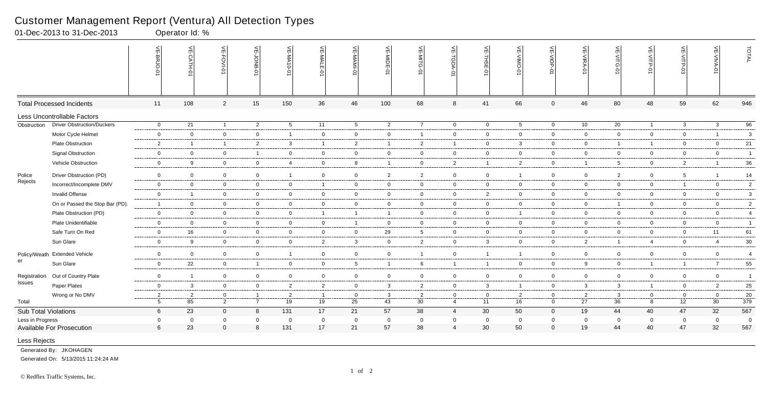# Customer Management Report (Ventura) All Detection Types

01-Dec-2013 to 31-Dec-2013 Operator Id: %

| | | VE-BRJO-01 | VE-CATH-01 | VE-FOVI-01 | VE-JOMB-01 | VE-MA10-01 | VE-MALE-01 | VE-MAMI-01 | VE-MIDE-01 | VE-MITG-01 | VE-TGDA-01 | VE-THSE-01 | VE-VIMO-01 | VE-VIOP-01 | VE-VIRA-01 | VE-VITG-01 | VE-VITP-01 | VE-VITP-03 | VE-VIVA-01 | TOTAL |
|---|---|---|---|---|---|---|---|---|---|---|---|---|---|---|---|---|---|---|---|---|
| **Total Processed Incidents** | | 11 | 108 | 2 | 15 | 150 | 36 | 46 | 100 | 68 | 8 | 41 | 66 | 0 | 46 | 80 | 48 | 59 | 62 | 946 |
| **Less Uncontrollable Factors** | | | | | | | | | | | | | | | | | | | | |
| Obstruction | Driver Obstruction/Duckers | 0 | 21 | 1 | 2 | 5 | 11 | 5 | 2 | 7 | 0 | 0 | 5 | 0 | 10 | 20 | 1 | 3 | 3 | 96 |
| | Motor Cycle Helmet | 0 | 0 | 0 | 0 | 1 | 0 | 0 | 0 | 1 | 0 | 0 | 0 | 0 | 0 | 0 | 0 | 0 | 1 | 3 |
| | Plate Obstruction | 2 | 1 | 1 | 2 | 3 | 1 | 2 | 1 | 2 | 1 | 0 | 3 | 0 | 0 | 1 | 1 | 0 | 0 | 21 |
| | Signal Obstruction | 0 | 0 | 0 | 1 | 0 | 0 | 0 | 0 | 0 | 0 | 0 | 0 | 0 | 0 | 0 | 0 | 0 | 0 | 1 |
| | Vehicle Obstruction | 0 | 9 | 0 | 0 | 4 | 0 | 8 | 1 | 0 | 2 | 1 | 2 | 0 | 1 | 5 | 0 | 2 | 1 | 36 |
| Police Rejects | Driver Obstruction (PD) | 0 | 0 | 0 | 0 | 1 | 0 | 0 | 2 | 2 | 0 | 0 | 1 | 0 | 0 | 2 | 0 | 5 | 1 | 14 |
| | Incorrect/Incomplete DMV | 0 | 0 | 0 | 0 | 0 | 1 | 0 | 0 | 0 | 0 | 0 | 0 | 0 | 0 | 0 | 0 | 1 | 0 | 2 |
| | Invalid Offense | 0 | 1 | 0 | 0 | 0 | 0 | 0 | 0 | 0 | 0 | 2 | 0 | 0 | 0 | 0 | 0 | 0 | 0 | 3 |
| | On or Passed the Stop Bar (PD). | 1 | 0 | 0 | 0 | 0 | 0 | 0 | 0 | 0 | 0 | 0 | 0 | 0 | 0 | 1 | 0 | 0 | 0 | 2 |
| | Plate Obstruction (PD) | 0 | 0 | 0 | 0 | 0 | 1 | 1 | 1 | 0 | 0 | 0 | 1 | 0 | 0 | 0 | 0 | 0 | 0 | 4 |
| | Plate Unidentifiable | 0 | 0 | 0 | 0 | 0 | 0 | 1 | 0 | 0 | 0 | 0 | 0 | 0 | 0 | 0 | 0 | 0 | 0 | 1 |
| | Safe Turn On Red | 0 | 16 | 0 | 0 | 0 | 0 | 0 | 29 | 5 | 0 | 0 | 0 | 0 | 0 | 0 | 0 | 0 | 11 | 61 |
| | Sun Glare | 0 | 9 | 0 | 0 | 0 | 2 | 3 | 0 | 2 | 0 | 3 | 0 | 0 | 2 | 1 | 4 | 0 | 4 | 30 |
| Policy/Weather | Extended Vehicle | 0 | 0 | 0 | 0 | 1 | 0 | 0 | 0 | 1 | 0 | 1 | 1 | 0 | 0 | 0 | 0 | 0 | 0 | 4 |
| | Sun Glare | 0 | 22 | 0 | 1 | 0 | 0 | 5 | 1 | 6 | 1 | 1 | 0 | 0 | 9 | 0 | 1 | 1 | 7 | 55 |
| Registration Issues | Out of Country Plate | 0 | 1 | 0 | 0 | 0 | 0 | 0 | 0 | 0 | 0 | 0 | 0 | 0 | 0 | 0 | 0 | 0 | 0 | 1 |
| | Paper Plates | 0 | 3 | 0 | 0 | 2 | 2 | 0 | 3 | 2 | 0 | 3 | 1 | 0 | 3 | 3 | 1 | 0 | 2 | 25 |
| | Wrong or No DMV | 2 | 2 | 0 | 1 | 2 | 1 | 0 | 3 | 2 | 0 | 0 | 2 | 0 | 2 | 3 | 0 | 0 | 0 | 20 |
| Total | | 5 | 85 | 2 | 7 | 19 | 19 | 25 | 43 | 30 | 4 | 11 | 16 | 0 | 27 | 36 | 8 | 12 | 30 | 379 |
| **Sub Total Violations** | | 6 | 23 | 0 | 8 | 131 | 17 | 21 | 57 | 38 | 4 | 30 | 50 | 0 | 19 | 44 | 40 | 47 | 32 | 567 |
| Less in Progress | | 0 | 0 | 0 | 0 | 0 | 0 | 0 | 0 | 0 | 0 | 0 | 0 | 0 | 0 | 0 | 0 | 0 | 0 | 0 |
| **Available For Prosecution** | | 6 | 23 | 0 | 8 | 131 | 17 | 21 | 57 | 38 | 4 | 30 | 50 | 0 | 19 | 44 | 40 | 47 | 32 | 567 |

Less Rejects

Generated By: JKOHAGEN

Generated On: 5/13/2015 11:24:24 AM

© Redflex Traffic Systems, Inc.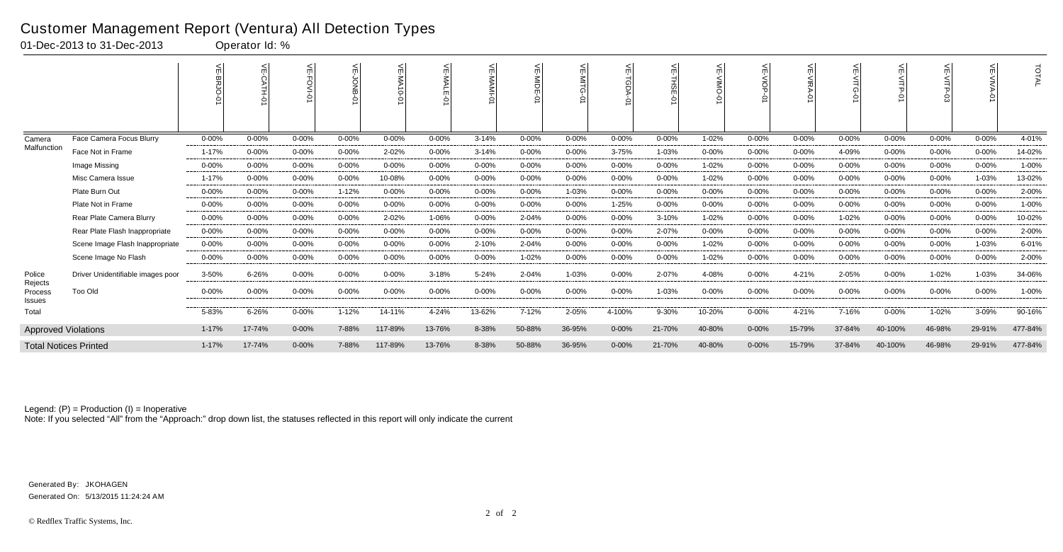# Customer Management Report (Ventura) All Detection Types

01-Dec-2013 to 31-Dec-2013 &nbsp;&nbsp;&nbsp;&nbsp; Operator Id: %

| | | VE-BRJO-01 | VE-CATH-01 | VE-FOVI-01 | VE-JONB-01 | VE-MA10-01 | VE-MALE-01 | VE-MAMI-01 | VE-MIDE-01 | VE-MITG-01 | VE-TGDA-01 | VE-THSE-01 | VE-VIMO-01 | VE-VIOP-01 | VE-VIRA-01 | VE-VITG-01 | VE-VITP-01 | VE-VITP-03 | VE-VIVA-01 | TOTAL |
|---|---|---|---|---|---|---|---|---|---|---|---|---|---|---|---|---|---|---|---|---|
| Camera Malfunction | Face Camera Focus Blurry | 0-00% | 0-00% | 0-00% | 0-00% | 0-00% | 0-00% | 3-14% | 0-00% | 0-00% | 0-00% | 0-00% | 1-02% | 0-00% | 0-00% | 0-00% | 0-00% | 0-00% | 0-00% | 4-01% |
| | Face Not in Frame | 1-17% | 0-00% | 0-00% | 0-00% | 2-02% | 0-00% | 3-14% | 0-00% | 0-00% | 3-75% | 1-03% | 0-00% | 0-00% | 0-00% | 4-09% | 0-00% | 0-00% | 0-00% | 14-02% |
| | Image Missing | 0-00% | 0-00% | 0-00% | 0-00% | 0-00% | 0-00% | 0-00% | 0-00% | 0-00% | 0-00% | 0-00% | 1-02% | 0-00% | 0-00% | 0-00% | 0-00% | 0-00% | 0-00% | 1-00% |
| | Misc Camera Issue | 1-17% | 0-00% | 0-00% | 0-00% | 10-08% | 0-00% | 0-00% | 0-00% | 0-00% | 0-00% | 0-00% | 1-02% | 0-00% | 0-00% | 0-00% | 0-00% | 0-00% | 1-03% | 13-02% |
| | Plate Burn Out | 0-00% | 0-00% | 0-00% | 1-12% | 0-00% | 0-00% | 0-00% | 0-00% | 1-03% | 0-00% | 0-00% | 0-00% | 0-00% | 0-00% | 0-00% | 0-00% | 0-00% | 0-00% | 2-00% |
| | Plate Not in Frame | 0-00% | 0-00% | 0-00% | 0-00% | 0-00% | 0-00% | 0-00% | 0-00% | 0-00% | 1-25% | 0-00% | 0-00% | 0-00% | 0-00% | 0-00% | 0-00% | 0-00% | 0-00% | 1-00% |
| | Rear Plate Camera Blurry | 0-00% | 0-00% | 0-00% | 0-00% | 2-02% | 1-06% | 0-00% | 2-04% | 0-00% | 0-00% | 3-10% | 1-02% | 0-00% | 0-00% | 1-02% | 0-00% | 0-00% | 0-00% | 10-02% |
| | Rear Plate Flash Inappropriate | 0-00% | 0-00% | 0-00% | 0-00% | 0-00% | 0-00% | 0-00% | 0-00% | 0-00% | 0-00% | 2-07% | 0-00% | 0-00% | 0-00% | 0-00% | 0-00% | 0-00% | 0-00% | 2-00% |
| | Scene Image Flash Inappropriate | 0-00% | 0-00% | 0-00% | 0-00% | 0-00% | 0-00% | 2-10% | 2-04% | 0-00% | 0-00% | 0-00% | 1-02% | 0-00% | 0-00% | 0-00% | 0-00% | 0-00% | 1-03% | 6-01% |
| | Scene Image No Flash | 0-00% | 0-00% | 0-00% | 0-00% | 0-00% | 0-00% | 0-00% | 1-02% | 0-00% | 0-00% | 0-00% | 1-02% | 0-00% | 0-00% | 0-00% | 0-00% | 0-00% | 0-00% | 2-00% |
| Police Rejects Process Issues | Driver Unidentifiable images poor | 3-50% | 6-26% | 0-00% | 0-00% | 0-00% | 3-18% | 5-24% | 2-04% | 1-03% | 0-00% | 2-07% | 4-08% | 0-00% | 4-21% | 2-05% | 0-00% | 1-02% | 1-03% | 34-06% |
| | Too Old | 0-00% | 0-00% | 0-00% | 0-00% | 0-00% | 0-00% | 0-00% | 0-00% | 0-00% | 0-00% | 1-03% | 0-00% | 0-00% | 0-00% | 0-00% | 0-00% | 0-00% | 0-00% | 1-00% |
| Total | | 5-83% | 6-26% | 0-00% | 1-12% | 14-11% | 4-24% | 13-62% | 7-12% | 2-05% | 4-100% | 9-30% | 10-20% | 0-00% | 4-21% | 7-16% | 0-00% | 1-02% | 3-09% | 90-16% |
| Approved Violations | | 1-17% | 17-74% | 0-00% | 7-88% | 117-89% | 13-76% | 8-38% | 50-88% | 36-95% | 0-00% | 21-70% | 40-80% | 0-00% | 15-79% | 37-84% | 40-100% | 46-98% | 29-91% | 477-84% |
| Total Notices Printed | | 1-17% | 17-74% | 0-00% | 7-88% | 117-89% | 13-76% | 8-38% | 50-88% | 36-95% | 0-00% | 21-70% | 40-80% | 0-00% | 15-79% | 37-84% | 40-100% | 46-98% | 29-91% | 477-84% |

Legend: (P) = Production (I) = Inoperative

Note: If you selected "All" from the "Approach:" drop down list, the statuses reflected in this report will only indicate the current

Generated By: JKOHAGEN

Generated On: 5/13/2015 11:24:24 AM

© Redflex Traffic Systems, Inc.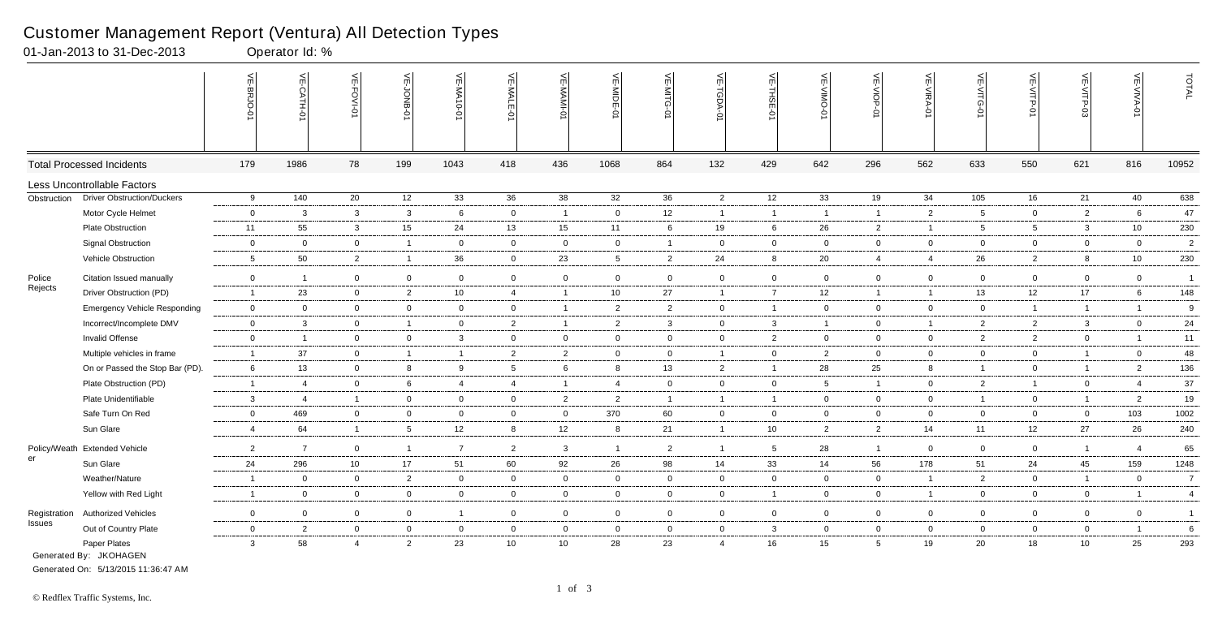# Customer Management Report (Ventura) All Detection Types

01-Jan-2013 to 31-Dec-2013 Operator Id: %

| | | VE-BRJO-01 | VE-CATH-01 | VE-FOVI-01 | VE-JONB-01 | VE-MA10-01 | VE-MALE-01 | VE-MAMI-01 | VE-MIDE-01 | VE-MITG-01 | VE-TGDA-01 | VE-THSE-01 | VE-VIMO-01 | VE-VIOP-01 | VE-VIRA-01 | VE-VITG-01 | VE-VITP-01 | VE-VITP-03 | VE-VIVA-01 | TOTAL |
|---|---|---|---|---|---|---|---|---|---|---|---|---|---|---|---|---|---|---|---|---|
| **Total Processed Incidents** | | 179 | 1986 | 78 | 199 | 1043 | 418 | 436 | 1068 | 864 | 132 | 429 | 642 | 296 | 562 | 633 | 550 | 621 | 816 | 10952 |
| **Less Uncontrollable Factors** | | | | | | | | | | | | | | | | | | | | |
| Obstruction | Driver Obstruction/Duckers | 9 | 140 | 20 | 12 | 33 | 36 | 38 | 32 | 36 | 2 | 12 | 33 | 19 | 34 | 105 | 16 | 21 | 40 | 638 |
| | Motor Cycle Helmet | 0 | 3 | 3 | 3 | 6 | 0 | 1 | 0 | 12 | 1 | 1 | 1 | 1 | 2 | 5 | 0 | 2 | 6 | 47 |
| | Plate Obstruction | 11 | 55 | 3 | 15 | 24 | 13 | 15 | 11 | 6 | 19 | 6 | 26 | 2 | 1 | 5 | 5 | 3 | 10 | 230 |
| | Signal Obstruction | 0 | 0 | 0 | 1 | 0 | 0 | 0 | 0 | 1 | 0 | 0 | 0 | 0 | 0 | 0 | 0 | 0 | 0 | 2 |
| | Vehicle Obstruction | 5 | 50 | 2 | 1 | 36 | 0 | 23 | 5 | 2 | 24 | 8 | 20 | 4 | 4 | 26 | 2 | 8 | 10 | 230 |
| Police Rejects | Citation Issued manually | 0 | 1 | 0 | 0 | 0 | 0 | 0 | 0 | 0 | 0 | 0 | 0 | 0 | 0 | 0 | 0 | 0 | 0 | 1 |
| | Driver Obstruction (PD) | 1 | 23 | 0 | 2 | 10 | 4 | 1 | 10 | 27 | 1 | 7 | 12 | 1 | 1 | 13 | 12 | 17 | 6 | 148 |
| | Emergency Vehicle Responding | 0 | 0 | 0 | 0 | 0 | 0 | 1 | 2 | 2 | 0 | 1 | 0 | 0 | 0 | 0 | 1 | 1 | 1 | 9 |
| | Incorrect/Incomplete DMV | 0 | 3 | 0 | 1 | 0 | 2 | 1 | 2 | 3 | 0 | 3 | 1 | 0 | 1 | 2 | 2 | 3 | 0 | 24 |
| | Invalid Offense | 0 | 1 | 0 | 0 | 3 | 0 | 0 | 0 | 0 | 0 | 2 | 0 | 0 | 0 | 2 | 2 | 0 | 1 | 11 |
| | Multiple vehicles in frame | 1 | 37 | 0 | 1 | 1 | 2 | 2 | 0 | 0 | 1 | 0 | 2 | 0 | 0 | 0 | 0 | 1 | 0 | 48 |
| | On or Passed the Stop Bar (PD). | 6 | 13 | 0 | 8 | 9 | 5 | 6 | 8 | 13 | 2 | 1 | 28 | 25 | 8 | 1 | 0 | 1 | 2 | 136 |
| | Plate Obstruction (PD) | 1 | 4 | 0 | 6 | 4 | 4 | 1 | 4 | 0 | 0 | 0 | 5 | 1 | 0 | 2 | 1 | 0 | 4 | 37 |
| | Plate Unidentifiable | 3 | 4 | 1 | 0 | 0 | 0 | 2 | 2 | 1 | 1 | 1 | 0 | 0 | 0 | 1 | 0 | 1 | 2 | 19 |
| | Safe Turn On Red | 0 | 469 | 0 | 0 | 0 | 0 | 0 | 370 | 60 | 0 | 0 | 0 | 0 | 0 | 0 | 0 | 0 | 103 | 1002 |
| | Sun Glare | 4 | 64 | 1 | 5 | 12 | 8 | 12 | 8 | 21 | 1 | 10 | 2 | 2 | 14 | 11 | 12 | 27 | 26 | 240 |
| Policy/Weather | Extended Vehicle | 2 | 7 | 0 | 1 | 7 | 2 | 3 | 1 | 2 | 1 | 5 | 28 | 1 | 0 | 0 | 0 | 1 | 4 | 65 |
| | Sun Glare | 24 | 296 | 10 | 17 | 51 | 60 | 92 | 26 | 98 | 14 | 33 | 14 | 56 | 178 | 51 | 24 | 45 | 159 | 1248 |
| | Weather/Nature | 1 | 0 | 0 | 2 | 0 | 0 | 0 | 0 | 0 | 0 | 0 | 0 | 0 | 1 | 2 | 0 | 1 | 0 | 7 |
| | Yellow with Red Light | 1 | 0 | 0 | 0 | 0 | 0 | 0 | 0 | 0 | 0 | 1 | 0 | 0 | 1 | 0 | 0 | 0 | 1 | 4 |
| Registration Issues | Authorized Vehicles | 0 | 0 | 0 | 0 | 1 | 0 | 0 | 0 | 0 | 0 | 0 | 0 | 0 | 0 | 0 | 0 | 0 | 0 | 1 |
| | Out of Country Plate | 0 | 2 | 0 | 0 | 0 | 0 | 0 | 0 | 0 | 0 | 3 | 0 | 0 | 0 | 0 | 0 | 0 | 1 | 6 |
| | Paper Plates | 3 | 58 | 4 | 2 | 23 | 10 | 10 | 28 | 23 | 4 | 16 | 15 | 5 | 19 | 20 | 18 | 10 | 25 | 293 |

Generated By: JKOHAGEN

Generated On: 5/13/2015 11:36:47 AM

© Redflex Traffic Systems, Inc.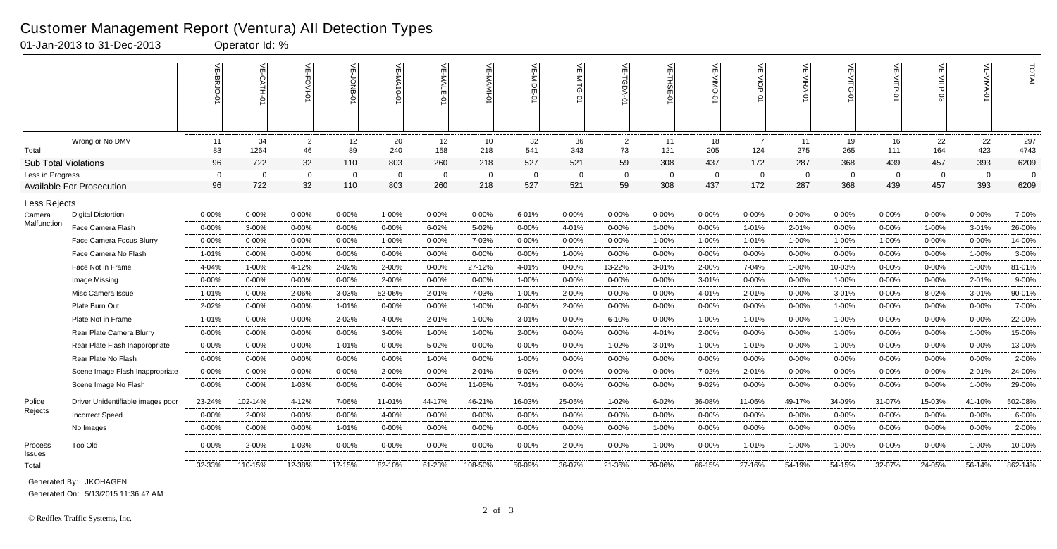# Customer Management Report (Ventura) All Detection Types

01-Jan-2013 to 31-Dec-2013 Operator Id: %

| | | VE-BRJO-01 | VE-CATH-01 | VE-FOVI-01 | VE-JONB-01 | VE-MA10-01 | VE-MALE-01 | VE-MAMI-01 | VE-MIDE-01 | VE-MITG-01 | VE-TGDA-01 | VE-THSE-01 | VE-VIMO-01 | VE-VIOP-01 | VE-VIRA-01 | VE-VITG-01 | VE-VITP-01 | VE-VITP-03 | VE-VIVA-01 | TOTAL |
|---|---|---|---|---|---|---|---|---|---|---|---|---|---|---|---|---|---|---|---|---|
| | Wrong or No DMV | 11 | 34 | 2 | 12 | 20 | 12 | 10 | 32 | 36 | 2 | 11 | 18 | 7 | 11 | 19 | 16 | 22 | 22 | 297 |
| Total | | 83 | 1264 | 46 | 89 | 240 | 158 | 218 | 541 | 343 | 73 | 121 | 205 | 124 | 275 | 265 | 111 | 164 | 423 | 4743 |
| Sub Total Violations | | 96 | 722 | 32 | 110 | 803 | 260 | 218 | 527 | 521 | 59 | 308 | 437 | 172 | 287 | 368 | 439 | 457 | 393 | 6209 |
| Less in Progress | | 0 | 0 | 0 | 0 | 0 | 0 | 0 | 0 | 0 | 0 | 0 | 0 | 0 | 0 | 0 | 0 | 0 | 0 | 0 |
| Available For Prosecution | | 96 | 722 | 32 | 110 | 803 | 260 | 218 | 527 | 521 | 59 | 308 | 437 | 172 | 287 | 368 | 439 | 457 | 393 | 6209 |
| Less Rejects | | | | | | | | | | | | | | | | | | | | |
| Camera Malfunction | Digital Distortion | 0-00% | 0-00% | 0-00% | 0-00% | 1-00% | 0-00% | 0-00% | 6-01% | 0-00% | 0-00% | 0-00% | 0-00% | 0-00% | 0-00% | 0-00% | 0-00% | 0-00% | 0-00% | 7-00% |
| | Face Camera Flash | 0-00% | 3-00% | 0-00% | 0-00% | 0-00% | 6-02% | 5-02% | 0-00% | 4-01% | 0-00% | 1-00% | 0-00% | 1-01% | 2-01% | 0-00% | 0-00% | 1-00% | 3-01% | 26-00% |
| | Face Camera Focus Blurry | 0-00% | 0-00% | 0-00% | 0-00% | 1-00% | 0-00% | 7-03% | 0-00% | 0-00% | 0-00% | 1-00% | 1-00% | 1-01% | 1-00% | 1-00% | 1-00% | 0-00% | 0-00% | 14-00% |
| | Face Camera No Flash | 1-01% | 0-00% | 0-00% | 0-00% | 0-00% | 0-00% | 0-00% | 0-00% | 1-00% | 0-00% | 0-00% | 0-00% | 0-00% | 0-00% | 0-00% | 0-00% | 0-00% | 1-00% | 3-00% |
| | Face Not in Frame | 4-04% | 1-00% | 4-12% | 2-02% | 2-00% | 0-00% | 27-12% | 4-01% | 0-00% | 13-22% | 3-01% | 2-00% | 7-04% | 1-00% | 10-03% | 0-00% | 0-00% | 1-00% | 81-01% |
| | Image Missing | 0-00% | 0-00% | 0-00% | 0-00% | 2-00% | 0-00% | 0-00% | 1-00% | 0-00% | 0-00% | 0-00% | 3-01% | 0-00% | 0-00% | 1-00% | 0-00% | 0-00% | 2-01% | 9-00% |
| | Misc Camera Issue | 1-01% | 0-00% | 2-06% | 3-03% | 52-06% | 2-01% | 7-03% | 1-00% | 2-00% | 0-00% | 0-00% | 4-01% | 2-01% | 0-00% | 3-01% | 0-00% | 8-02% | 3-01% | 90-01% |
| | Plate Burn Out | 2-02% | 0-00% | 0-00% | 1-01% | 0-00% | 0-00% | 1-00% | 0-00% | 2-00% | 0-00% | 0-00% | 0-00% | 0-00% | 0-00% | 1-00% | 0-00% | 0-00% | 0-00% | 7-00% |
| | Plate Not in Frame | 1-01% | 0-00% | 0-00% | 2-02% | 4-00% | 2-01% | 1-00% | 3-01% | 0-00% | 6-10% | 0-00% | 1-00% | 1-01% | 0-00% | 1-00% | 0-00% | 0-00% | 0-00% | 22-00% |
| | Rear Plate Camera Blurry | 0-00% | 0-00% | 0-00% | 0-00% | 3-00% | 1-00% | 1-00% | 2-00% | 0-00% | 0-00% | 4-01% | 2-00% | 0-00% | 0-00% | 1-00% | 0-00% | 0-00% | 1-00% | 15-00% |
| | Rear Plate Flash Inappropriate | 0-00% | 0-00% | 0-00% | 1-01% | 0-00% | 5-02% | 0-00% | 0-00% | 0-00% | 1-02% | 3-01% | 1-00% | 1-01% | 0-00% | 1-00% | 0-00% | 0-00% | 0-00% | 13-00% |
| | Rear Plate No Flash | 0-00% | 0-00% | 0-00% | 0-00% | 0-00% | 1-00% | 0-00% | 1-00% | 0-00% | 0-00% | 0-00% | 0-00% | 0-00% | 0-00% | 0-00% | 0-00% | 0-00% | 0-00% | 2-00% |
| | Scene Image Flash Inappropriate | 0-00% | 0-00% | 0-00% | 0-00% | 2-00% | 0-00% | 2-01% | 9-02% | 0-00% | 0-00% | 0-00% | 7-02% | 2-01% | 0-00% | 0-00% | 0-00% | 0-00% | 2-01% | 24-00% |
| | Scene Image No Flash | 0-00% | 0-00% | 1-03% | 0-00% | 0-00% | 0-00% | 11-05% | 7-01% | 0-00% | 0-00% | 0-00% | 9-02% | 0-00% | 0-00% | 0-00% | 0-00% | 0-00% | 1-00% | 29-00% |
| Police Rejects | Driver Unidentifiable images poor | 23-24% | 102-14% | 4-12% | 7-06% | 11-01% | 44-17% | 46-21% | 16-03% | 25-05% | 1-02% | 6-02% | 36-08% | 11-06% | 49-17% | 34-09% | 31-07% | 15-03% | 41-10% | 502-08% |
| | Incorrect Speed | 0-00% | 2-00% | 0-00% | 0-00% | 4-00% | 0-00% | 0-00% | 0-00% | 0-00% | 0-00% | 0-00% | 0-00% | 0-00% | 0-00% | 0-00% | 0-00% | 0-00% | 0-00% | 6-00% |
| | No Images | 0-00% | 0-00% | 0-00% | 1-01% | 0-00% | 0-00% | 0-00% | 0-00% | 0-00% | 0-00% | 1-00% | 0-00% | 0-00% | 0-00% | 0-00% | 0-00% | 0-00% | 0-00% | 2-00% |
| Process Issues | Too Old | 0-00% | 2-00% | 1-03% | 0-00% | 0-00% | 0-00% | 0-00% | 0-00% | 2-00% | 0-00% | 1-00% | 0-00% | 1-01% | 1-00% | 1-00% | 0-00% | 0-00% | 1-00% | 10-00% |
| Total | | 32-33% | 110-15% | 12-38% | 17-15% | 82-10% | 61-23% | 108-50% | 50-09% | 36-07% | 21-36% | 20-06% | 66-15% | 27-16% | 54-19% | 54-15% | 32-07% | 24-05% | 56-14% | 862-14% |

Generated By: JKOHAGEN

Generated On: 5/13/2015 11:36:47 AM

© Redflex Traffic Systems, Inc.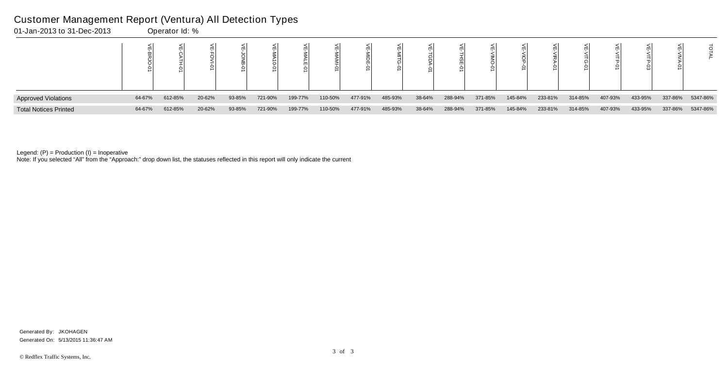# Customer Management Report (Ventura) All Detection Types

01-Jan-2013 to 31-Dec-2013 Operator Id: %

| | VE-BRJO-01 | VE-CATH-01 | VE-FOVI-01 | VE-JONB-01 | VE-MA10-01 | VE-MALE-01 | VE-MAMI-01 | VE-MIDE-01 | VE-MITG-01 | VE-TGDA-01 | VE-THSE-01 | VE-VIMO-01 | VE-VIOP-01 | VE-VIRA-01 | VE-VITG-01 | VE-VITP-01 | VE-VITP-03 | VE-VIVA-01 | TOTAL |
|---|---|---|---|---|---|---|---|---|---|---|---|---|---|---|---|---|---|---|---|
| Approved Violations | 64-67% | 612-85% | 20-62% | 93-85% | 721-90% | 199-77% | 110-50% | 477-91% | 485-93% | 38-64% | 288-94% | 371-85% | 145-84% | 233-81% | 314-85% | 407-93% | 433-95% | 337-86% | 5347-86% |
| Total Notices Printed | 64-67% | 612-85% | 20-62% | 93-85% | 721-90% | 199-77% | 110-50% | 477-91% | 485-93% | 38-64% | 288-94% | 371-85% | 145-84% | 233-81% | 314-85% | 407-93% | 433-95% | 337-86% | 5347-86% |

Legend: (P) = Production (I) = Inoperative

Note: If you selected "All" from the "Approach:" drop down list, the statuses reflected in this report will only indicate the current

Generated By: JKOHAGEN

Generated On: 5/13/2015 11:36:47 AM

© Redflex Traffic Systems, Inc.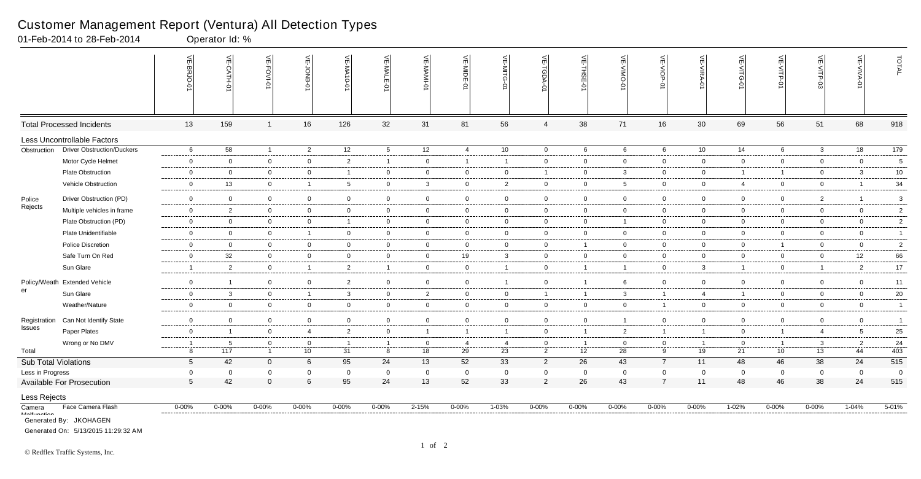# Customer Management Report (Ventura) All Detection Types

01-Feb-2014 to 28-Feb-2014    Operator Id: %

| | | VE-BRJO-01 | VE-CATH-01 | VE-FOVI-01 | VE-JONB-01 | VE-MA10-01 | VE-MALE-01 | VE-MAMI-01 | VE-MIDE-01 | VE-MITG-01 | VE-TGDA-01 | VE-THSE-01 | VE-VIMO-01 | VE-VIOP-01 | VE-VIRA-01 | VE-VITG-01 | VE-VITP-01 | VE-VITP-03 | VE-VIVA-01 | TOTAL |
|---|---|---|---|---|---|---|---|---|---|---|---|---|---|---|---|---|---|---|---|---|
| **Total Processed Incidents** | | 13 | 159 | 1 | 16 | 126 | 32 | 31 | 81 | 56 | 4 | 38 | 71 | 16 | 30 | 69 | 56 | 51 | 68 | 918 |
| **Less Uncontrollable Factors** | | | | | | | | | | | | | | | | | | | | |
| Obstruction | Driver Obstruction/Duckers | 6 | 58 | 1 | 2 | 12 | 5 | 12 | 4 | 10 | 0 | 6 | 6 | 6 | 10 | 14 | 6 | 3 | 18 | 179 |
| | Motor Cycle Helmet | 0 | 0 | 0 | 0 | 2 | 1 | 0 | 1 | 1 | 0 | 0 | 0 | 0 | 0 | 0 | 0 | 0 | 0 | 5 |
| | Plate Obstruction | 0 | 0 | 0 | 0 | 1 | 0 | 0 | 0 | 0 | 1 | 0 | 3 | 0 | 0 | 1 | 1 | 0 | 3 | 10 |
| | Vehicle Obstruction | 0 | 13 | 0 | 1 | 5 | 0 | 3 | 0 | 2 | 0 | 0 | 5 | 0 | 0 | 4 | 0 | 0 | 1 | 34 |
| Police Rejects | Driver Obstruction (PD) | 0 | 0 | 0 | 0 | 0 | 0 | 0 | 0 | 0 | 0 | 0 | 0 | 0 | 0 | 0 | 0 | 2 | 1 | 3 |
| | Multiple vehicles in frame | 0 | 2 | 0 | 0 | 0 | 0 | 0 | 0 | 0 | 0 | 0 | 0 | 0 | 0 | 0 | 0 | 0 | 0 | 2 |
| | Plate Obstruction (PD) | 0 | 0 | 0 | 0 | 1 | 0 | 0 | 0 | 0 | 0 | 0 | 1 | 0 | 0 | 0 | 0 | 0 | 0 | 2 |
| | Plate Unidentifiable | 0 | 0 | 0 | 1 | 0 | 0 | 0 | 0 | 0 | 0 | 0 | 0 | 0 | 0 | 0 | 0 | 0 | 0 | 1 |
| | Police Discretion | 0 | 0 | 0 | 0 | 0 | 0 | 0 | 0 | 0 | 0 | 1 | 0 | 0 | 0 | 0 | 1 | 0 | 0 | 2 |
| | Safe Turn On Red | 0 | 32 | 0 | 0 | 0 | 0 | 0 | 19 | 3 | 0 | 0 | 0 | 0 | 0 | 0 | 0 | 0 | 12 | 66 |
| | Sun Glare | 1 | 2 | 0 | 1 | 2 | 1 | 0 | 0 | 1 | 0 | 1 | 1 | 0 | 3 | 1 | 0 | 1 | 2 | 17 |
| Policy/Weather | Extended Vehicle | 0 | 1 | 0 | 0 | 2 | 0 | 0 | 0 | 1 | 0 | 1 | 6 | 0 | 0 | 0 | 0 | 0 | 0 | 11 |
| | Sun Glare | 0 | 3 | 0 | 1 | 3 | 0 | 2 | 0 | 0 | 1 | 1 | 3 | 1 | 4 | 1 | 0 | 0 | 0 | 20 |
| | Weather/Nature | 0 | 0 | 0 | 0 | 0 | 0 | 0 | 0 | 0 | 0 | 0 | 0 | 1 | 0 | 0 | 0 | 0 | 0 | 1 |
| Registration Issues | Can Not Identify State | 0 | 0 | 0 | 0 | 0 | 0 | 0 | 0 | 0 | 0 | 0 | 1 | 0 | 0 | 0 | 0 | 0 | 0 | 1 |
| | Paper Plates | 0 | 1 | 0 | 4 | 2 | 0 | 1 | 1 | 1 | 0 | 1 | 2 | 1 | 1 | 0 | 1 | 4 | 5 | 25 |
| | Wrong or No DMV | 1 | 5 | 0 | 0 | 1 | 1 | 0 | 4 | 4 | 0 | 1 | 0 | 0 | 1 | 0 | 1 | 3 | 2 | 24 |
| Total | | 8 | 117 | 1 | 10 | 31 | 8 | 18 | 29 | 23 | 2 | 12 | 28 | 9 | 19 | 21 | 10 | 13 | 44 | 403 |
| **Sub Total Violations** | | 5 | 42 | 0 | 6 | 95 | 24 | 13 | 52 | 33 | 2 | 26 | 43 | 7 | 11 | 48 | 46 | 38 | 24 | 515 |
| Less in Progress | | 0 | 0 | 0 | 0 | 0 | 0 | 0 | 0 | 0 | 0 | 0 | 0 | 0 | 0 | 0 | 0 | 0 | 0 | 0 |
| **Available For Prosecution** | | 5 | 42 | 0 | 6 | 95 | 24 | 13 | 52 | 33 | 2 | 26 | 43 | 7 | 11 | 48 | 46 | 38 | 24 | 515 |
| **Less Rejects** | | | | | | | | | | | | | | | | | | | | |
| Camera Malfunction | Face Camera Flash | 0-00% | 0-00% | 0-00% | 0-00% | 0-00% | 0-00% | 2-15% | 0-00% | 1-03% | 0-00% | 0-00% | 0-00% | 0-00% | 0-00% | 1-02% | 0-00% | 0-00% | 1-04% | 5-01% |

Generated By: JKOHAGEN

Generated On: 5/13/2015 11:29:32 AM

© Redflex Traffic Systems, Inc.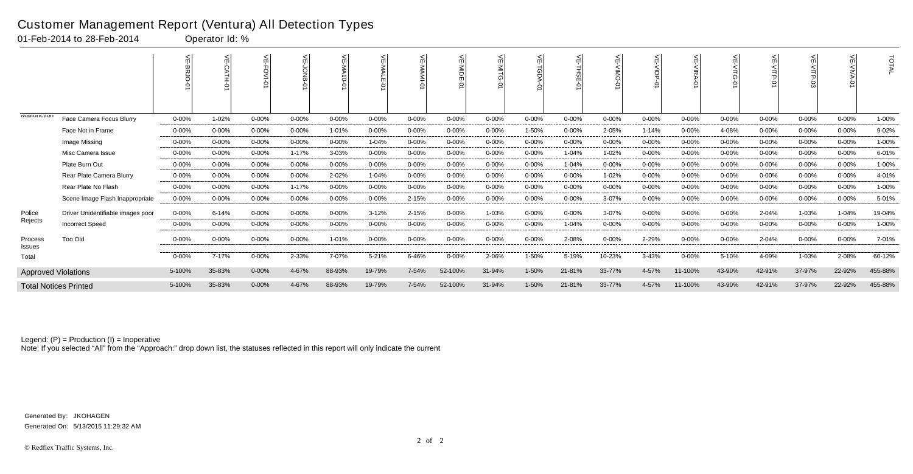# Customer Management Report (Ventura) All Detection Types

01-Feb-2014 to 28-Feb-2014 Operator Id: %

| | | VE-BRJO-01 | VE-CATH-01 | VE-FOVI-01 | VE-JONB-01 | VE-MA10-01 | VE-MALE-01 | VE-MAMI-01 | VE-MIDE-01 | VE-MITG-01 | VE-TGDA-01 | VE-THSE-01 | VE-VIMO-01 | VE-VIOP-01 | VE-VIRA-01 | VE-VITG-01 | VE-VITP-01 | VE-VITP-03 | VE-VIVA-01 | TOTAL |
|---|---|---|---|---|---|---|---|---|---|---|---|---|---|---|---|---|---|---|---|---|
| Malfunction | Face Camera Focus Blurry | 0-00% | 1-02% | 0-00% | 0-00% | 0-00% | 0-00% | 0-00% | 0-00% | 0-00% | 0-00% | 0-00% | 0-00% | 0-00% | 0-00% | 0-00% | 0-00% | 0-00% | 0-00% | 1-00% |
| | Face Not in Frame | 0-00% | 0-00% | 0-00% | 0-00% | 1-01% | 0-00% | 0-00% | 0-00% | 0-00% | 1-50% | 0-00% | 2-05% | 1-14% | 0-00% | 4-08% | 0-00% | 0-00% | 0-00% | 9-02% |
| | Image Missing | 0-00% | 0-00% | 0-00% | 0-00% | 0-00% | 1-04% | 0-00% | 0-00% | 0-00% | 0-00% | 0-00% | 0-00% | 0-00% | 0-00% | 0-00% | 0-00% | 0-00% | 0-00% | 1-00% |
| | Misc Camera Issue | 0-00% | 0-00% | 0-00% | 1-17% | 3-03% | 0-00% | 0-00% | 0-00% | 0-00% | 0-00% | 1-04% | 1-02% | 0-00% | 0-00% | 0-00% | 0-00% | 0-00% | 0-00% | 6-01% |
| | Plate Burn Out | 0-00% | 0-00% | 0-00% | 0-00% | 0-00% | 0-00% | 0-00% | 0-00% | 0-00% | 0-00% | 1-04% | 0-00% | 0-00% | 0-00% | 0-00% | 0-00% | 0-00% | 0-00% | 1-00% |
| | Rear Plate Camera Blurry | 0-00% | 0-00% | 0-00% | 0-00% | 2-02% | 1-04% | 0-00% | 0-00% | 0-00% | 0-00% | 0-00% | 1-02% | 0-00% | 0-00% | 0-00% | 0-00% | 0-00% | 0-00% | 4-01% |
| | Rear Plate No Flash | 0-00% | 0-00% | 0-00% | 1-17% | 0-00% | 0-00% | 0-00% | 0-00% | 0-00% | 0-00% | 0-00% | 0-00% | 0-00% | 0-00% | 0-00% | 0-00% | 0-00% | 0-00% | 1-00% |
| | Scene Image Flash Inappropriate | 0-00% | 0-00% | 0-00% | 0-00% | 0-00% | 0-00% | 2-15% | 0-00% | 0-00% | 0-00% | 0-00% | 3-07% | 0-00% | 0-00% | 0-00% | 0-00% | 0-00% | 0-00% | 5-01% |
| Police Rejects | Driver Unidentifiable images poor | 0-00% | 6-14% | 0-00% | 0-00% | 0-00% | 3-12% | 2-15% | 0-00% | 1-03% | 0-00% | 0-00% | 3-07% | 0-00% | 0-00% | 0-00% | 2-04% | 1-03% | 1-04% | 19-04% |
| | Incorrect Speed | 0-00% | 0-00% | 0-00% | 0-00% | 0-00% | 0-00% | 0-00% | 0-00% | 0-00% | 0-00% | 1-04% | 0-00% | 0-00% | 0-00% | 0-00% | 0-00% | 0-00% | 0-00% | 1-00% |
| Process Issues | Too Old | 0-00% | 0-00% | 0-00% | 0-00% | 1-01% | 0-00% | 0-00% | 0-00% | 0-00% | 0-00% | 2-08% | 0-00% | 2-29% | 0-00% | 0-00% | 2-04% | 0-00% | 0-00% | 7-01% |
| Total | | 0-00% | 7-17% | 0-00% | 2-33% | 7-07% | 5-21% | 6-46% | 0-00% | 2-06% | 1-50% | 5-19% | 10-23% | 3-43% | 0-00% | 5-10% | 4-09% | 1-03% | 2-08% | 60-12% |
| Approved Violations | | 5-100% | 35-83% | 0-00% | 4-67% | 88-93% | 19-79% | 7-54% | 52-100% | 31-94% | 1-50% | 21-81% | 33-77% | 4-57% | 11-100% | 43-90% | 42-91% | 37-97% | 22-92% | 455-88% |
| Total Notices Printed | | 5-100% | 35-83% | 0-00% | 4-67% | 88-93% | 19-79% | 7-54% | 52-100% | 31-94% | 1-50% | 21-81% | 33-77% | 4-57% | 11-100% | 43-90% | 42-91% | 37-97% | 22-92% | 455-88% |

Legend: (P) = Production (I) = Inoperative

Note: If you selected "All" from the "Approach:" drop down list, the statuses reflected in this report will only indicate the current

Generated By: JKOHAGEN

Generated On: 5/13/2015 11:29:32 AM

© Redflex Traffic Systems, Inc.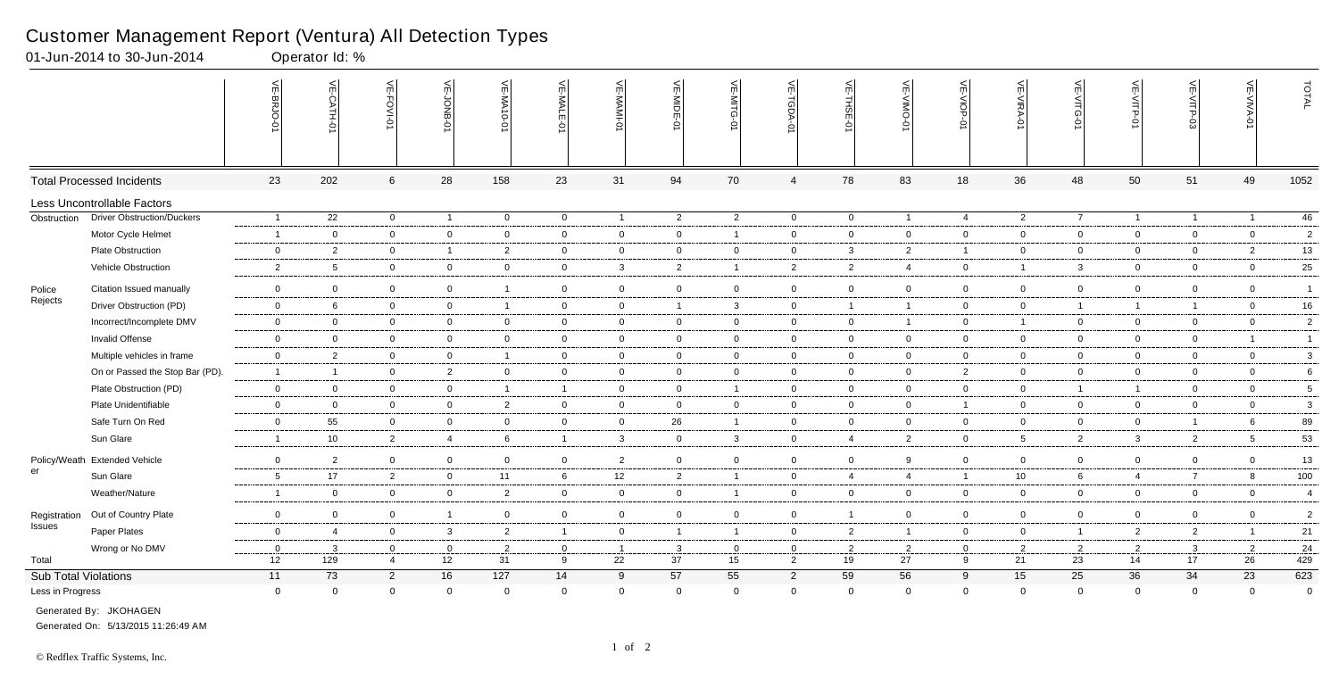# Customer Management Report (Ventura) All Detection Types

01-Jun-2014 to 30-Jun-2014 Operator Id: %

| | | VE-BRJO-01 | VE-CATH-01 | VE-FOVI-01 | VE-JONB-01 | VE-MA10-01 | VE-MALE-01 | VE-MAMI-01 | VE-MIDE-01 | VE-MITG-01 | VE-TGDA-01 | VE-THSE-01 | VE-VIMO-01 | VE-VIOP-01 | VE-VIRA-01 | VE-VITG-01 | VE-VITP-01 | VE-VITP-03 | VE-VIVA-01 | TOTAL |
|---|---|---|---|---|---|---|---|---|---|---|---|---|---|---|---|---|---|---|---|---|
| Total Processed Incidents | | 23 | 202 | 6 | 28 | 158 | 23 | 31 | 94 | 70 | 4 | 78 | 83 | 18 | 36 | 48 | 50 | 51 | 49 | 1052 |
| Less Uncontrollable Factors | | | | | | | | | | | | | | | | | | | | |
| Obstruction | Driver Obstruction/Duckers | 1 | 22 | 0 | 1 | 0 | 0 | 1 | 2 | 2 | 0 | 0 | 1 | 4 | 2 | 7 | 1 | 1 | 1 | 46 |
| | Motor Cycle Helmet | 1 | 0 | 0 | 0 | 0 | 0 | 0 | 0 | 1 | 0 | 0 | 0 | 0 | 0 | 0 | 0 | 0 | 0 | 2 |
| | Plate Obstruction | 0 | 2 | 0 | 1 | 2 | 0 | 0 | 0 | 0 | 0 | 3 | 2 | 1 | 0 | 0 | 0 | 0 | 2 | 13 |
| | Vehicle Obstruction | 2 | 5 | 0 | 0 | 0 | 0 | 3 | 2 | 1 | 2 | 2 | 4 | 0 | 1 | 3 | 0 | 0 | 0 | 25 |
| Police Rejects | Citation Issued manually | 0 | 0 | 0 | 0 | 1 | 0 | 0 | 0 | 0 | 0 | 0 | 0 | 0 | 0 | 0 | 0 | 0 | 0 | 1 |
| | Driver Obstruction (PD) | 0 | 6 | 0 | 0 | 1 | 0 | 0 | 1 | 3 | 0 | 1 | 1 | 0 | 0 | 1 | 1 | 1 | 0 | 16 |
| | Incorrect/Incomplete DMV | 0 | 0 | 0 | 0 | 0 | 0 | 0 | 0 | 0 | 0 | 0 | 1 | 0 | 1 | 0 | 0 | 0 | 0 | 2 |
| | Invalid Offense | 0 | 0 | 0 | 0 | 0 | 0 | 0 | 0 | 0 | 0 | 0 | 0 | 0 | 0 | 0 | 0 | 0 | 1 | 1 |
| | Multiple vehicles in frame | 0 | 2 | 0 | 0 | 1 | 0 | 0 | 0 | 0 | 0 | 0 | 0 | 0 | 0 | 0 | 0 | 0 | 0 | 3 |
| | On or Passed the Stop Bar (PD). | 1 | 1 | 0 | 2 | 0 | 0 | 0 | 0 | 0 | 0 | 0 | 0 | 2 | 0 | 0 | 0 | 0 | 0 | 6 |
| | Plate Obstruction (PD) | 0 | 0 | 0 | 0 | 1 | 1 | 0 | 0 | 1 | 0 | 0 | 0 | 0 | 0 | 1 | 1 | 0 | 0 | 5 |
| | Plate Unidentifiable | 0 | 0 | 0 | 0 | 2 | 0 | 0 | 0 | 0 | 0 | 0 | 0 | 1 | 0 | 0 | 0 | 0 | 0 | 3 |
| | Safe Turn On Red | 0 | 55 | 0 | 0 | 0 | 0 | 0 | 26 | 1 | 0 | 0 | 0 | 0 | 0 | 0 | 0 | 1 | 6 | 89 |
| | Sun Glare | 1 | 10 | 2 | 4 | 6 | 1 | 3 | 0 | 3 | 0 | 4 | 2 | 0 | 5 | 2 | 3 | 2 | 5 | 53 |
| Policy/Weather | Extended Vehicle | 0 | 2 | 0 | 0 | 0 | 0 | 2 | 0 | 0 | 0 | 0 | 9 | 0 | 0 | 0 | 0 | 0 | 0 | 13 |
| | Sun Glare | 5 | 17 | 2 | 0 | 11 | 6 | 12 | 2 | 1 | 0 | 4 | 4 | 1 | 10 | 6 | 4 | 7 | 8 | 100 |
| | Weather/Nature | 1 | 0 | 0 | 0 | 2 | 0 | 0 | 0 | 1 | 0 | 0 | 0 | 0 | 0 | 0 | 0 | 0 | 0 | 4 |
| Registration Issues | Out of Country Plate | 0 | 0 | 0 | 1 | 0 | 0 | 0 | 0 | 0 | 0 | 1 | 0 | 0 | 0 | 0 | 0 | 0 | 0 | 2 |
| | Paper Plates | 0 | 4 | 0 | 3 | 2 | 1 | 0 | 1 | 1 | 0 | 2 | 1 | 0 | 0 | 1 | 2 | 2 | 1 | 21 |
| | Wrong or No DMV | 0 | 3 | 0 | 0 | 2 | 0 | 1 | 3 | 0 | 0 | 2 | 2 | 0 | 2 | 2 | 2 | 3 | 2 | 24 |
| Total | | 12 | 129 | 4 | 12 | 31 | 9 | 22 | 37 | 15 | 2 | 19 | 27 | 9 | 21 | 23 | 14 | 17 | 26 | 429 |
| Sub Total Violations | | 11 | 73 | 2 | 16 | 127 | 14 | 9 | 57 | 55 | 2 | 59 | 56 | 9 | 15 | 25 | 36 | 34 | 23 | 623 |
| Less in Progress | | 0 | 0 | 0 | 0 | 0 | 0 | 0 | 0 | 0 | 0 | 0 | 0 | 0 | 0 | 0 | 0 | 0 | 0 | 0 |

Generated By: JKOHAGEN

Generated On: 5/13/2015 11:26:49 AM

© Redflex Traffic Systems, Inc.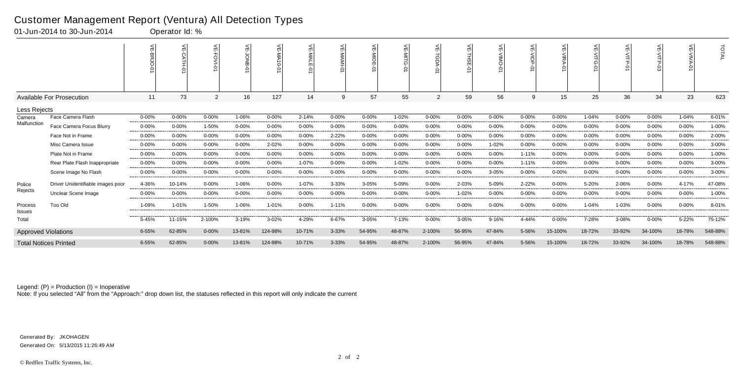# Customer Management Report (Ventura) All Detection Types

01-Jun-2014 to 30-Jun-2014 Operator Id: %

| | | VE-BRJO-01 | VE-CATH-01 | VE-FOVI-01 | VE-JONB-01 | VE-MA10-01 | VE-MALE-01 | VE-MAMI-01 | VE-MIDE-01 | VE-MITG-01 | VE-TGDA-01 | VE-THSE-01 | VE-VIMO-01 | VE-VIOP-01 | VE-VIRA-01 | VE-VITG-01 | VE-VITP-01 | VE-VITP-03 | VE-VIVA-01 | TOTAL |
|---|---|---|---|---|---|---|---|---|---|---|---|---|---|---|---|---|---|---|---|---|
| Available For Prosecution | | 11 | 73 | 2 | 16 | 127 | 14 | 9 | 57 | 55 | 2 | 59 | 56 | 9 | 15 | 25 | 36 | 34 | 23 | 623 |
| Less Rejects | | | | | | | | | | | | | | | | | | | | |
| Camera Malfunction | Face Camera Flash | 0-00% | 0-00% | 0-00% | 1-06% | 0-00% | 2-14% | 0-00% | 0-00% | 1-02% | 0-00% | 0-00% | 0-00% | 0-00% | 0-00% | 1-04% | 0-00% | 0-00% | 1-04% | 6-01% |
| | Face Camera Focus Blurry | 0-00% | 0-00% | 1-50% | 0-00% | 0-00% | 0-00% | 0-00% | 0-00% | 0-00% | 0-00% | 0-00% | 0-00% | 0-00% | 0-00% | 0-00% | 0-00% | 0-00% | 0-00% | 1-00% |
| | Face Not in Frame | 0-00% | 0-00% | 0-00% | 0-00% | 0-00% | 0-00% | 2-22% | 0-00% | 0-00% | 0-00% | 0-00% | 0-00% | 0-00% | 0-00% | 0-00% | 0-00% | 0-00% | 0-00% | 2-00% |
| | Misc Camera Issue | 0-00% | 0-00% | 0-00% | 0-00% | 2-02% | 0-00% | 0-00% | 0-00% | 0-00% | 0-00% | 0-00% | 1-02% | 0-00% | 0-00% | 0-00% | 0-00% | 0-00% | 0-00% | 3-00% |
| | Plate Not in Frame | 0-00% | 0-00% | 0-00% | 0-00% | 0-00% | 0-00% | 0-00% | 0-00% | 0-00% | 0-00% | 0-00% | 0-00% | 1-11% | 0-00% | 0-00% | 0-00% | 0-00% | 0-00% | 1-00% |
| | Rear Plate Flash Inappropriate | 0-00% | 0-00% | 0-00% | 0-00% | 0-00% | 1-07% | 0-00% | 0-00% | 1-02% | 0-00% | 0-00% | 0-00% | 1-11% | 0-00% | 0-00% | 0-00% | 0-00% | 0-00% | 3-00% |
| | Scene Image No Flash | 0-00% | 0-00% | 0-00% | 0-00% | 0-00% | 0-00% | 0-00% | 0-00% | 0-00% | 0-00% | 0-00% | 3-05% | 0-00% | 0-00% | 0-00% | 0-00% | 0-00% | 0-00% | 3-00% |
| Police Rejects | Driver Unidentifiable images poor | 4-36% | 10-14% | 0-00% | 1-06% | 0-00% | 1-07% | 3-33% | 3-05% | 5-09% | 0-00% | 2-03% | 5-09% | 2-22% | 0-00% | 5-20% | 2-06% | 0-00% | 4-17% | 47-08% |
| | Unclear Scene Image | 0-00% | 0-00% | 0-00% | 0-00% | 0-00% | 0-00% | 0-00% | 0-00% | 0-00% | 0-00% | 1-02% | 0-00% | 0-00% | 0-00% | 0-00% | 0-00% | 0-00% | 0-00% | 1-00% |
| Process Issues | Too Old | 1-09% | 1-01% | 1-50% | 1-06% | 1-01% | 0-00% | 1-11% | 0-00% | 0-00% | 0-00% | 0-00% | 0-00% | 0-00% | 0-00% | 1-04% | 1-03% | 0-00% | 0-00% | 8-01% |
| Total | | 5-45% | 11-15% | 2-100% | 3-19% | 3-02% | 4-29% | 6-67% | 3-05% | 7-13% | 0-00% | 3-05% | 9-16% | 4-44% | 0-00% | 7-28% | 3-08% | 0-00% | 5-22% | 75-12% |
| Approved Violations | | 6-55% | 62-85% | 0-00% | 13-81% | 124-98% | 10-71% | 3-33% | 54-95% | 48-87% | 2-100% | 56-95% | 47-84% | 5-56% | 15-100% | 18-72% | 33-92% | 34-100% | 18-78% | 548-88% |
| Total Notices Printed | | 6-55% | 62-85% | 0-00% | 13-81% | 124-98% | 10-71% | 3-33% | 54-95% | 48-87% | 2-100% | 56-95% | 47-84% | 5-56% | 15-100% | 18-72% | 33-92% | 34-100% | 18-78% | 548-88% |

Legend: (P) = Production (I) = Inoperative

Note: If you selected "All" from the "Approach:" drop down list, the statuses reflected in this report will only indicate the current

Generated By: JKOHAGEN

Generated On: 5/13/2015 11:26:49 AM

© Redflex Traffic Systems, Inc.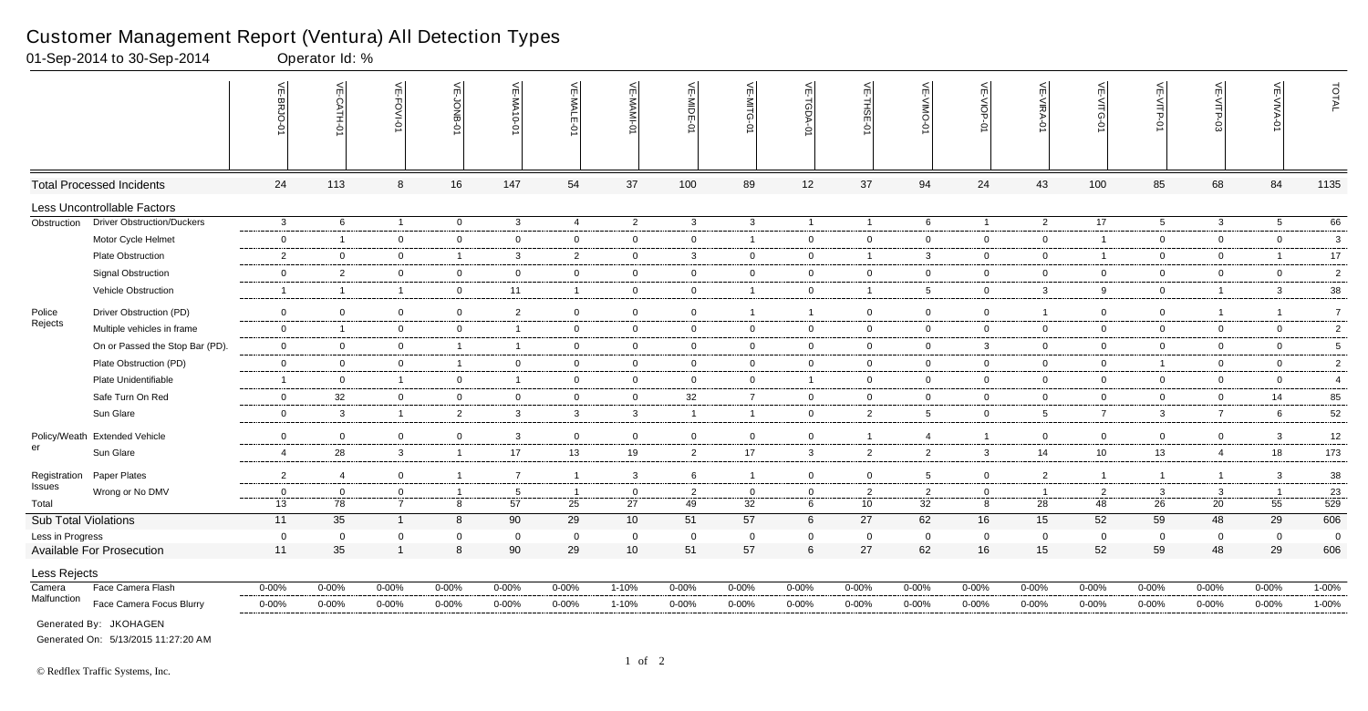# Customer Management Report (Ventura) All Detection Types

01-Sep-2014 to 30-Sep-2014 Operator Id: %

| | | VE-BRJO-01 | VE-CATH-01 | VE-FOVI-01 | VE-JONB-01 | VE-MA10-01 | VE-MALE-01 | VE-MAMI-01 | VE-MIDE-01 | VE-MITG-01 | VE-TGDA-01 | VE-THSE-01 | VE-VIMO-01 | VE-VIOP-01 | VE-VIRA-01 | VE-VITG-01 | VE-VITP-01 | VE-VITP-03 | VE-VIVA-01 | TOTAL |
|---|---|---|---|---|---|---|---|---|---|---|---|---|---|---|---|---|---|---|---|---|
| **Total Processed Incidents** | | 24 | 113 | 8 | 16 | 147 | 54 | 37 | 100 | 89 | 12 | 37 | 94 | 24 | 43 | 100 | 85 | 68 | 84 | 1135 |
| **Less Uncontrollable Factors** | | | | | | | | | | | | | | | | | | | | |
| Obstruction | Driver Obstruction/Duckers | 3 | 6 | 1 | 0 | 3 | 4 | 2 | 3 | 3 | 1 | 1 | 6 | 1 | 2 | 17 | 5 | 3 | 5 | 66 |
| | Motor Cycle Helmet | 0 | 1 | 0 | 0 | 0 | 0 | 0 | 0 | 1 | 0 | 0 | 0 | 0 | 0 | 1 | 0 | 0 | 0 | 3 |
| | Plate Obstruction | 2 | 0 | 0 | 1 | 3 | 2 | 0 | 3 | 0 | 0 | 1 | 3 | 0 | 0 | 1 | 0 | 0 | 1 | 17 |
| | Signal Obstruction | 0 | 2 | 0 | 0 | 0 | 0 | 0 | 0 | 0 | 0 | 0 | 0 | 0 | 0 | 0 | 0 | 0 | 0 | 2 |
| | Vehicle Obstruction | 1 | 1 | 1 | 0 | 11 | 1 | 0 | 0 | 1 | 0 | 1 | 5 | 0 | 3 | 9 | 0 | 1 | 3 | 38 |
| Police Rejects | Driver Obstruction (PD) | 0 | 0 | 0 | 0 | 2 | 0 | 0 | 0 | 1 | 1 | 0 | 0 | 0 | 1 | 0 | 0 | 1 | 1 | 7 |
| | Multiple vehicles in frame | 0 | 1 | 0 | 0 | 1 | 0 | 0 | 0 | 0 | 0 | 0 | 0 | 0 | 0 | 0 | 0 | 0 | 0 | 2 |
| | On or Passed the Stop Bar (PD). | 0 | 0 | 0 | 1 | 1 | 0 | 0 | 0 | 0 | 0 | 0 | 0 | 3 | 0 | 0 | 0 | 0 | 0 | 5 |
| | Plate Obstruction (PD) | 0 | 0 | 0 | 1 | 0 | 0 | 0 | 0 | 0 | 0 | 0 | 0 | 0 | 0 | 0 | 1 | 0 | 0 | 2 |
| | Plate Unidentifiable | 1 | 0 | 1 | 0 | 1 | 0 | 0 | 0 | 0 | 1 | 0 | 0 | 0 | 0 | 0 | 0 | 0 | 0 | 4 |
| | Safe Turn On Red | 0 | 32 | 0 | 0 | 0 | 0 | 0 | 32 | 7 | 0 | 0 | 0 | 0 | 0 | 0 | 0 | 0 | 14 | 85 |
| | Sun Glare | 0 | 3 | 1 | 2 | 3 | 3 | 3 | 1 | 1 | 0 | 2 | 5 | 0 | 5 | 7 | 3 | 7 | 6 | 52 |
| Policy/Weather | Extended Vehicle | 0 | 0 | 0 | 0 | 3 | 0 | 0 | 0 | 0 | 0 | 1 | 4 | 1 | 0 | 0 | 0 | 0 | 3 | 12 |
| | Sun Glare | 4 | 28 | 3 | 1 | 17 | 13 | 19 | 2 | 17 | 3 | 2 | 2 | 3 | 14 | 10 | 13 | 4 | 18 | 173 |
| Registration Issues | Paper Plates | 2 | 4 | 0 | 1 | 7 | 1 | 3 | 6 | 1 | 0 | 0 | 5 | 0 | 2 | 1 | 1 | 1 | 3 | 38 |
| | Wrong or No DMV | 0 | 0 | 0 | 1 | 5 | 1 | 0 | 2 | 0 | 0 | 2 | 2 | 0 | 1 | 2 | 3 | 3 | 1 | 23 |
| Total | | 13 | 78 | 7 | 8 | 57 | 25 | 27 | 49 | 32 | 6 | 10 | 32 | 8 | 28 | 48 | 26 | 20 | 55 | 529 |
| **Sub Total Violations** | | 11 | 35 | 1 | 8 | 90 | 29 | 10 | 51 | 57 | 6 | 27 | 62 | 16 | 15 | 52 | 59 | 48 | 29 | 606 |
| Less in Progress | | 0 | 0 | 0 | 0 | 0 | 0 | 0 | 0 | 0 | 0 | 0 | 0 | 0 | 0 | 0 | 0 | 0 | 0 | 0 |
| **Available For Prosecution** | | 11 | 35 | 1 | 8 | 90 | 29 | 10 | 51 | 57 | 6 | 27 | 62 | 16 | 15 | 52 | 59 | 48 | 29 | 606 |
| **Less Rejects** | | | | | | | | | | | | | | | | | | | | |
| Camera Malfunction | Face Camera Flash | 0-00% | 0-00% | 0-00% | 0-00% | 0-00% | 0-00% | 1-10% | 0-00% | 0-00% | 0-00% | 0-00% | 0-00% | 0-00% | 0-00% | 0-00% | 0-00% | 0-00% | 0-00% | 1-00% |
| | Face Camera Focus Blurry | 0-00% | 0-00% | 0-00% | 0-00% | 0-00% | 0-00% | 1-10% | 0-00% | 0-00% | 0-00% | 0-00% | 0-00% | 0-00% | 0-00% | 0-00% | 0-00% | 0-00% | 0-00% | 1-00% |

Generated By: JKOHAGEN

Generated On: 5/13/2015 11:27:20 AM

© Redflex Traffic Systems, Inc.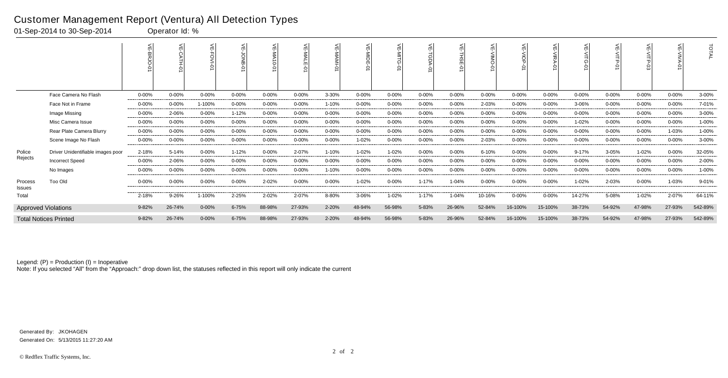# Customer Management Report (Ventura) All Detection Types

01-Sep-2014 to 30-Sep-2014 Operator Id: %

| | | VE-BRJO-01 | VE-CATH-01 | VE-FOVI-01 | VE-JONB-01 | VE-MA10-01 | VE-MALE-01 | VE-MAMI-01 | VE-MIDE-01 | VE-MITG-01 | VE-TGDA-01 | VE-THSE-01 | VE-VIMO-01 | VE-VIOP-01 | VE-VIRA-01 | VE-VITG-01 | VE-VITP-01 | VE-VITP-03 | VE-VIVA-01 | TOTAL |
|---|---|---|---|---|---|---|---|---|---|---|---|---|---|---|---|---|---|---|---|---|
| | Face Camera No Flash | 0-00% | 0-00% | 0-00% | 0-00% | 0-00% | 0-00% | 3-30% | 0-00% | 0-00% | 0-00% | 0-00% | 0-00% | 0-00% | 0-00% | 0-00% | 0-00% | 0-00% | 0-00% | 3-00% |
| | Face Not in Frame | 0-00% | 0-00% | 1-100% | 0-00% | 0-00% | 0-00% | 1-10% | 0-00% | 0-00% | 0-00% | 0-00% | 2-03% | 0-00% | 0-00% | 3-06% | 0-00% | 0-00% | 0-00% | 7-01% |
| | Image Missing | 0-00% | 2-06% | 0-00% | 1-12% | 0-00% | 0-00% | 0-00% | 0-00% | 0-00% | 0-00% | 0-00% | 0-00% | 0-00% | 0-00% | 0-00% | 0-00% | 0-00% | 0-00% | 3-00% |
| | Misc Camera Issue | 0-00% | 0-00% | 0-00% | 0-00% | 0-00% | 0-00% | 0-00% | 0-00% | 0-00% | 0-00% | 0-00% | 0-00% | 0-00% | 0-00% | 1-02% | 0-00% | 0-00% | 0-00% | 1-00% |
| | Rear Plate Camera Blurry | 0-00% | 0-00% | 0-00% | 0-00% | 0-00% | 0-00% | 0-00% | 0-00% | 0-00% | 0-00% | 0-00% | 0-00% | 0-00% | 0-00% | 0-00% | 0-00% | 0-00% | 1-03% | 1-00% |
| | Scene Image No Flash | 0-00% | 0-00% | 0-00% | 0-00% | 0-00% | 0-00% | 0-00% | 1-02% | 0-00% | 0-00% | 0-00% | 2-03% | 0-00% | 0-00% | 0-00% | 0-00% | 0-00% | 0-00% | 3-00% |
| Police Rejects | Driver Unidentifiable images poor | 2-18% | 5-14% | 0-00% | 1-12% | 0-00% | 2-07% | 1-10% | 1-02% | 1-02% | 0-00% | 0-00% | 6-10% | 0-00% | 0-00% | 9-17% | 3-05% | 1-02% | 0-00% | 32-05% |
| | Incorrect Speed | 0-00% | 2-06% | 0-00% | 0-00% | 0-00% | 0-00% | 0-00% | 0-00% | 0-00% | 0-00% | 0-00% | 0-00% | 0-00% | 0-00% | 0-00% | 0-00% | 0-00% | 0-00% | 2-00% |
| | No Images | 0-00% | 0-00% | 0-00% | 0-00% | 0-00% | 0-00% | 1-10% | 0-00% | 0-00% | 0-00% | 0-00% | 0-00% | 0-00% | 0-00% | 0-00% | 0-00% | 0-00% | 0-00% | 1-00% |
| Process Issues | Too Old | 0-00% | 0-00% | 0-00% | 0-00% | 2-02% | 0-00% | 0-00% | 1-02% | 0-00% | 1-17% | 1-04% | 0-00% | 0-00% | 0-00% | 1-02% | 2-03% | 0-00% | 1-03% | 9-01% |
| Total | | 2-18% | 9-26% | 1-100% | 2-25% | 2-02% | 2-07% | 8-80% | 3-06% | 1-02% | 1-17% | 1-04% | 10-16% | 0-00% | 0-00% | 14-27% | 5-08% | 1-02% | 2-07% | 64-11% |
| Approved Violations | | 9-82% | 26-74% | 0-00% | 6-75% | 88-98% | 27-93% | 2-20% | 48-94% | 56-98% | 5-83% | 26-96% | 52-84% | 16-100% | 15-100% | 38-73% | 54-92% | 47-98% | 27-93% | 542-89% |
| Total Notices Printed | | 9-82% | 26-74% | 0-00% | 6-75% | 88-98% | 27-93% | 2-20% | 48-94% | 56-98% | 5-83% | 26-96% | 52-84% | 16-100% | 15-100% | 38-73% | 54-92% | 47-98% | 27-93% | 542-89% |

Legend: (P) = Production (I) = Inoperative

Note: If you selected "All" from the "Approach:" drop down list, the statuses reflected in this report will only indicate the current

Generated By: JKOHAGEN

Generated On: 5/13/2015 11:27:20 AM

© Redflex Traffic Systems, Inc.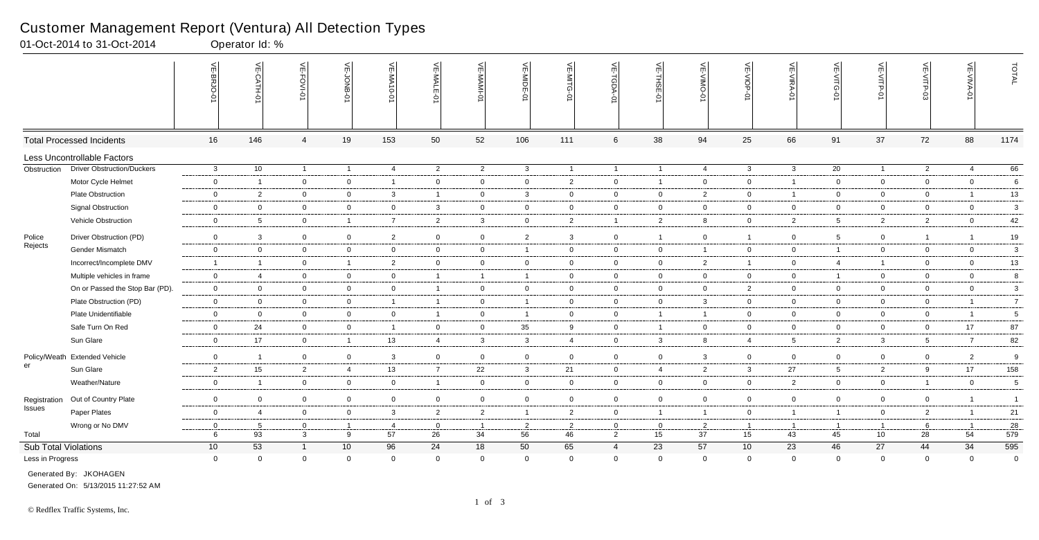# Customer Management Report (Ventura) All Detection Types

01-Oct-2014 to 31-Oct-2014 Operator Id: %

| | | VE-BRJO-01 | VE-CATH-01 | VE-FOVI-01 | VE-JONB-01 | VE-MA10-01 | VE-MALE-01 | VE-MAMI-01 | VE-MIDE-01 | VE-MITG-01 | VE-TGDA-01 | VE-THSE-01 | VE-VIMO-01 | VE-VIOP-01 | VE-VIRA-01 | VE-VITG-01 | VE-VITP-01 | VE-VITP-03 | VE-VIVA-01 | TOTAL |
|---|---|---|---|---|---|---|---|---|---|---|---|---|---|---|---|---|---|---|---|---|
| Total Processed Incidents | | 16 | 146 | 4 | 19 | 153 | 50 | 52 | 106 | 111 | 6 | 38 | 94 | 25 | 66 | 91 | 37 | 72 | 88 | 1174 |
| Less Uncontrollable Factors | | | | | | | | | | | | | | | | | | | | |
| Obstruction | Driver Obstruction/Duckers | 3 | 10 | 1 | 1 | 4 | 2 | 2 | 3 | 1 | 1 | 1 | 4 | 3 | 3 | 20 | 1 | 2 | 4 | 66 |
| | Motor Cycle Helmet | 0 | 1 | 0 | 0 | 1 | 0 | 0 | 0 | 2 | 0 | 1 | 0 | 0 | 1 | 0 | 0 | 0 | 0 | 6 |
| | Plate Obstruction | 0 | 2 | 0 | 0 | 3 | 1 | 0 | 3 | 0 | 0 | 0 | 2 | 0 | 1 | 0 | 0 | 0 | 1 | 13 |
| | Signal Obstruction | 0 | 0 | 0 | 0 | 0 | 3 | 0 | 0 | 0 | 0 | 0 | 0 | 0 | 0 | 0 | 0 | 0 | 0 | 3 |
| | Vehicle Obstruction | 0 | 5 | 0 | 1 | 7 | 2 | 3 | 0 | 2 | 1 | 2 | 8 | 0 | 2 | 5 | 2 | 2 | 0 | 42 |
| Police Rejects | Driver Obstruction (PD) | 0 | 3 | 0 | 0 | 2 | 0 | 0 | 2 | 3 | 0 | 1 | 0 | 1 | 0 | 5 | 0 | 1 | 1 | 19 |
| | Gender Mismatch | 0 | 0 | 0 | 0 | 0 | 0 | 0 | 1 | 0 | 0 | 0 | 1 | 0 | 0 | 1 | 0 | 0 | 0 | 3 |
| | Incorrect/Incomplete DMV | 1 | 1 | 0 | 1 | 2 | 0 | 0 | 0 | 0 | 0 | 0 | 2 | 1 | 0 | 4 | 1 | 0 | 0 | 13 |
| | Multiple vehicles in frame | 0 | 4 | 0 | 0 | 0 | 1 | 1 | 1 | 0 | 0 | 0 | 0 | 0 | 0 | 1 | 0 | 0 | 0 | 8 |
| | On or Passed the Stop Bar (PD). | 0 | 0 | 0 | 0 | 0 | 1 | 0 | 0 | 0 | 0 | 0 | 0 | 2 | 0 | 0 | 0 | 0 | 0 | 3 |
| | Plate Obstruction (PD) | 0 | 0 | 0 | 0 | 1 | 1 | 0 | 1 | 0 | 0 | 0 | 3 | 0 | 0 | 0 | 0 | 0 | 1 | 7 |
| | Plate Unidentifiable | 0 | 0 | 0 | 0 | 0 | 1 | 0 | 1 | 0 | 0 | 1 | 1 | 0 | 0 | 0 | 0 | 0 | 1 | 5 |
| | Safe Turn On Red | 0 | 24 | 0 | 0 | 1 | 0 | 0 | 35 | 9 | 0 | 1 | 0 | 0 | 0 | 0 | 0 | 0 | 17 | 87 |
| | Sun Glare | 0 | 17 | 0 | 1 | 13 | 4 | 3 | 3 | 4 | 0 | 3 | 8 | 4 | 5 | 2 | 3 | 5 | 7 | 82 |
| Policy/Weather | Extended Vehicle | 0 | 1 | 0 | 0 | 3 | 0 | 0 | 0 | 0 | 0 | 0 | 3 | 0 | 0 | 0 | 0 | 0 | 2 | 9 |
| | Sun Glare | 2 | 15 | 2 | 4 | 13 | 7 | 22 | 3 | 21 | 0 | 4 | 2 | 3 | 27 | 5 | 2 | 9 | 17 | 158 |
| | Weather/Nature | 0 | 1 | 0 | 0 | 0 | 1 | 0 | 0 | 0 | 0 | 0 | 0 | 0 | 2 | 0 | 0 | 1 | 0 | 5 |
| Registration Issues | Out of Country Plate | 0 | 0 | 0 | 0 | 0 | 0 | 0 | 0 | 0 | 0 | 0 | 0 | 0 | 0 | 0 | 0 | 0 | 1 | 1 |
| | Paper Plates | 0 | 4 | 0 | 0 | 3 | 2 | 2 | 1 | 2 | 0 | 1 | 1 | 0 | 1 | 1 | 0 | 2 | 1 | 21 |
| | Wrong or No DMV | 0 | 5 | 0 | 1 | 4 | 0 | 1 | 2 | 2 | 0 | 0 | 2 | 1 | 1 | 1 | 1 | 6 | 1 | 28 |
| Total | | 6 | 93 | 3 | 9 | 57 | 26 | 34 | 56 | 46 | 2 | 15 | 37 | 15 | 43 | 45 | 10 | 28 | 54 | 579 |
| Sub Total Violations | | 10 | 53 | 1 | 10 | 96 | 24 | 18 | 50 | 65 | 4 | 23 | 57 | 10 | 23 | 46 | 27 | 44 | 34 | 595 |
| Less in Progress | | 0 | 0 | 0 | 0 | 0 | 0 | 0 | 0 | 0 | 0 | 0 | 0 | 0 | 0 | 0 | 0 | 0 | 0 | 0 |

Generated By: JKOHAGEN

Generated On: 5/13/2015 11:27:52 AM

© Redflex Traffic Systems, Inc.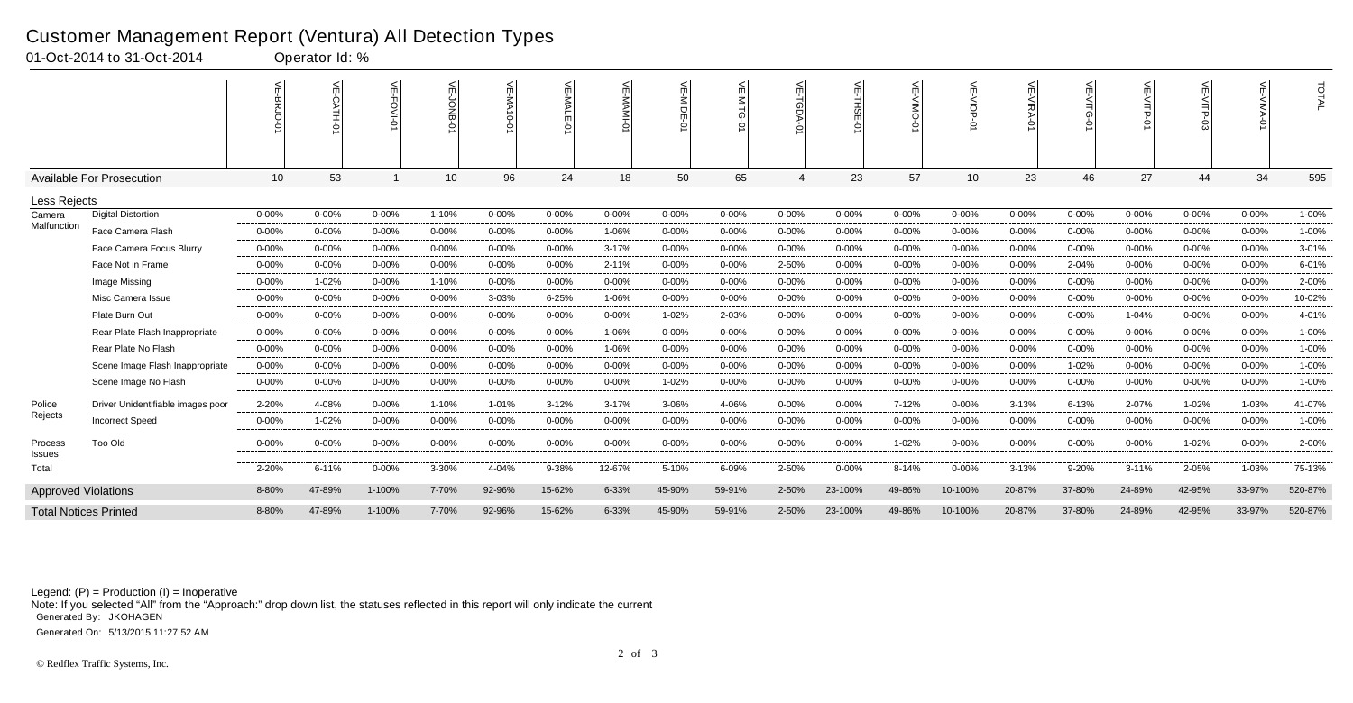# Customer Management Report (Ventura) All Detection Types

01-Oct-2014 to 31-Oct-2014 Operator Id: %

| | | VE-BRJO-01 | VE-CATH-01 | VE-FOVI-01 | VE-JONB-01 | VE-MA10-01 | VE-MALE-01 | VE-MAMI-01 | VE-MIDE-01 | VE-MITG-01 | VE-TGDA-01 | VE-THSE-01 | VE-VIMO-01 | VE-VIOP-01 | VE-VIRA-01 | VE-VITG-01 | VE-VITP-01 | VE-VITP-03 | VE-VIVA-01 | TOTAL |
|---|---|---|---|---|---|---|---|---|---|---|---|---|---|---|---|---|---|---|---|---|
| Available For Prosecution | | 10 | 53 | 1 | 10 | 96 | 24 | 18 | 50 | 65 | 4 | 23 | 57 | 10 | 23 | 46 | 27 | 44 | 34 | 595 |
| Less Rejects | | | | | | | | | | | | | | | | | | | | |
| Camera Malfunction | Digital Distortion | 0-00% | 0-00% | 0-00% | 1-10% | 0-00% | 0-00% | 0-00% | 0-00% | 0-00% | 0-00% | 0-00% | 0-00% | 0-00% | 0-00% | 0-00% | 0-00% | 0-00% | 0-00% | 1-00% |
| | Face Camera Flash | 0-00% | 0-00% | 0-00% | 0-00% | 0-00% | 0-00% | 1-06% | 0-00% | 0-00% | 0-00% | 0-00% | 0-00% | 0-00% | 0-00% | 0-00% | 0-00% | 0-00% | 0-00% | 1-00% |
| | Face Camera Focus Blurry | 0-00% | 0-00% | 0-00% | 0-00% | 0-00% | 0-00% | 3-17% | 0-00% | 0-00% | 0-00% | 0-00% | 0-00% | 0-00% | 0-00% | 0-00% | 0-00% | 0-00% | 0-00% | 3-01% |
| | Face Not in Frame | 0-00% | 0-00% | 0-00% | 0-00% | 0-00% | 0-00% | 2-11% | 0-00% | 0-00% | 2-50% | 0-00% | 0-00% | 0-00% | 0-00% | 2-04% | 0-00% | 0-00% | 0-00% | 6-01% |
| | Image Missing | 0-00% | 1-02% | 0-00% | 1-10% | 0-00% | 0-00% | 0-00% | 0-00% | 0-00% | 0-00% | 0-00% | 0-00% | 0-00% | 0-00% | 0-00% | 0-00% | 0-00% | 0-00% | 2-00% |
| | Misc Camera Issue | 0-00% | 0-00% | 0-00% | 0-00% | 3-03% | 6-25% | 1-06% | 0-00% | 0-00% | 0-00% | 0-00% | 0-00% | 0-00% | 0-00% | 0-00% | 0-00% | 0-00% | 0-00% | 10-02% |
| | Plate Burn Out | 0-00% | 0-00% | 0-00% | 0-00% | 0-00% | 0-00% | 0-00% | 1-02% | 2-03% | 0-00% | 0-00% | 0-00% | 0-00% | 0-00% | 0-00% | 1-04% | 0-00% | 0-00% | 4-01% |
| | Rear Plate Flash Inappropriate | 0-00% | 0-00% | 0-00% | 0-00% | 0-00% | 0-00% | 1-06% | 0-00% | 0-00% | 0-00% | 0-00% | 0-00% | 0-00% | 0-00% | 0-00% | 0-00% | 0-00% | 0-00% | 1-00% |
| | Rear Plate No Flash | 0-00% | 0-00% | 0-00% | 0-00% | 0-00% | 0-00% | 1-06% | 0-00% | 0-00% | 0-00% | 0-00% | 0-00% | 0-00% | 0-00% | 0-00% | 0-00% | 0-00% | 0-00% | 1-00% |
| | Scene Image Flash Inappropriate | 0-00% | 0-00% | 0-00% | 0-00% | 0-00% | 0-00% | 0-00% | 0-00% | 0-00% | 0-00% | 0-00% | 0-00% | 0-00% | 0-00% | 1-02% | 0-00% | 0-00% | 0-00% | 1-00% |
| | Scene Image No Flash | 0-00% | 0-00% | 0-00% | 0-00% | 0-00% | 0-00% | 0-00% | 1-02% | 0-00% | 0-00% | 0-00% | 0-00% | 0-00% | 0-00% | 0-00% | 0-00% | 0-00% | 0-00% | 1-00% |
| Police Rejects | Driver Unidentifiable images poor | 2-20% | 4-08% | 0-00% | 1-10% | 1-01% | 3-12% | 3-17% | 3-06% | 4-06% | 0-00% | 0-00% | 7-12% | 0-00% | 3-13% | 6-13% | 2-07% | 1-02% | 1-03% | 41-07% |
| | Incorrect Speed | 0-00% | 1-02% | 0-00% | 0-00% | 0-00% | 0-00% | 0-00% | 0-00% | 0-00% | 0-00% | 0-00% | 0-00% | 0-00% | 0-00% | 0-00% | 0-00% | 0-00% | 0-00% | 1-00% |
| Process Issues | Too Old | 0-00% | 0-00% | 0-00% | 0-00% | 0-00% | 0-00% | 0-00% | 0-00% | 0-00% | 0-00% | 0-00% | 1-02% | 0-00% | 0-00% | 0-00% | 0-00% | 1-02% | 0-00% | 2-00% |
| Total | | 2-20% | 6-11% | 0-00% | 3-30% | 4-04% | 9-38% | 12-67% | 5-10% | 6-09% | 2-50% | 0-00% | 8-14% | 0-00% | 3-13% | 9-20% | 3-11% | 2-05% | 1-03% | 75-13% |
| Approved Violations | | 8-80% | 47-89% | 1-100% | 7-70% | 92-96% | 15-62% | 6-33% | 45-90% | 59-91% | 2-50% | 23-100% | 49-86% | 10-100% | 20-87% | 37-80% | 24-89% | 42-95% | 33-97% | 520-87% |
| Total Notices Printed | | 8-80% | 47-89% | 1-100% | 7-70% | 92-96% | 15-62% | 6-33% | 45-90% | 59-91% | 2-50% | 23-100% | 49-86% | 10-100% | 20-87% | 37-80% | 24-89% | 42-95% | 33-97% | 520-87% |

Legend: (P) = Production (I) = Inoperative

Note: If you selected "All" from the "Approach:" drop down list, the statuses reflected in this report will only indicate the current

Generated By: JKOHAGEN

Generated On: 5/13/2015 11:27:52 AM

© Redflex Traffic Systems, Inc.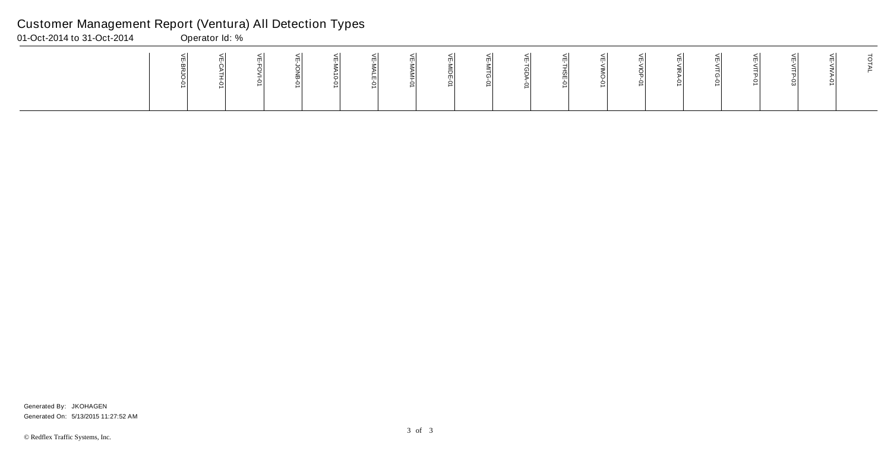# Customer Management Report (Ventura) All Detection Types

01-Oct-2014 to 31-Oct-2014 Operator Id: %

| | VE-BRJO-01 | VE-CATH-01 | VE-FOVI-01 | VE-JONB-01 | VE-MA10-01 | VE-MALE-01 | VE-MAMI-01 | VE-MIDE-01 | VE-MITG-01 | VE-TGDA-01 | VE-THSE-01 | VE-VIMO-01 | VE-VIOP-01 | VE-VIRA-01 | VE-VITG-01 | VE-VITP-01 | VE-VITP-03 | VE-VIVA-01 | TOTAL |
|---|---|---|---|---|---|---|---|---|---|---|---|---|---|---|---|---|---|---|---|
| | | | | | | | | | | | | | | | | | | | |

Generated By: JKOHAGEN
Generated On: 5/13/2015 11:27:52 AM

© Redflex Traffic Systems, Inc.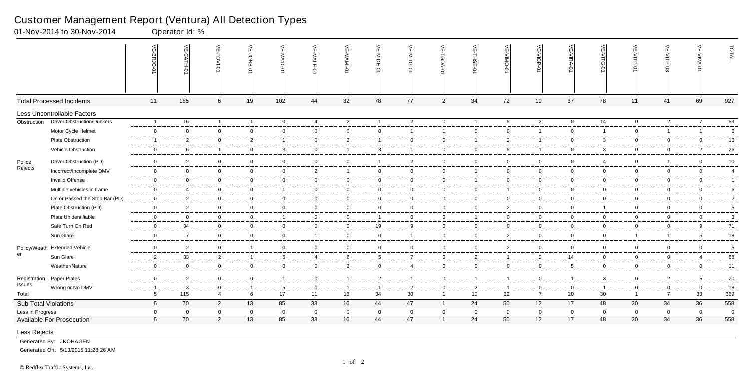# Customer Management Report (Ventura) All Detection Types

01-Nov-2014 to 30-Nov-2014 Operator Id: %

| | | VE-BRJO-01 | VE-CATH-01 | VE-FOVI-01 | VE-JONB-01 | VE-MA10-01 | VE-MALE-01 | VE-MAMI-01 | VE-MIDE-01 | VE-MITG-01 | VE-TGDA-01 | VE-THSE-01 | VE-VIMO-01 | VE-VIOP-01 | VE-VIRA-01 | VE-VITG-01 | VE-VITP-01 | VE-VITP-03 | VE-VIVA-01 | TOTAL |
|---|---|---|---|---|---|---|---|---|---|---|---|---|---|---|---|---|---|---|---|---|
| **Total Processed Incidents** | | 11 | 185 | 6 | 19 | 102 | 44 | 32 | 78 | 77 | 2 | 34 | 72 | 19 | 37 | 78 | 21 | 41 | 69 | 927 |
| **Less Uncontrollable Factors** | | | | | | | | | | | | | | | | | | | | |
| Obstruction | Driver Obstruction/Duckers | 1 | 16 | 1 | 1 | 0 | 4 | 2 | 1 | 2 | 0 | 1 | 5 | 2 | 0 | 14 | 0 | 2 | 7 | 59 |
| | Motor Cycle Helmet | 0 | 0 | 0 | 0 | 0 | 0 | 0 | 0 | 1 | 1 | 0 | 0 | 1 | 0 | 1 | 0 | 1 | 1 | 6 |
| | Plate Obstruction | 1 | 2 | 0 | 2 | 1 | 0 | 2 | 1 | 0 | 0 | 1 | 2 | 1 | 0 | 3 | 0 | 0 | 0 | 16 |
| | Vehicle Obstruction | 0 | 6 | 1 | 0 | 3 | 0 | 1 | 3 | 1 | 0 | 0 | 5 | 1 | 0 | 3 | 0 | 0 | 2 | 26 |
| Police Rejects | Driver Obstruction (PD) | 0 | 2 | 0 | 0 | 0 | 0 | 0 | 1 | 2 | 0 | 0 | 0 | 0 | 0 | 4 | 0 | 1 | 0 | 10 |
| | Incorrect/Incomplete DMV | 0 | 0 | 0 | 0 | 0 | 2 | 1 | 0 | 0 | 0 | 1 | 0 | 0 | 0 | 0 | 0 | 0 | 0 | 4 |
| | Invalid Offense | 0 | 0 | 0 | 0 | 0 | 0 | 0 | 0 | 0 | 0 | 1 | 0 | 0 | 0 | 0 | 0 | 0 | 0 | 1 |
| | Multiple vehicles in frame | 0 | 4 | 0 | 0 | 1 | 0 | 0 | 0 | 0 | 0 | 0 | 1 | 0 | 0 | 0 | 0 | 0 | 0 | 6 |
| | On or Passed the Stop Bar (PD). | 0 | 2 | 0 | 0 | 0 | 0 | 0 | 0 | 0 | 0 | 0 | 0 | 0 | 0 | 0 | 0 | 0 | 0 | 2 |
| | Plate Obstruction (PD) | 0 | 2 | 0 | 0 | 0 | 0 | 0 | 0 | 0 | 0 | 0 | 2 | 0 | 0 | 1 | 0 | 0 | 0 | 5 |
| | Plate Unidentifiable | 0 | 0 | 0 | 0 | 1 | 0 | 0 | 1 | 0 | 0 | 1 | 0 | 0 | 0 | 0 | 0 | 0 | 0 | 3 |
| | Safe Turn On Red | 0 | 34 | 0 | 0 | 0 | 0 | 0 | 19 | 9 | 0 | 0 | 0 | 0 | 0 | 0 | 0 | 0 | 9 | 71 |
| | Sun Glare | 0 | 7 | 0 | 0 | 0 | 1 | 0 | 0 | 1 | 0 | 0 | 2 | 0 | 0 | 0 | 1 | 1 | 5 | 18 |
| Policy/Weather | Extended Vehicle | 0 | 2 | 0 | 1 | 0 | 0 | 0 | 0 | 0 | 0 | 0 | 2 | 0 | 0 | 0 | 0 | 0 | 0 | 5 |
| | Sun Glare | 2 | 33 | 2 | 1 | 5 | 4 | 6 | 5 | 7 | 0 | 2 | 1 | 2 | 14 | 0 | 0 | 0 | 4 | 88 |
| | Weather/Nature | 0 | 0 | 0 | 0 | 0 | 0 | 2 | 0 | 4 | 0 | 0 | 0 | 0 | 5 | 0 | 0 | 0 | 0 | 11 |
| Registration Issues | Paper Plates | 0 | 2 | 0 | 0 | 1 | 0 | 1 | 2 | 1 | 0 | 1 | 1 | 0 | 1 | 3 | 0 | 2 | 5 | 20 |
| | Wrong or No DMV | 1 | 3 | 0 | 1 | 5 | 0 | 1 | 1 | 2 | 0 | 2 | 1 | 0 | 0 | 1 | 0 | 0 | 0 | 18 |
| Total | | 5 | 115 | 4 | 6 | 17 | 11 | 16 | 34 | 30 | 1 | 10 | 22 | 7 | 20 | 30 | 1 | 7 | 33 | 369 |
| **Sub Total Violations** | | 6 | 70 | 2 | 13 | 85 | 33 | 16 | 44 | 47 | 1 | 24 | 50 | 12 | 17 | 48 | 20 | 34 | 36 | 558 |
| Less in Progress | | 0 | 0 | 0 | 0 | 0 | 0 | 0 | 0 | 0 | 0 | 0 | 0 | 0 | 0 | 0 | 0 | 0 | 0 | 0 |
| **Available For Prosecution** | | 6 | 70 | 2 | 13 | 85 | 33 | 16 | 44 | 47 | 1 | 24 | 50 | 12 | 17 | 48 | 20 | 34 | 36 | 558 |

Less Rejects

Generated By: JKOHAGEN

Generated On: 5/13/2015 11:28:26 AM

© Redflex Traffic Systems, Inc.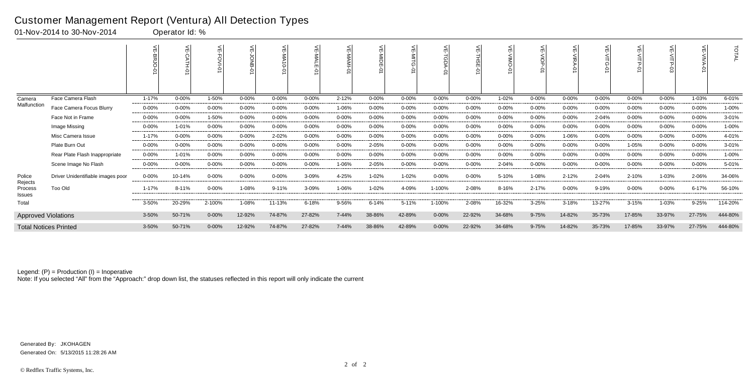# Customer Management Report (Ventura) All Detection Types

01-Nov-2014 to 30-Nov-2014 Operator Id: %

| | | VE-BRJO-01 | VE-CATH-01 | VE-FOVI-01 | VE-JONB-01 | VE-MA10-01 | VE-MALE-01 | VE-MAMI-01 | VE-MIDE-01 | VE-MITG-01 | VE-TGDA-01 | VE-THSE-01 | VE-VIMO-01 | VE-VIOP-01 | VE-VIRA-01 | VE-VITG-01 | VE-VITP-01 | VE-VITP-03 | VE-VIVA-01 | TOTAL |
|---|---|---|---|---|---|---|---|---|---|---|---|---|---|---|---|---|---|---|---|---|
| Camera Malfunction | Face Camera Flash | 1-17% | 0-00% | 1-50% | 0-00% | 0-00% | 0-00% | 2-12% | 0-00% | 0-00% | 0-00% | 0-00% | 1-02% | 0-00% | 0-00% | 0-00% | 0-00% | 0-00% | 1-03% | 6-01% |
| | Face Camera Focus Blurry | 0-00% | 0-00% | 0-00% | 0-00% | 0-00% | 0-00% | 1-06% | 0-00% | 0-00% | 0-00% | 0-00% | 0-00% | 0-00% | 0-00% | 0-00% | 0-00% | 0-00% | 0-00% | 1-00% |
| | Face Not in Frame | 0-00% | 0-00% | 1-50% | 0-00% | 0-00% | 0-00% | 0-00% | 0-00% | 0-00% | 0-00% | 0-00% | 0-00% | 0-00% | 0-00% | 2-04% | 0-00% | 0-00% | 0-00% | 3-01% |
| | Image Missing | 0-00% | 1-01% | 0-00% | 0-00% | 0-00% | 0-00% | 0-00% | 0-00% | 0-00% | 0-00% | 0-00% | 0-00% | 0-00% | 0-00% | 0-00% | 0-00% | 0-00% | 0-00% | 1-00% |
| | Misc Camera Issue | 1-17% | 0-00% | 0-00% | 0-00% | 2-02% | 0-00% | 0-00% | 0-00% | 0-00% | 0-00% | 0-00% | 0-00% | 0-00% | 1-06% | 0-00% | 0-00% | 0-00% | 0-00% | 4-01% |
| | Plate Burn Out | 0-00% | 0-00% | 0-00% | 0-00% | 0-00% | 0-00% | 0-00% | 2-05% | 0-00% | 0-00% | 0-00% | 0-00% | 0-00% | 0-00% | 0-00% | 1-05% | 0-00% | 0-00% | 3-01% |
| | Rear Plate Flash Inappropriate | 0-00% | 1-01% | 0-00% | 0-00% | 0-00% | 0-00% | 0-00% | 0-00% | 0-00% | 0-00% | 0-00% | 0-00% | 0-00% | 0-00% | 0-00% | 0-00% | 0-00% | 0-00% | 1-00% |
| | Scene Image No Flash | 0-00% | 0-00% | 0-00% | 0-00% | 0-00% | 0-00% | 1-06% | 2-05% | 0-00% | 0-00% | 0-00% | 2-04% | 0-00% | 0-00% | 0-00% | 0-00% | 0-00% | 0-00% | 5-01% |
| Police Rejects | Driver Unidentifiable images poor | 0-00% | 10-14% | 0-00% | 0-00% | 0-00% | 3-09% | 4-25% | 1-02% | 1-02% | 0-00% | 0-00% | 5-10% | 1-08% | 2-12% | 2-04% | 2-10% | 1-03% | 2-06% | 34-06% |
| Process Issues | Too Old | 1-17% | 8-11% | 0-00% | 1-08% | 9-11% | 3-09% | 1-06% | 1-02% | 4-09% | 1-100% | 2-08% | 8-16% | 2-17% | 0-00% | 9-19% | 0-00% | 0-00% | 6-17% | 56-10% |
| Total | | 3-50% | 20-29% | 2-100% | 1-08% | 11-13% | 6-18% | 9-56% | 6-14% | 5-11% | 1-100% | 2-08% | 16-32% | 3-25% | 3-18% | 13-27% | 3-15% | 1-03% | 9-25% | 114-20% |
| Approved Violations | | 3-50% | 50-71% | 0-00% | 12-92% | 74-87% | 27-82% | 7-44% | 38-86% | 42-89% | 0-00% | 22-92% | 34-68% | 9-75% | 14-82% | 35-73% | 17-85% | 33-97% | 27-75% | 444-80% |
| Total Notices Printed | | 3-50% | 50-71% | 0-00% | 12-92% | 74-87% | 27-82% | 7-44% | 38-86% | 42-89% | 0-00% | 22-92% | 34-68% | 9-75% | 14-82% | 35-73% | 17-85% | 33-97% | 27-75% | 444-80% |

Legend: (P) = Production (I) = Inoperative

Note: If you selected "All" from the "Approach:" drop down list, the statuses reflected in this report will only indicate the current

Generated By: JKOHAGEN

Generated On: 5/13/2015 11:28:26 AM

© Redflex Traffic Systems, Inc.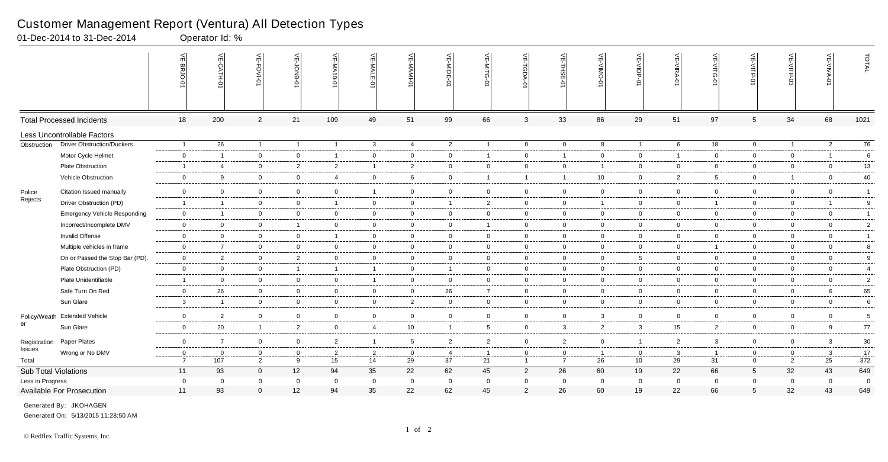# Customer Management Report (Ventura) All Detection Types

01-Dec-2014 to 31-Dec-2014 Operator Id: %

| | | VE-BRJO-01 | VE-CATH-01 | VE-FOVI-01 | VE-JONB-01 | VE-MA10-01 | VE-MALE-01 | VE-MAMI-01 | VE-MIDE-01 | VE-MITG-01 | VE-TGDA-01 | VE-THSE-01 | VE-VIMO-01 | VE-VIOP-01 | VE-VIRA-01 | VE-VITG-01 | VE-VITP-01 | VE-VITP-03 | VE-VIVA-01 | TOTAL |
|---|---|---|---|---|---|---|---|---|---|---|---|---|---|---|---|---|---|---|---|---|
| **Total Processed Incidents** | | 18 | 200 | 2 | 21 | 109 | 49 | 51 | 99 | 66 | 3 | 33 | 86 | 29 | 51 | 97 | 5 | 34 | 68 | 1021 |
| **Less Uncontrollable Factors** | | | | | | | | | | | | | | | | | | | | |
| Obstruction | Driver Obstruction/Duckers | 1 | 26 | 1 | 1 | 1 | 3 | 4 | 2 | 1 | 0 | 0 | 8 | 1 | 6 | 18 | 0 | 1 | 2 | 76 |
| | Motor Cycle Helmet | 0 | 1 | 0 | 0 | 1 | 0 | 0 | 0 | 1 | 0 | 1 | 0 | 0 | 1 | 0 | 0 | 0 | 1 | 6 |
| | Plate Obstruction | 1 | 4 | 0 | 2 | 2 | 1 | 2 | 0 | 0 | 0 | 0 | 1 | 0 | 0 | 0 | 0 | 0 | 0 | 13 |
| | Vehicle Obstruction | 0 | 9 | 0 | 0 | 4 | 0 | 6 | 0 | 1 | 1 | 1 | 10 | 0 | 2 | 5 | 0 | 1 | 0 | 40 |
| Police Rejects | Citation Issued manually | 0 | 0 | 0 | 0 | 0 | 1 | 0 | 0 | 0 | 0 | 0 | 0 | 0 | 0 | 0 | 0 | 0 | 0 | 1 |
| | Driver Obstruction (PD) | 1 | 1 | 0 | 0 | 1 | 0 | 0 | 1 | 2 | 0 | 0 | 1 | 0 | 0 | 1 | 0 | 0 | 1 | 9 |
| | Emergency Vehicle Responding | 0 | 1 | 0 | 0 | 0 | 0 | 0 | 0 | 0 | 0 | 0 | 0 | 0 | 0 | 0 | 0 | 0 | 0 | 1 |
| | Incorrect/Incomplete DMV | 0 | 0 | 0 | 1 | 0 | 0 | 0 | 0 | 1 | 0 | 0 | 0 | 0 | 0 | 0 | 0 | 0 | 0 | 2 |
| | Invalid Offense | 0 | 0 | 0 | 0 | 1 | 0 | 0 | 0 | 0 | 0 | 0 | 0 | 0 | 0 | 0 | 0 | 0 | 0 | 1 |
| | Multiple vehicles in frame | 0 | 7 | 0 | 0 | 0 | 0 | 0 | 0 | 0 | 0 | 0 | 0 | 0 | 0 | 1 | 0 | 0 | 0 | 8 |
| | On or Passed the Stop Bar (PD). | 0 | 2 | 0 | 2 | 0 | 0 | 0 | 0 | 0 | 0 | 0 | 0 | 5 | 0 | 0 | 0 | 0 | 0 | 9 |
| | Plate Obstruction (PD) | 0 | 0 | 0 | 1 | 1 | 1 | 0 | 1 | 0 | 0 | 0 | 0 | 0 | 0 | 0 | 0 | 0 | 0 | 4 |
| | Plate Unidentifiable | 1 | 0 | 0 | 0 | 0 | 1 | 0 | 0 | 0 | 0 | 0 | 0 | 0 | 0 | 0 | 0 | 0 | 0 | 2 |
| | Safe Turn On Red | 0 | 26 | 0 | 0 | 0 | 0 | 0 | 26 | 7 | 0 | 0 | 0 | 0 | 0 | 0 | 0 | 0 | 6 | 65 |
| | Sun Glare | 3 | 1 | 0 | 0 | 0 | 0 | 2 | 0 | 0 | 0 | 0 | 0 | 0 | 0 | 0 | 0 | 0 | 0 | 6 |
| Policy/Weather | Extended Vehicle | 0 | 2 | 0 | 0 | 0 | 0 | 0 | 0 | 0 | 0 | 0 | 3 | 0 | 0 | 0 | 0 | 0 | 0 | 5 |
| | Sun Glare | 0 | 20 | 1 | 2 | 0 | 4 | 10 | 1 | 5 | 0 | 3 | 2 | 3 | 15 | 2 | 0 | 0 | 9 | 77 |
| Registration Issues | Paper Plates | 0 | 7 | 0 | 0 | 2 | 1 | 5 | 2 | 2 | 0 | 2 | 0 | 1 | 2 | 3 | 0 | 0 | 3 | 30 |
| | Wrong or No DMV | 0 | 0 | 0 | 0 | 2 | 2 | 0 | 4 | 1 | 0 | 0 | 1 | 0 | 3 | 1 | 0 | 0 | 3 | 17 |
| Total | | 7 | 107 | 2 | 9 | 15 | 14 | 29 | 37 | 21 | 1 | 7 | 26 | 10 | 29 | 31 | 0 | 2 | 25 | 372 |
| **Sub Total Violations** | | 11 | 93 | 0 | 12 | 94 | 35 | 22 | 62 | 45 | 2 | 26 | 60 | 19 | 22 | 66 | 5 | 32 | 43 | 649 |
| Less in Progress | | 0 | 0 | 0 | 0 | 0 | 0 | 0 | 0 | 0 | 0 | 0 | 0 | 0 | 0 | 0 | 0 | 0 | 0 | 0 |
| **Available For Prosecution** | | 11 | 93 | 0 | 12 | 94 | 35 | 22 | 62 | 45 | 2 | 26 | 60 | 19 | 22 | 66 | 5 | 32 | 43 | 649 |

Generated By: JKOHAGEN

Generated On: 5/13/2015 11:28:50 AM

© Redflex Traffic Systems, Inc.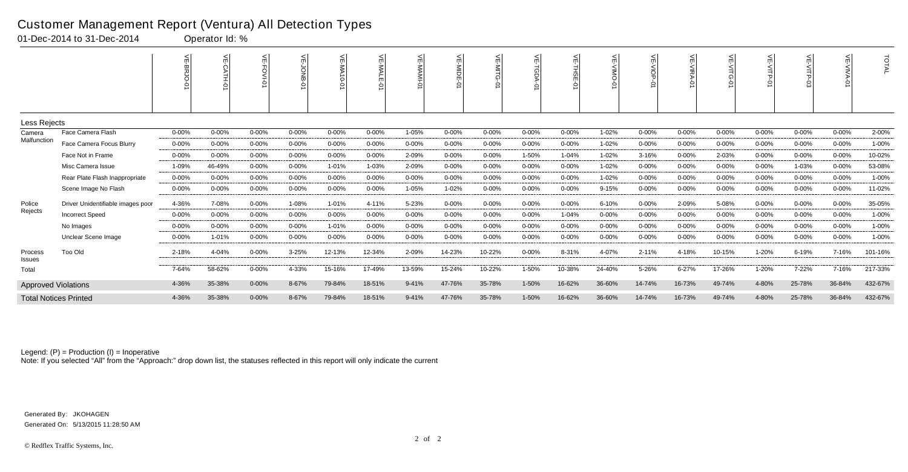# Customer Management Report (Ventura) All Detection Types

01-Dec-2014 to 31-Dec-2014 Operator Id: %

| | | VE-BRJO-01 | VE-CATH-01 | VE-FOVI-01 | VE-JONB-01 | VE-MA10-01 | VE-MALE-01 | VE-MAMI-01 | VE-MIDE-01 | VE-MITG-01 | VE-TGDA-01 | VE-THSE-01 | VE-VIMO-01 | VE-VIOP-01 | VE-VIRA-01 | VE-VITG-01 | VE-VITP-01 | VE-VITP-03 | VE-VIVA-01 | TOTAL |
|---|---|---|---|---|---|---|---|---|---|---|---|---|---|---|---|---|---|---|---|---|
| **Less Rejects** | | | | | | | | | | | | | | | | | | | | |
| Camera Malfunction | Face Camera Flash | 0-00% | 0-00% | 0-00% | 0-00% | 0-00% | 0-00% | 1-05% | 0-00% | 0-00% | 0-00% | 0-00% | 1-02% | 0-00% | 0-00% | 0-00% | 0-00% | 0-00% | 0-00% | 2-00% |
| | Face Camera Focus Blurry | 0-00% | 0-00% | 0-00% | 0-00% | 0-00% | 0-00% | 0-00% | 0-00% | 0-00% | 0-00% | 0-00% | 1-02% | 0-00% | 0-00% | 0-00% | 0-00% | 0-00% | 0-00% | 1-00% |
| | Face Not in Frame | 0-00% | 0-00% | 0-00% | 0-00% | 0-00% | 0-00% | 2-09% | 0-00% | 0-00% | 1-50% | 1-04% | 1-02% | 3-16% | 0-00% | 2-03% | 0-00% | 0-00% | 0-00% | 10-02% |
| | Misc Camera Issue | 1-09% | 46-49% | 0-00% | 0-00% | 1-01% | 1-03% | 2-09% | 0-00% | 0-00% | 0-00% | 0-00% | 1-02% | 0-00% | 0-00% | 0-00% | 0-00% | 1-03% | 0-00% | 53-08% |
| | Rear Plate Flash Inappropriate | 0-00% | 0-00% | 0-00% | 0-00% | 0-00% | 0-00% | 0-00% | 0-00% | 0-00% | 0-00% | 0-00% | 1-02% | 0-00% | 0-00% | 0-00% | 0-00% | 0-00% | 0-00% | 1-00% |
| | Scene Image No Flash | 0-00% | 0-00% | 0-00% | 0-00% | 0-00% | 0-00% | 1-05% | 1-02% | 0-00% | 0-00% | 0-00% | 9-15% | 0-00% | 0-00% | 0-00% | 0-00% | 0-00% | 0-00% | 11-02% |
| Police Rejects | Driver Unidentifiable images poor | 4-36% | 7-08% | 0-00% | 1-08% | 1-01% | 4-11% | 5-23% | 0-00% | 0-00% | 0-00% | 0-00% | 6-10% | 0-00% | 2-09% | 5-08% | 0-00% | 0-00% | 0-00% | 35-05% |
| | Incorrect Speed | 0-00% | 0-00% | 0-00% | 0-00% | 0-00% | 0-00% | 0-00% | 0-00% | 0-00% | 0-00% | 1-04% | 0-00% | 0-00% | 0-00% | 0-00% | 0-00% | 0-00% | 0-00% | 1-00% |
| | No Images | 0-00% | 0-00% | 0-00% | 0-00% | 1-01% | 0-00% | 0-00% | 0-00% | 0-00% | 0-00% | 0-00% | 0-00% | 0-00% | 0-00% | 0-00% | 0-00% | 0-00% | 0-00% | 1-00% |
| | Unclear Scene Image | 0-00% | 1-01% | 0-00% | 0-00% | 0-00% | 0-00% | 0-00% | 0-00% | 0-00% | 0-00% | 0-00% | 0-00% | 0-00% | 0-00% | 0-00% | 0-00% | 0-00% | 0-00% | 1-00% |
| Process Issues | Too Old | 2-18% | 4-04% | 0-00% | 3-25% | 12-13% | 12-34% | 2-09% | 14-23% | 10-22% | 0-00% | 8-31% | 4-07% | 2-11% | 4-18% | 10-15% | 1-20% | 6-19% | 7-16% | 101-16% |
| Total | | 7-64% | 58-62% | 0-00% | 4-33% | 15-16% | 17-49% | 13-59% | 15-24% | 10-22% | 1-50% | 10-38% | 24-40% | 5-26% | 6-27% | 17-26% | 1-20% | 7-22% | 7-16% | 217-33% |
| **Approved Violations** | | 4-36% | 35-38% | 0-00% | 8-67% | 79-84% | 18-51% | 9-41% | 47-76% | 35-78% | 1-50% | 16-62% | 36-60% | 14-74% | 16-73% | 49-74% | 4-80% | 25-78% | 36-84% | 432-67% |
| **Total Notices Printed** | | 4-36% | 35-38% | 0-00% | 8-67% | 79-84% | 18-51% | 9-41% | 47-76% | 35-78% | 1-50% | 16-62% | 36-60% | 14-74% | 16-73% | 49-74% | 4-80% | 25-78% | 36-84% | 432-67% |

Legend: (P) = Production (I) = Inoperative

Note: If you selected "All" from the "Approach:" drop down list, the statuses reflected in this report will only indicate the current

Generated By: JKOHAGEN

Generated On: 5/13/2015 11:28:50 AM

© Redflex Traffic Systems, Inc.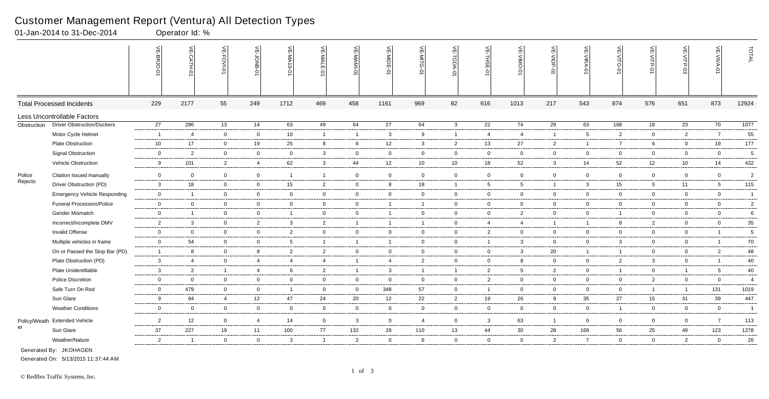# Customer Management Report (Ventura) All Detection Types

01-Jan-2014 to 31-Dec-2014 Operator Id: %

| | | VE-BRJO-01 | VE-CATH-01 | VE-FOVI-01 | VE-JONB-01 | VE-MA10-01 | VE-MALE-01 | VE-MAMI-01 | VE-MIDE-01 | VE-MITG-01 | VE-TGDA-01 | VE-THSE-01 | VE-VIMO-01 | VE-VIOP-01 | VE-VIRA-01 | VE-VITG-01 | VE-VITP-01 | VE-VITP-03 | VE-VIVA-01 | TOTAL |
|---|---|---|---|---|---|---|---|---|---|---|---|---|---|---|---|---|---|---|---|---|
| Total Processed Incidents | | 229 | 2177 | 55 | 249 | 1712 | 469 | 458 | 1161 | 969 | 82 | 616 | 1013 | 217 | 543 | 874 | 576 | 651 | 873 | 12924 |
| Less Uncontrollable Factors | | | | | | | | | | | | | | | | | | | | |
| Obstruction | Driver Obstruction/Duckers | 27 | 286 | 13 | 14 | 63 | 49 | 64 | 27 | 64 | 3 | 22 | 74 | 29 | 63 | 168 | 18 | 23 | 70 | 1077 |
| | Motor Cycle Helmet | 1 | 4 | 0 | 0 | 10 | 1 | 1 | 3 | 9 | 1 | 4 | 4 | 1 | 5 | 2 | 0 | 2 | 7 | 55 |
| | Plate Obstruction | 10 | 17 | 0 | 19 | 25 | 8 | 6 | 12 | 3 | 2 | 13 | 27 | 2 | 1 | 7 | 6 | 0 | 19 | 177 |
| | Signal Obstruction | 0 | 2 | 0 | 0 | 0 | 3 | 0 | 0 | 0 | 0 | 0 | 0 | 0 | 0 | 0 | 0 | 0 | 0 | 5 |
| | Vehicle Obstruction | 9 | 101 | 2 | 4 | 62 | 3 | 44 | 12 | 10 | 10 | 18 | 52 | 3 | 14 | 52 | 12 | 10 | 14 | 432 |
| Police Rejects | Citation Issued manually | 0 | 0 | 0 | 0 | 1 | 1 | 0 | 0 | 0 | 0 | 0 | 0 | 0 | 0 | 0 | 0 | 0 | 0 | 2 |
| | Driver Obstruction (PD) | 3 | 18 | 0 | 0 | 15 | 2 | 0 | 8 | 18 | 1 | 5 | 5 | 1 | 3 | 15 | 5 | 11 | 5 | 115 |
| | Emergency Vehicle Responding | 0 | 1 | 0 | 0 | 0 | 0 | 0 | 0 | 0 | 0 | 0 | 0 | 0 | 0 | 0 | 0 | 0 | 0 | 1 |
| | Funeral Procession/Police | 0 | 0 | 0 | 0 | 0 | 0 | 0 | 1 | 1 | 0 | 0 | 0 | 0 | 0 | 0 | 0 | 0 | 0 | 2 |
| | Gender Mismatch | 0 | 1 | 0 | 0 | 1 | 0 | 0 | 1 | 0 | 0 | 0 | 2 | 0 | 0 | 1 | 0 | 0 | 0 | 6 |
| | Incorrect/Incomplete DMV | 2 | 3 | 0 | 2 | 3 | 2 | 1 | 1 | 1 | 0 | 4 | 4 | 1 | 1 | 8 | 2 | 0 | 0 | 35 |
| | Invalid Offense | 0 | 0 | 0 | 0 | 2 | 0 | 0 | 0 | 0 | 0 | 2 | 0 | 0 | 0 | 0 | 0 | 0 | 1 | 5 |
| | Multiple vehicles in frame | 0 | 54 | 0 | 0 | 5 | 1 | 1 | 1 | 0 | 0 | 1 | 3 | 0 | 0 | 3 | 0 | 0 | 1 | 70 |
| | On or Passed the Stop Bar (PD). | 1 | 8 | 0 | 8 | 2 | 2 | 0 | 0 | 0 | 0 | 0 | 3 | 20 | 1 | 1 | 0 | 0 | 2 | 48 |
| | Plate Obstruction (PD) | 3 | 4 | 0 | 4 | 4 | 4 | 1 | 4 | 2 | 0 | 0 | 8 | 0 | 0 | 2 | 3 | 0 | 1 | 40 |
| | Plate Unidentifiable | 3 | 2 | 1 | 4 | 6 | 2 | 1 | 3 | 1 | 1 | 2 | 5 | 2 | 0 | 1 | 0 | 1 | 5 | 40 |
| | Police Discretion | 0 | 0 | 0 | 0 | 0 | 0 | 0 | 0 | 0 | 0 | 2 | 0 | 0 | 0 | 0 | 2 | 0 | 0 | 4 |
| | Safe Turn On Red | 0 | 479 | 0 | 0 | 1 | 0 | 0 | 348 | 57 | 0 | 1 | 0 | 0 | 0 | 0 | 1 | 1 | 131 | 1019 |
| | Sun Glare | 9 | 94 | 4 | 12 | 47 | 24 | 20 | 12 | 22 | 2 | 19 | 26 | 9 | 35 | 27 | 15 | 31 | 39 | 447 |
| | Weather Conditions | 0 | 0 | 0 | 0 | 0 | 0 | 0 | 0 | 0 | 0 | 0 | 0 | 0 | 0 | 1 | 0 | 0 | 0 | 1 |
| Policy/Weather | Extended Vehicle | 2 | 12 | 0 | 4 | 14 | 0 | 3 | 0 | 4 | 0 | 3 | 63 | 1 | 0 | 0 | 0 | 0 | 7 | 113 |
| | Sun Glare | 37 | 227 | 19 | 11 | 100 | 77 | 132 | 28 | 110 | 13 | 44 | 30 | 28 | 169 | 56 | 25 | 49 | 123 | 1278 |
| | Weather/Nature | 2 | 1 | 0 | 0 | 3 | 1 | 2 | 0 | 6 | 0 | 0 | 0 | 2 | 7 | 0 | 0 | 2 | 0 | 26 |

Generated By: JKOHAGEN

Generated On: 5/13/2015 11:37:44 AM

© Redflex Traffic Systems, Inc.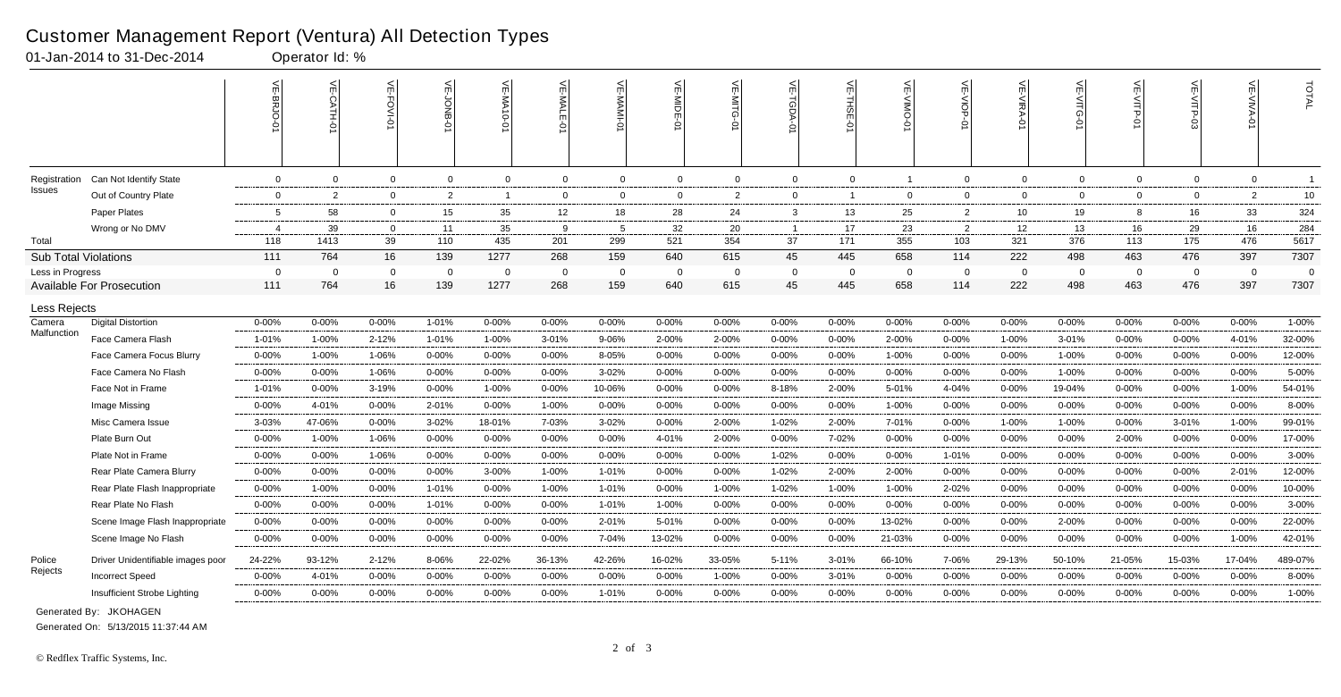# Customer Management Report (Ventura) All Detection Types

01-Jan-2014 to 31-Dec-2014 Operator Id: %

| | | VE-BRJO-01 | VE-CATH-01 | VE-FOVI-01 | VE-JONB-01 | VE-MA10-01 | VE-MALE-01 | VE-MAMI-01 | VE-MIDE-01 | VE-MITG-01 | VE-TGDA-01 | VE-THSE-01 | VE-VIMO-01 | VE-VIOP-01 | VE-VIRA-01 | VE-VITG-01 | VE-VITP-01 | VE-VITP-03 | VE-VIVA-01 | TOTAL |
|---|---|---|---|---|---|---|---|---|---|---|---|---|---|---|---|---|---|---|---|---|
| Registration Issues | Can Not Identify State | 0 | 0 | 0 | 0 | 0 | 0 | 0 | 0 | 0 | 0 | 0 | 1 | 0 | 0 | 0 | 0 | 0 | 0 | 1 |
| | Out of Country Plate | 0 | 2 | 0 | 2 | 1 | 0 | 0 | 0 | 2 | 0 | 1 | 0 | 0 | 0 | 0 | 0 | 0 | 2 | 10 |
| | Paper Plates | 5 | 58 | 0 | 15 | 35 | 12 | 18 | 28 | 24 | 3 | 13 | 25 | 2 | 10 | 19 | 8 | 16 | 33 | 324 |
| | Wrong or No DMV | 4 | 39 | 0 | 11 | 35 | 9 | 5 | 32 | 20 | 1 | 17 | 23 | 2 | 12 | 13 | 16 | 29 | 16 | 284 |
| Total | | 118 | 1413 | 39 | 110 | 435 | 201 | 299 | 521 | 354 | 37 | 171 | 355 | 103 | 321 | 376 | 113 | 175 | 476 | 5617 |
| Sub Total Violations | | 111 | 764 | 16 | 139 | 1277 | 268 | 159 | 640 | 615 | 45 | 445 | 658 | 114 | 222 | 498 | 463 | 476 | 397 | 7307 |
| Less in Progress | | 0 | 0 | 0 | 0 | 0 | 0 | 0 | 0 | 0 | 0 | 0 | 0 | 0 | 0 | 0 | 0 | 0 | 0 | 0 |
| Available For Prosecution | | 111 | 764 | 16 | 139 | 1277 | 268 | 159 | 640 | 615 | 45 | 445 | 658 | 114 | 222 | 498 | 463 | 476 | 397 | 7307 |
| Less Rejects | | | | | | | | | | | | | | | | | | | | |
| Camera Malfunction | Digital Distortion | 0-00% | 0-00% | 0-00% | 1-01% | 0-00% | 0-00% | 0-00% | 0-00% | 0-00% | 0-00% | 0-00% | 0-00% | 0-00% | 0-00% | 0-00% | 0-00% | 0-00% | 0-00% | 1-00% |
| | Face Camera Flash | 1-01% | 1-00% | 2-12% | 1-01% | 1-00% | 3-01% | 9-06% | 2-00% | 2-00% | 0-00% | 0-00% | 2-00% | 0-00% | 1-00% | 3-01% | 0-00% | 0-00% | 4-01% | 32-00% |
| | Face Camera Focus Blurry | 0-00% | 1-00% | 1-06% | 0-00% | 0-00% | 0-00% | 8-05% | 0-00% | 0-00% | 0-00% | 0-00% | 1-00% | 0-00% | 0-00% | 1-00% | 0-00% | 0-00% | 0-00% | 12-00% |
| | Face Camera No Flash | 0-00% | 0-00% | 1-06% | 0-00% | 0-00% | 0-00% | 3-02% | 0-00% | 0-00% | 0-00% | 0-00% | 0-00% | 0-00% | 0-00% | 1-00% | 0-00% | 0-00% | 0-00% | 5-00% |
| | Face Not in Frame | 1-01% | 0-00% | 3-19% | 0-00% | 1-00% | 0-00% | 10-06% | 0-00% | 0-00% | 8-18% | 2-00% | 5-01% | 4-04% | 0-00% | 19-04% | 0-00% | 0-00% | 1-00% | 54-01% |
| | Image Missing | 0-00% | 4-01% | 0-00% | 2-01% | 0-00% | 1-00% | 0-00% | 0-00% | 0-00% | 0-00% | 0-00% | 1-00% | 0-00% | 0-00% | 0-00% | 0-00% | 0-00% | 0-00% | 8-00% |
| | Misc Camera Issue | 3-03% | 47-06% | 0-00% | 3-02% | 18-01% | 7-03% | 3-02% | 0-00% | 2-00% | 1-02% | 2-00% | 7-01% | 0-00% | 1-00% | 1-00% | 0-00% | 3-01% | 1-00% | 99-01% |
| | Plate Burn Out | 0-00% | 1-00% | 1-06% | 0-00% | 0-00% | 0-00% | 0-00% | 4-01% | 2-00% | 0-00% | 7-02% | 0-00% | 0-00% | 0-00% | 0-00% | 2-00% | 0-00% | 0-00% | 17-00% |
| | Plate Not in Frame | 0-00% | 0-00% | 1-06% | 0-00% | 0-00% | 0-00% | 0-00% | 0-00% | 0-00% | 1-02% | 0-00% | 0-00% | 1-01% | 0-00% | 0-00% | 0-00% | 0-00% | 0-00% | 3-00% |
| | Rear Plate Camera Blurry | 0-00% | 0-00% | 0-00% | 0-00% | 3-00% | 1-00% | 1-01% | 0-00% | 0-00% | 1-02% | 2-00% | 2-00% | 0-00% | 0-00% | 0-00% | 0-00% | 0-00% | 2-01% | 12-00% |
| | Rear Plate Flash Inappropriate | 0-00% | 1-00% | 0-00% | 1-01% | 0-00% | 1-00% | 1-01% | 0-00% | 1-00% | 1-02% | 1-00% | 1-00% | 2-02% | 0-00% | 0-00% | 0-00% | 0-00% | 0-00% | 10-00% |
| | Rear Plate No Flash | 0-00% | 0-00% | 0-00% | 1-01% | 0-00% | 0-00% | 1-01% | 1-00% | 0-00% | 0-00% | 0-00% | 0-00% | 0-00% | 0-00% | 0-00% | 0-00% | 0-00% | 0-00% | 3-00% |
| | Scene Image Flash Inappropriate | 0-00% | 0-00% | 0-00% | 0-00% | 0-00% | 0-00% | 2-01% | 5-01% | 0-00% | 0-00% | 0-00% | 13-02% | 0-00% | 0-00% | 2-00% | 0-00% | 0-00% | 0-00% | 22-00% |
| | Scene Image No Flash | 0-00% | 0-00% | 0-00% | 0-00% | 0-00% | 0-00% | 7-04% | 13-02% | 0-00% | 0-00% | 0-00% | 21-03% | 0-00% | 0-00% | 0-00% | 0-00% | 0-00% | 1-00% | 42-01% |
| Police Rejects | Driver Unidentifiable images poor | 24-22% | 93-12% | 2-12% | 8-06% | 22-02% | 36-13% | 42-26% | 16-02% | 33-05% | 5-11% | 3-01% | 66-10% | 7-06% | 29-13% | 50-10% | 21-05% | 15-03% | 17-04% | 489-07% |
| | Incorrect Speed | 0-00% | 4-01% | 0-00% | 0-00% | 0-00% | 0-00% | 0-00% | 0-00% | 1-00% | 0-00% | 3-01% | 0-00% | 0-00% | 0-00% | 0-00% | 0-00% | 0-00% | 0-00% | 8-00% |
| | Insufficient Strobe Lighting | 0-00% | 0-00% | 0-00% | 0-00% | 0-00% | 0-00% | 1-01% | 0-00% | 0-00% | 0-00% | 0-00% | 0-00% | 0-00% | 0-00% | 0-00% | 0-00% | 0-00% | 0-00% | 1-00% |

Generated By: JKOHAGEN

Generated On: 5/13/2015 11:37:44 AM

© Redflex Traffic Systems, Inc.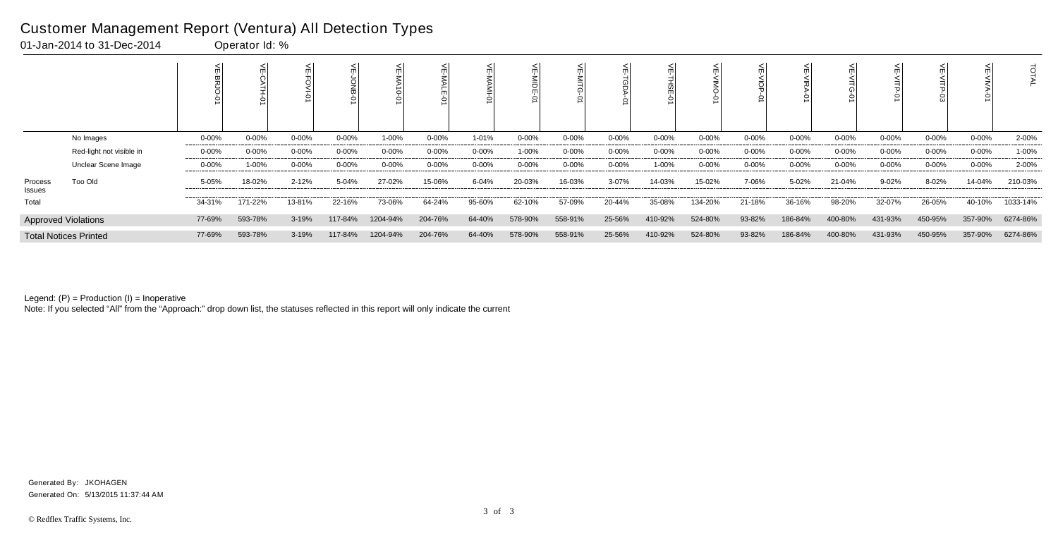# Customer Management Report (Ventura) All Detection Types

01-Jan-2014 to 31-Dec-2014 Operator Id: %

| | | VE-BRJO-01 | VE-CATH-01 | VE-FOVI-01 | VE-JONB-01 | VE-MA10-01 | VE-MALE-01 | VE-MAMI-01 | VE-MIDE-01 | VE-MITG-01 | VE-TGDA-01 | VE-THSE-01 | VE-VIMO-01 | VE-VIOP-01 | VE-VIRA-01 | VE-VITG-01 | VE-VITP-01 | VE-VITP-03 | VE-VIVA-01 | TOTAL |
|---|---|---|---|---|---|---|---|---|---|---|---|---|---|---|---|---|---|---|---|---|
| | No Images | 0-00% | 0-00% | 0-00% | 0-00% | 1-00% | 0-00% | 1-01% | 0-00% | 0-00% | 0-00% | 0-00% | 0-00% | 0-00% | 0-00% | 0-00% | 0-00% | 0-00% | 0-00% | 2-00% |
| | Red-light not visible in | 0-00% | 0-00% | 0-00% | 0-00% | 0-00% | 0-00% | 0-00% | 1-00% | 0-00% | 0-00% | 0-00% | 0-00% | 0-00% | 0-00% | 0-00% | 0-00% | 0-00% | 0-00% | 1-00% |
| | Unclear Scene Image | 0-00% | 1-00% | 0-00% | 0-00% | 0-00% | 0-00% | 0-00% | 0-00% | 0-00% | 0-00% | 1-00% | 0-00% | 0-00% | 0-00% | 0-00% | 0-00% | 0-00% | 0-00% | 2-00% |
| Process Issues | Too Old | 5-05% | 18-02% | 2-12% | 5-04% | 27-02% | 15-06% | 6-04% | 20-03% | 16-03% | 3-07% | 14-03% | 15-02% | 7-06% | 5-02% | 21-04% | 9-02% | 8-02% | 14-04% | 210-03% |
| Total | | 34-31% | 171-22% | 13-81% | 22-16% | 73-06% | 64-24% | 95-60% | 62-10% | 57-09% | 20-44% | 35-08% | 134-20% | 21-18% | 36-16% | 98-20% | 32-07% | 26-05% | 40-10% | 1033-14% |
| Approved Violations | | 77-69% | 593-78% | 3-19% | 117-84% | 1204-94% | 204-76% | 64-40% | 578-90% | 558-91% | 25-56% | 410-92% | 524-80% | 93-82% | 186-84% | 400-80% | 431-93% | 450-95% | 357-90% | 6274-86% |
| Total Notices Printed | | 77-69% | 593-78% | 3-19% | 117-84% | 1204-94% | 204-76% | 64-40% | 578-90% | 558-91% | 25-56% | 410-92% | 524-80% | 93-82% | 186-84% | 400-80% | 431-93% | 450-95% | 357-90% | 6274-86% |

Legend: (P) = Production (I) = Inoperative

Note: If you selected "All" from the "Approach:" drop down list, the statuses reflected in this report will only indicate the current

Generated By: JKOHAGEN

Generated On: 5/13/2015 11:37:44 AM

© Redflex Traffic Systems, Inc.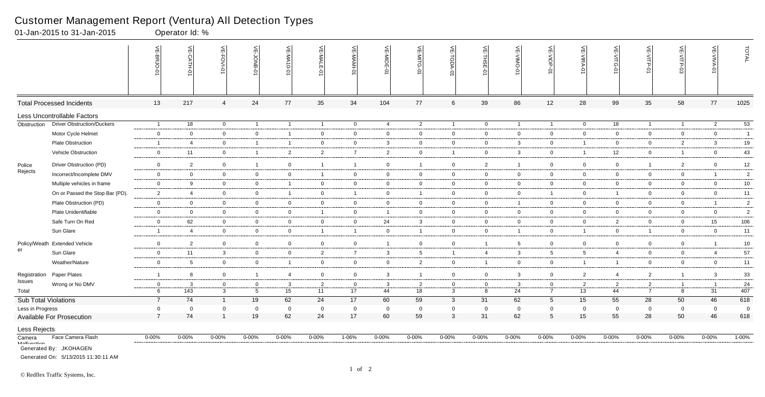# Customer Management Report (Ventura) All Detection Types

01-Jan-2015 to 31-Jan-2015 Operator Id: %

| | | VE-BRJO-01 | VE-CATH-01 | VE-FOVI-01 | VE-JONB-01 | VE-MA10-01 | VE-MALE-01 | VE-MAMI-01 | VE-MIDE-01 | VE-MITG-01 | VE-TGDA-01 | VE-THSE-01 | VE-VIMO-01 | VE-VIOP-01 | VE-VIRA-01 | VE-VITG-01 | VE-VITP-01 | VE-VITP-03 | VE-VIVA-01 | TOTAL |
|---|---|---|---|---|---|---|---|---|---|---|---|---|---|---|---|---|---|---|---|---|
| Total Processed Incidents | | 13 | 217 | 4 | 24 | 77 | 35 | 34 | 104 | 77 | 6 | 39 | 86 | 12 | 28 | 99 | 35 | 58 | 77 | 1025 |
| Less Uncontrollable Factors | | | | | | | | | | | | | | | | | | | | |
| Obstruction | Driver Obstruction/Duckers | 1 | 18 | 0 | 1 | 1 | 1 | 0 | 4 | 2 | 1 | 0 | 1 | 1 | 0 | 18 | 1 | 1 | 2 | 53 |
| | Motor Cycle Helmet | 0 | 0 | 0 | 0 | 1 | 0 | 0 | 0 | 0 | 0 | 0 | 0 | 0 | 0 | 0 | 0 | 0 | 0 | 1 |
| | Plate Obstruction | 1 | 4 | 0 | 1 | 1 | 0 | 0 | 3 | 0 | 0 | 0 | 3 | 0 | 1 | 0 | 0 | 2 | 3 | 19 |
| | Vehicle Obstruction | 0 | 11 | 0 | 1 | 2 | 2 | 7 | 2 | 0 | 1 | 0 | 3 | 0 | 1 | 12 | 0 | 1 | 0 | 43 |
| Police Rejects | Driver Obstruction (PD) | 0 | 2 | 0 | 1 | 0 | 1 | 1 | 0 | 1 | 0 | 2 | 1 | 0 | 0 | 0 | 1 | 2 | 0 | 12 |
| | Incorrect/Incomplete DMV | 0 | 0 | 0 | 0 | 0 | 1 | 0 | 0 | 0 | 0 | 0 | 0 | 0 | 0 | 0 | 0 | 0 | 1 | 2 |
| | Multiple vehicles in frame | 0 | 9 | 0 | 0 | 1 | 0 | 0 | 0 | 0 | 0 | 0 | 0 | 0 | 0 | 0 | 0 | 0 | 0 | 10 |
| | On or Passed the Stop Bar (PD). | 2 | 4 | 0 | 0 | 1 | 0 | 1 | 0 | 1 | 0 | 0 | 0 | 1 | 0 | 1 | 0 | 0 | 0 | 11 |
| | Plate Obstruction (PD) | 0 | 0 | 0 | 0 | 0 | 0 | 0 | 0 | 0 | 0 | 0 | 1 | 0 | 0 | 0 | 0 | 0 | 1 | 2 |
| | Plate Unidentifiable | 0 | 0 | 0 | 0 | 0 | 1 | 0 | 1 | 0 | 0 | 0 | 0 | 0 | 0 | 0 | 0 | 0 | 0 | 2 |
| | Safe Turn On Red | 0 | 62 | 0 | 0 | 0 | 0 | 0 | 24 | 3 | 0 | 0 | 0 | 0 | 0 | 2 | 0 | 0 | 15 | 106 |
| | Sun Glare | 1 | 4 | 0 | 0 | 0 | 1 | 1 | 0 | 1 | 0 | 0 | 1 | 0 | 1 | 0 | 1 | 0 | 0 | 11 |
| Policy/Weather | Extended Vehicle | 0 | 2 | 0 | 0 | 0 | 0 | 0 | 1 | 0 | 0 | 1 | 5 | 0 | 0 | 0 | 0 | 0 | 1 | 10 |
| | Sun Glare | 0 | 11 | 3 | 0 | 0 | 2 | 7 | 3 | 5 | 1 | 4 | 3 | 5 | 5 | 4 | 0 | 0 | 4 | 57 |
| | Weather/Nature | 0 | 5 | 0 | 0 | 1 | 0 | 0 | 0 | 2 | 0 | 1 | 0 | 0 | 1 | 1 | 0 | 0 | 0 | 11 |
| Registration Issues | Paper Plates | 1 | 8 | 0 | 1 | 4 | 0 | 0 | 3 | 1 | 0 | 0 | 3 | 0 | 2 | 4 | 2 | 1 | 3 | 33 |
| | Wrong or No DMV | 0 | 3 | 0 | 0 | 3 | 2 | 0 | 3 | 2 | 0 | 0 | 3 | 0 | 2 | 2 | 2 | 1 | 1 | 24 |
| Total | | 6 | 143 | 3 | 5 | 15 | 11 | 17 | 44 | 18 | 3 | 8 | 24 | 7 | 13 | 44 | 7 | 8 | 31 | 407 |
| Sub Total Violations | | 7 | 74 | 1 | 19 | 62 | 24 | 17 | 60 | 59 | 3 | 31 | 62 | 5 | 15 | 55 | 28 | 50 | 46 | 618 |
| Less in Progress | | 0 | 0 | 0 | 0 | 0 | 0 | 0 | 0 | 0 | 0 | 0 | 0 | 0 | 0 | 0 | 0 | 0 | 0 | 0 |
| Available For Prosecution | | 7 | 74 | 1 | 19 | 62 | 24 | 17 | 60 | 59 | 3 | 31 | 62 | 5 | 15 | 55 | 28 | 50 | 46 | 618 |
| Less Rejects | | | | | | | | | | | | | | | | | | | | |
| Camera Malfunction | Face Camera Flash | 0-00% | 0-00% | 0-00% | 0-00% | 0-00% | 0-00% | 1-06% | 0-00% | 0-00% | 0-00% | 0-00% | 0-00% | 0-00% | 0-00% | 0-00% | 0-00% | 0-00% | 0-00% | 1-00% |

Generated By: JKOHAGEN

Generated On: 5/13/2015 11:30:11 AM

© Redflex Traffic Systems, Inc.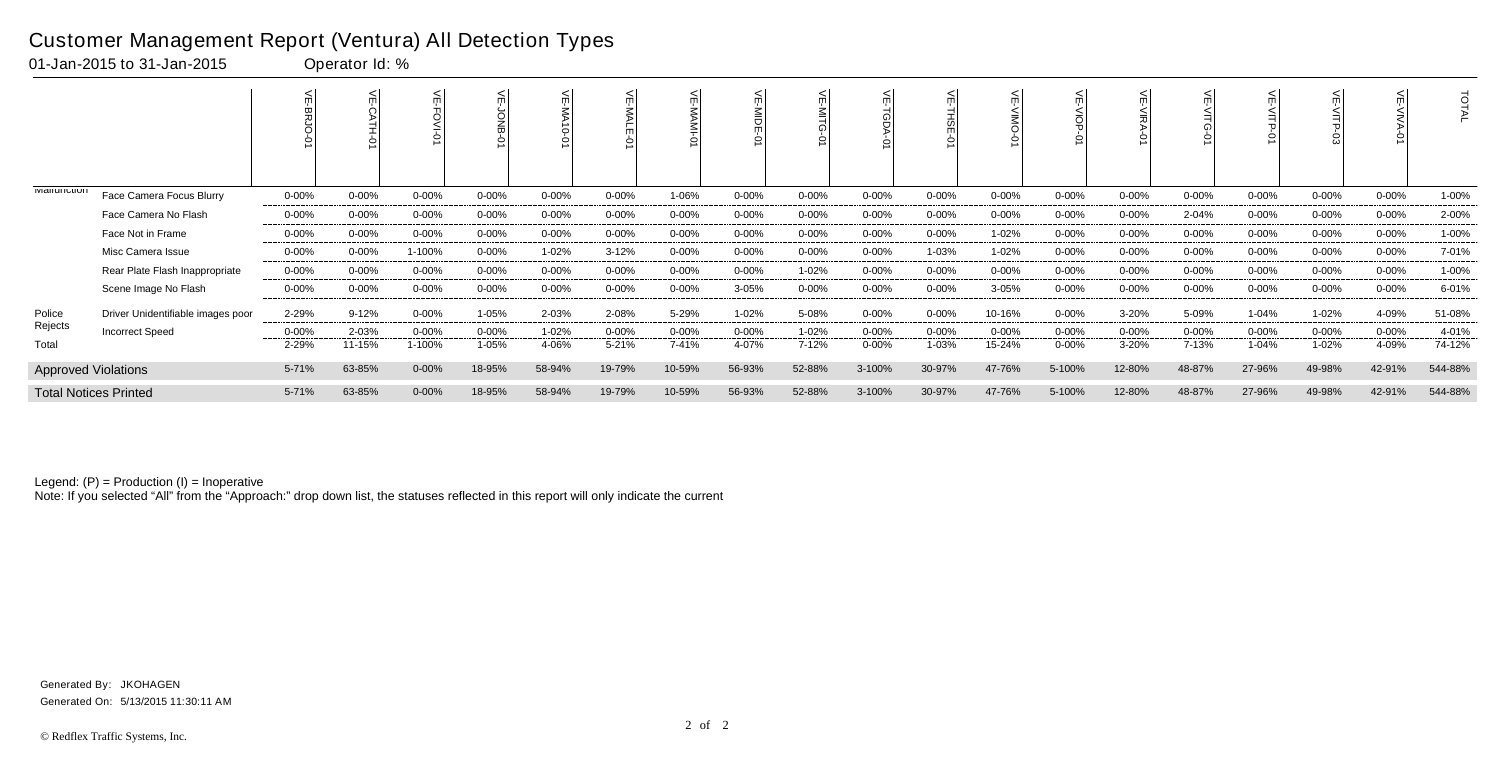# Customer Management Report (Ventura) All Detection Types

01-Jan-2015 to 31-Jan-2015 Operator Id: %

| | | VE-BRJO-01 | VE-CATH-01 | VE-FOVI-01 | VE-JONB-01 | VE-MA10-01 | VE-MALE-01 | VE-MAMI-01 | VE-MIDE-01 | VE-MITG-01 | VE-TGDA-01 | VE-THSE-01 | VE-VIMO-01 | VE-VIOP-01 | VE-VIRA-01 | VE-VITG-01 | VE-VITP-01 | VE-VITP-03 | VE-VIVA-01 | TOTAL |
|---|---|---|---|---|---|---|---|---|---|---|---|---|---|---|---|---|---|---|---|---|
| Malfunction | Face Camera Focus Blurry | 0-00% | 0-00% | 0-00% | 0-00% | 0-00% | 0-00% | 1-06% | 0-00% | 0-00% | 0-00% | 0-00% | 0-00% | 0-00% | 0-00% | 0-00% | 0-00% | 0-00% | 0-00% | 1-00% |
| | Face Camera No Flash | 0-00% | 0-00% | 0-00% | 0-00% | 0-00% | 0-00% | 0-00% | 0-00% | 0-00% | 0-00% | 0-00% | 0-00% | 0-00% | 0-00% | 2-04% | 0-00% | 0-00% | 0-00% | 2-00% |
| | Face Not in Frame | 0-00% | 0-00% | 0-00% | 0-00% | 0-00% | 0-00% | 0-00% | 0-00% | 0-00% | 0-00% | 0-00% | 1-02% | 0-00% | 0-00% | 0-00% | 0-00% | 0-00% | 0-00% | 1-00% |
| | Misc Camera Issue | 0-00% | 0-00% | 1-100% | 0-00% | 1-02% | 3-12% | 0-00% | 0-00% | 0-00% | 0-00% | 1-03% | 1-02% | 0-00% | 0-00% | 0-00% | 0-00% | 0-00% | 0-00% | 7-01% |
| | Rear Plate Flash Inappropriate | 0-00% | 0-00% | 0-00% | 0-00% | 0-00% | 0-00% | 0-00% | 0-00% | 1-02% | 0-00% | 0-00% | 0-00% | 0-00% | 0-00% | 0-00% | 0-00% | 0-00% | 0-00% | 1-00% |
| | Scene Image No Flash | 0-00% | 0-00% | 0-00% | 0-00% | 0-00% | 0-00% | 0-00% | 3-05% | 0-00% | 0-00% | 0-00% | 3-05% | 0-00% | 0-00% | 0-00% | 0-00% | 0-00% | 0-00% | 6-01% |
| Police Rejects | Driver Unidentifiable images poor | 2-29% | 9-12% | 0-00% | 1-05% | 2-03% | 2-08% | 5-29% | 1-02% | 5-08% | 0-00% | 0-00% | 10-16% | 0-00% | 3-20% | 5-09% | 1-04% | 1-02% | 4-09% | 51-08% |
| | Incorrect Speed | 0-00% | 2-03% | 0-00% | 0-00% | 1-02% | 0-00% | 0-00% | 0-00% | 1-02% | 0-00% | 0-00% | 0-00% | 0-00% | 0-00% | 0-00% | 0-00% | 0-00% | 0-00% | 4-01% |
| Total | | 2-29% | 11-15% | 1-100% | 1-05% | 4-06% | 5-21% | 7-41% | 4-07% | 7-12% | 0-00% | 1-03% | 15-24% | 0-00% | 3-20% | 7-13% | 1-04% | 1-02% | 4-09% | 74-12% |
| Approved Violations | | 5-71% | 63-85% | 0-00% | 18-95% | 58-94% | 19-79% | 10-59% | 56-93% | 52-88% | 3-100% | 30-97% | 47-76% | 5-100% | 12-80% | 48-87% | 27-96% | 49-98% | 42-91% | 544-88% |
| Total Notices Printed | | 5-71% | 63-85% | 0-00% | 18-95% | 58-94% | 19-79% | 10-59% | 56-93% | 52-88% | 3-100% | 30-97% | 47-76% | 5-100% | 12-80% | 48-87% | 27-96% | 49-98% | 42-91% | 544-88% |

Legend: (P) = Production (I) = Inoperative

Note: If you selected "All" from the "Approach:" drop down list, the statuses reflected in this report will only indicate the current

Generated By: JKOHAGEN

Generated On: 5/13/2015 11:30:11 AM

© Redflex Traffic Systems, Inc.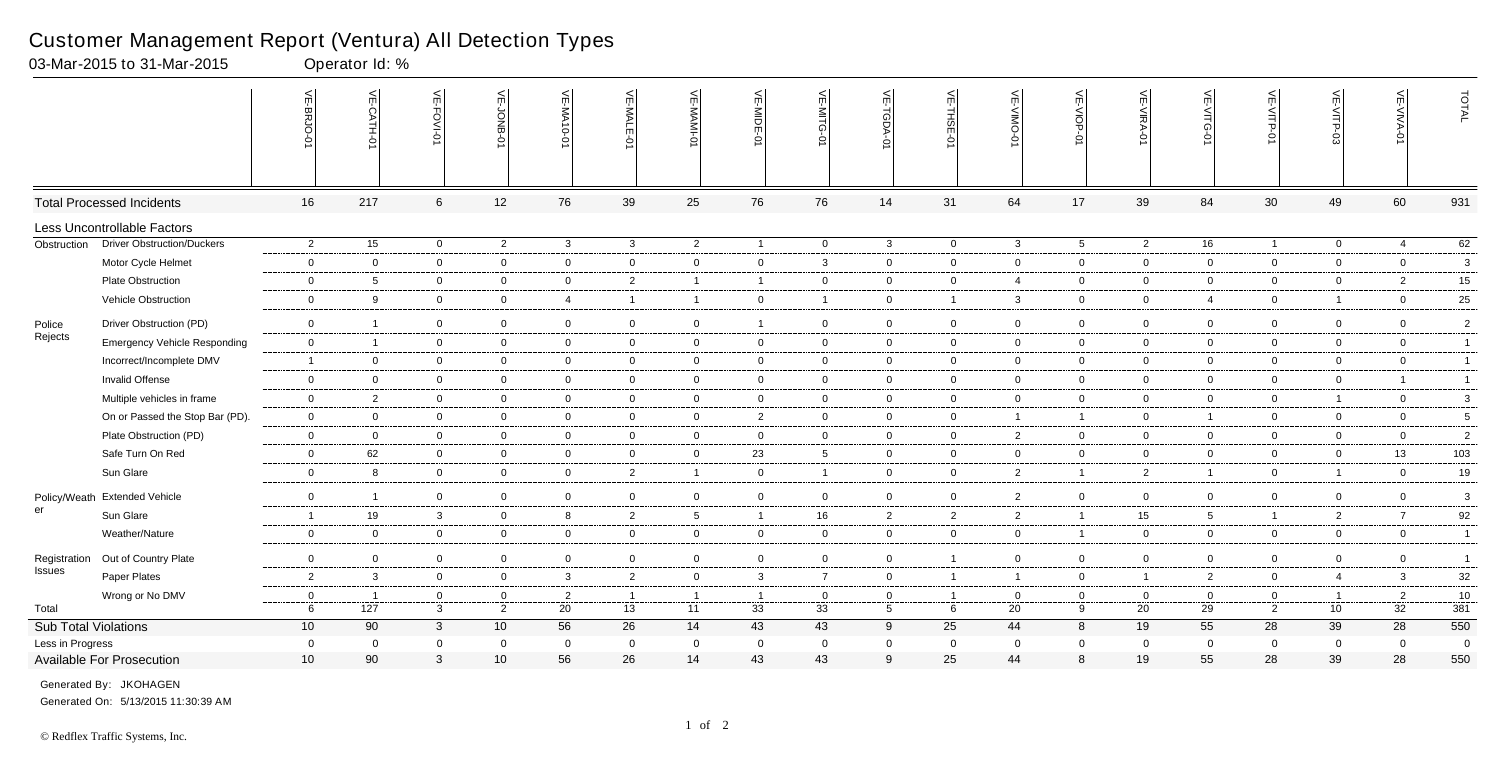# Customer Management Report (Ventura) All Detection Types

03-Mar-2015 to 31-Mar-2015 Operator Id: %

| | | VE-BRJO-01 | VE-CATH-01 | VE-FOVI-01 | VE-JONB-01 | VE-MA10-01 | VE-MALE-01 | VE-MAMI-01 | VE-MIDE-01 | VE-MITG-01 | VE-TGDA-01 | VE-THSE-01 | VE-VIMO-01 | VE-VIOP-01 | VE-VIRA-01 | VE-VITG-01 | VE-VITP-01 | VE-VITP-03 | VE-VIVA-01 | TOTAL |
|---|---|---|---|---|---|---|---|---|---|---|---|---|---|---|---|---|---|---|---|---|
| Total Processed Incidents | | 16 | 217 | 6 | 12 | 76 | 39 | 25 | 76 | 76 | 14 | 31 | 64 | 17 | 39 | 84 | 30 | 49 | 60 | 931 |
| Less Uncontrollable Factors | | | | | | | | | | | | | | | | | | | | |
| Obstruction | Driver Obstruction/Duckers | 2 | 15 | 0 | 2 | 3 | 3 | 2 | 1 | 0 | 3 | 0 | 3 | 5 | 2 | 16 | 1 | 0 | 4 | 62 |
| | Motor Cycle Helmet | 0 | 0 | 0 | 0 | 0 | 0 | 0 | 0 | 3 | 0 | 0 | 0 | 0 | 0 | 0 | 0 | 0 | 0 | 3 |
| | Plate Obstruction | 0 | 5 | 0 | 0 | 0 | 2 | 1 | 1 | 0 | 0 | 0 | 4 | 0 | 0 | 0 | 0 | 0 | 2 | 15 |
| | Vehicle Obstruction | 0 | 9 | 0 | 0 | 4 | 1 | 1 | 0 | 1 | 0 | 1 | 3 | 0 | 0 | 4 | 0 | 1 | 0 | 25 |
| Police Rejects | Driver Obstruction (PD) | 0 | 1 | 0 | 0 | 0 | 0 | 0 | 1 | 0 | 0 | 0 | 0 | 0 | 0 | 0 | 0 | 0 | 0 | 2 |
| | Emergency Vehicle Responding | 0 | 1 | 0 | 0 | 0 | 0 | 0 | 0 | 0 | 0 | 0 | 0 | 0 | 0 | 0 | 0 | 0 | 0 | 1 |
| | Incorrect/Incomplete DMV | 1 | 0 | 0 | 0 | 0 | 0 | 0 | 0 | 0 | 0 | 0 | 0 | 0 | 0 | 0 | 0 | 0 | 0 | 1 |
| | Invalid Offense | 0 | 0 | 0 | 0 | 0 | 0 | 0 | 0 | 0 | 0 | 0 | 0 | 0 | 0 | 0 | 0 | 0 | 1 | 1 |
| | Multiple vehicles in frame | 0 | 2 | 0 | 0 | 0 | 0 | 0 | 0 | 0 | 0 | 0 | 0 | 0 | 0 | 0 | 0 | 1 | 0 | 3 |
| | On or Passed the Stop Bar (PD). | 0 | 0 | 0 | 0 | 0 | 0 | 0 | 2 | 0 | 0 | 0 | 1 | 1 | 0 | 1 | 0 | 0 | 0 | 5 |
| | Plate Obstruction (PD) | 0 | 0 | 0 | 0 | 0 | 0 | 0 | 0 | 0 | 0 | 0 | 2 | 0 | 0 | 0 | 0 | 0 | 0 | 2 |
| | Safe Turn On Red | 0 | 62 | 0 | 0 | 0 | 0 | 0 | 23 | 5 | 0 | 0 | 0 | 0 | 0 | 0 | 0 | 0 | 13 | 103 |
| | Sun Glare | 0 | 8 | 0 | 0 | 0 | 2 | 1 | 0 | 1 | 0 | 0 | 2 | 1 | 2 | 1 | 0 | 1 | 0 | 19 |
| Policy/Weather | Extended Vehicle | 0 | 1 | 0 | 0 | 0 | 0 | 0 | 0 | 0 | 0 | 0 | 2 | 0 | 0 | 0 | 0 | 0 | 0 | 3 |
| | Sun Glare | 1 | 19 | 3 | 0 | 8 | 2 | 5 | 1 | 16 | 2 | 2 | 2 | 1 | 15 | 5 | 1 | 2 | 7 | 92 |
| | Weather/Nature | 0 | 0 | 0 | 0 | 0 | 0 | 0 | 0 | 0 | 0 | 0 | 0 | 1 | 0 | 0 | 0 | 0 | 0 | 1 |
| Registration Issues | Out of Country Plate | 0 | 0 | 0 | 0 | 0 | 0 | 0 | 0 | 0 | 0 | 1 | 0 | 0 | 0 | 0 | 0 | 0 | 0 | 1 |
| | Paper Plates | 2 | 3 | 0 | 0 | 3 | 2 | 0 | 3 | 7 | 0 | 1 | 1 | 0 | 1 | 2 | 0 | 4 | 3 | 32 |
| | Wrong or No DMV | 0 | 1 | 0 | 0 | 2 | 1 | 1 | 1 | 0 | 0 | 1 | 0 | 0 | 0 | 0 | 0 | 1 | 2 | 10 |
| Total | | 6 | 127 | 3 | 2 | 20 | 13 | 11 | 33 | 33 | 5 | 6 | 20 | 9 | 20 | 29 | 2 | 10 | 32 | 381 |
| Sub Total Violations | | 10 | 90 | 3 | 10 | 56 | 26 | 14 | 43 | 43 | 9 | 25 | 44 | 8 | 19 | 55 | 28 | 39 | 28 | 550 |
| Less in Progress | | 0 | 0 | 0 | 0 | 0 | 0 | 0 | 0 | 0 | 0 | 0 | 0 | 0 | 0 | 0 | 0 | 0 | 0 | 0 |
| Available For Prosecution | | 10 | 90 | 3 | 10 | 56 | 26 | 14 | 43 | 43 | 9 | 25 | 44 | 8 | 19 | 55 | 28 | 39 | 28 | 550 |

Generated By: JKOHAGEN

Generated On: 5/13/2015 11:30:39 AM

© Redflex Traffic Systems, Inc.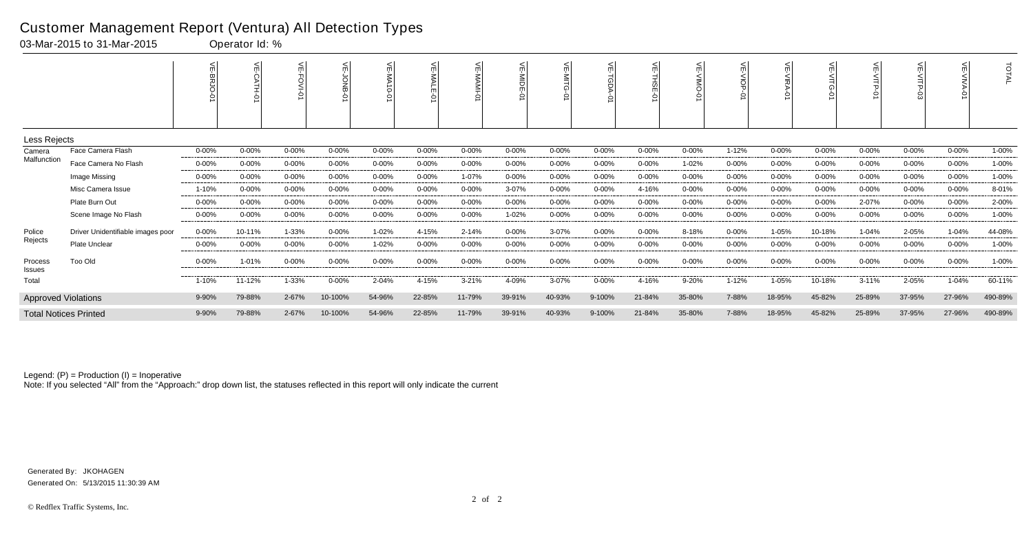# Customer Management Report (Ventura) All Detection Types

03-Mar-2015 to 31-Mar-2015 Operator Id: %

| | | VE-BRJO-01 | VE-CATH-01 | VE-FOVI-01 | VE-JONB-01 | VE-MA10-01 | VE-MALE-01 | VE-MAMI-01 | VE-MIDE-01 | VE-MITG-01 | VE-TGDA-01 | VE-THSE-01 | VE-VIMO-01 | VE-VIOP-01 | VE-VIRA-01 | VE-VITG-01 | VE-VITP-01 | VE-VITP-03 | VE-VIVA-01 | TOTAL |
|---|---|---|---|---|---|---|---|---|---|---|---|---|---|---|---|---|---|---|---|---|
| **Less Rejects** | | | | | | | | | | | | | | | | | | | | |
| Camera Malfunction | Face Camera Flash | 0-00% | 0-00% | 0-00% | 0-00% | 0-00% | 0-00% | 0-00% | 0-00% | 0-00% | 0-00% | 0-00% | 0-00% | 1-12% | 0-00% | 0-00% | 0-00% | 0-00% | 0-00% | 1-00% |
| | Face Camera No Flash | 0-00% | 0-00% | 0-00% | 0-00% | 0-00% | 0-00% | 0-00% | 0-00% | 0-00% | 0-00% | 0-00% | 1-02% | 0-00% | 0-00% | 0-00% | 0-00% | 0-00% | 0-00% | 1-00% |
| | Image Missing | 0-00% | 0-00% | 0-00% | 0-00% | 0-00% | 0-00% | 1-07% | 0-00% | 0-00% | 0-00% | 0-00% | 0-00% | 0-00% | 0-00% | 0-00% | 0-00% | 0-00% | 0-00% | 1-00% |
| | Misc Camera Issue | 1-10% | 0-00% | 0-00% | 0-00% | 0-00% | 0-00% | 0-00% | 3-07% | 0-00% | 0-00% | 4-16% | 0-00% | 0-00% | 0-00% | 0-00% | 0-00% | 0-00% | 0-00% | 8-01% |
| | Plate Burn Out | 0-00% | 0-00% | 0-00% | 0-00% | 0-00% | 0-00% | 0-00% | 0-00% | 0-00% | 0-00% | 0-00% | 0-00% | 0-00% | 0-00% | 0-00% | 2-07% | 0-00% | 0-00% | 2-00% |
| | Scene Image No Flash | 0-00% | 0-00% | 0-00% | 0-00% | 0-00% | 0-00% | 0-00% | 1-02% | 0-00% | 0-00% | 0-00% | 0-00% | 0-00% | 0-00% | 0-00% | 0-00% | 0-00% | 0-00% | 1-00% |
| Police Rejects | Driver Unidentifiable images poor | 0-00% | 10-11% | 1-33% | 0-00% | 1-02% | 4-15% | 2-14% | 0-00% | 3-07% | 0-00% | 0-00% | 8-18% | 0-00% | 1-05% | 10-18% | 1-04% | 2-05% | 1-04% | 44-08% |
| | Plate Unclear | 0-00% | 0-00% | 0-00% | 0-00% | 1-02% | 0-00% | 0-00% | 0-00% | 0-00% | 0-00% | 0-00% | 0-00% | 0-00% | 0-00% | 0-00% | 0-00% | 0-00% | 0-00% | 1-00% |
| Process Issues | Too Old | 0-00% | 1-01% | 0-00% | 0-00% | 0-00% | 0-00% | 0-00% | 0-00% | 0-00% | 0-00% | 0-00% | 0-00% | 0-00% | 0-00% | 0-00% | 0-00% | 0-00% | 0-00% | 1-00% |
| Total | | 1-10% | 11-12% | 1-33% | 0-00% | 2-04% | 4-15% | 3-21% | 4-09% | 3-07% | 0-00% | 4-16% | 9-20% | 1-12% | 1-05% | 10-18% | 3-11% | 2-05% | 1-04% | 60-11% |
| **Approved Violations** | | 9-90% | 79-88% | 2-67% | 10-100% | 54-96% | 22-85% | 11-79% | 39-91% | 40-93% | 9-100% | 21-84% | 35-80% | 7-88% | 18-95% | 45-82% | 25-89% | 37-95% | 27-96% | 490-89% |
| **Total Notices Printed** | | 9-90% | 79-88% | 2-67% | 10-100% | 54-96% | 22-85% | 11-79% | 39-91% | 40-93% | 9-100% | 21-84% | 35-80% | 7-88% | 18-95% | 45-82% | 25-89% | 37-95% | 27-96% | 490-89% |

Legend: (P) = Production (I) = Inoperative

Note: If you selected "All" from the "Approach:" drop down list, the statuses reflected in this report will only indicate the current

Generated By: JKOHAGEN

Generated On: 5/13/2015 11:30:39 AM

© Redflex Traffic Systems, Inc.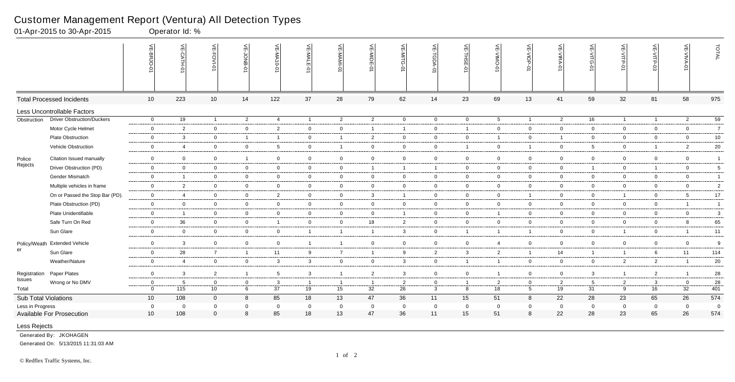# Customer Management Report (Ventura) All Detection Types

01-Apr-2015 to 30-Apr-2015 Operator Id: %

| | | VE-BRJO-01 | VE-CATH-01 | VE-FOVI-01 | VE-JONB-01 | VE-MA10-01 | VE-MALE-01 | VE-MAMI-01 | VE-MIDE-01 | VE-MITG-01 | VE-TGDA-01 | VE-THSE-01 | VE-VIMO-01 | VE-VIOP-01 | VE-VIRA-01 | VE-VITG-01 | VE-VITP-01 | VE-VITP-03 | VE-VIVA-01 | TOTAL |
|---|---|---|---|---|---|---|---|---|---|---|---|---|---|---|---|---|---|---|---|---|
| Total Processed Incidents | | 10 | 223 | 10 | 14 | 122 | 37 | 28 | 79 | 62 | 14 | 23 | 69 | 13 | 41 | 59 | 32 | 81 | 58 | 975 |
| Less Uncontrollable Factors | | | | | | | | | | | | | | | | | | | | |
| Obstruction | Driver Obstruction/Duckers | 0 | 19 | 1 | 2 | 4 | 1 | 2 | 2 | 0 | 0 | 0 | 5 | 1 | 2 | 16 | 1 | 1 | 2 | 59 |
| | Motor Cycle Helmet | 0 | 2 | 0 | 0 | 2 | 0 | 0 | 1 | 1 | 0 | 1 | 0 | 0 | 0 | 0 | 0 | 0 | 0 | 7 |
| | Plate Obstruction | 0 | 3 | 0 | 1 | 1 | 0 | 1 | 2 | 0 | 0 | 0 | 1 | 0 | 1 | 0 | 0 | 0 | 0 | 10 |
| | Vehicle Obstruction | 0 | 4 | 0 | 0 | 5 | 0 | 1 | 0 | 0 | 0 | 1 | 0 | 1 | 0 | 5 | 0 | 1 | 2 | 20 |
| Police Rejects | Citation Issued manually | 0 | 0 | 0 | 1 | 0 | 0 | 0 | 0 | 0 | 0 | 0 | 0 | 0 | 0 | 0 | 0 | 0 | 0 | 1 |
| | Driver Obstruction (PD) | 0 | 0 | 0 | 0 | 0 | 0 | 0 | 1 | 1 | 1 | 0 | 0 | 0 | 0 | 1 | 0 | 1 | 0 | 5 |
| | Gender Mismatch | 0 | 1 | 0 | 0 | 0 | 0 | 0 | 0 | 0 | 0 | 0 | 0 | 0 | 0 | 0 | 0 | 0 | 0 | 1 |
| | Multiple vehicles in frame | 0 | 2 | 0 | 0 | 0 | 0 | 0 | 0 | 0 | 0 | 0 | 0 | 0 | 0 | 0 | 0 | 0 | 0 | 2 |
| | On or Passed the Stop Bar (PD). | 0 | 4 | 0 | 0 | 2 | 0 | 0 | 3 | 1 | 0 | 0 | 0 | 1 | 0 | 0 | 1 | 0 | 5 | 17 |
| | Plate Obstruction (PD) | 0 | 0 | 0 | 0 | 0 | 0 | 0 | 0 | 0 | 0 | 0 | 0 | 0 | 0 | 0 | 0 | 0 | 1 | 1 |
| | Plate Unidentifiable | 0 | 1 | 0 | 0 | 0 | 0 | 0 | 0 | 1 | 0 | 0 | 1 | 0 | 0 | 0 | 0 | 0 | 0 | 3 |
| | Safe Turn On Red | 0 | 36 | 0 | 0 | 1 | 0 | 0 | 18 | 2 | 0 | 0 | 0 | 0 | 0 | 0 | 0 | 0 | 8 | 65 |
| | Sun Glare | 0 | 0 | 0 | 0 | 0 | 1 | 1 | 1 | 3 | 0 | 1 | 1 | 1 | 0 | 0 | 1 | 0 | 1 | 11 |
| Policy/Weather | Extended Vehicle | 0 | 3 | 0 | 0 | 0 | 1 | 1 | 0 | 0 | 0 | 0 | 4 | 0 | 0 | 0 | 0 | 0 | 0 | 9 |
| | Sun Glare | 0 | 28 | 7 | 1 | 11 | 9 | 7 | 1 | 9 | 2 | 3 | 2 | 1 | 14 | 1 | 1 | 6 | 11 | 114 |
| | Weather/Nature | 0 | 4 | 0 | 0 | 3 | 3 | 0 | 0 | 3 | 0 | 1 | 1 | 0 | 0 | 0 | 2 | 2 | 1 | 20 |
| Registration Issues | Paper Plates | 0 | 3 | 2 | 1 | 5 | 3 | 1 | 2 | 3 | 0 | 0 | 1 | 0 | 0 | 3 | 1 | 2 | 1 | 28 |
| | Wrong or No DMV | 0 | 5 | 0 | 0 | 3 | 1 | 1 | 1 | 2 | 0 | 1 | 2 | 0 | 2 | 5 | 2 | 3 | 0 | 28 |
| Total | | 0 | 115 | 10 | 6 | 37 | 19 | 15 | 32 | 26 | 3 | 8 | 18 | 5 | 19 | 31 | 9 | 16 | 32 | 401 |
| Sub Total Violations | | 10 | 108 | 0 | 8 | 85 | 18 | 13 | 47 | 36 | 11 | 15 | 51 | 8 | 22 | 28 | 23 | 65 | 26 | 574 |
| Less in Progress | | 0 | 0 | 0 | 0 | 0 | 0 | 0 | 0 | 0 | 0 | 0 | 0 | 0 | 0 | 0 | 0 | 0 | 0 | 0 |
| Available For Prosecution | | 10 | 108 | 0 | 8 | 85 | 18 | 13 | 47 | 36 | 11 | 15 | 51 | 8 | 22 | 28 | 23 | 65 | 26 | 574 |

Less Rejects

Generated By: JKOHAGEN

Generated On: 5/13/2015 11:31:03 AM

© Redflex Traffic Systems, Inc.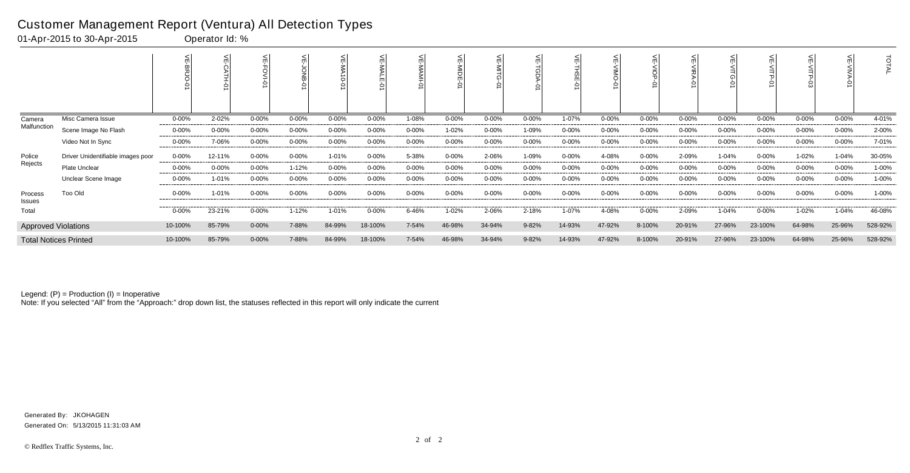# Customer Management Report (Ventura) All Detection Types

01-Apr-2015 to 30-Apr-2015 Operator Id: %

| | | VE-BRJO-01 | VE-CATH-01 | VE-FOVI-01 | VE-JONB-01 | VE-MA10-01 | VE-MALE-01 | VE-MAMI-01 | VE-MIDE-01 | VE-MITG-01 | VE-TGDA-01 | VE-THSE-01 | VE-VIMO-01 | VE-VIOP-01 | VE-VIRA-01 | VE-VITG-01 | VE-VITP-01 | VE-VITP-03 | VE-VIVA-01 | TOTAL |
|---|---|---|---|---|---|---|---|---|---|---|---|---|---|---|---|---|---|---|---|---|
| Camera Malfunction | Misc Camera Issue | 0-00% | 2-02% | 0-00% | 0-00% | 0-00% | 0-00% | 1-08% | 0-00% | 0-00% | 0-00% | 1-07% | 0-00% | 0-00% | 0-00% | 0-00% | 0-00% | 0-00% | 0-00% | 4-01% |
| | Scene Image No Flash | 0-00% | 0-00% | 0-00% | 0-00% | 0-00% | 0-00% | 0-00% | 1-02% | 0-00% | 1-09% | 0-00% | 0-00% | 0-00% | 0-00% | 0-00% | 0-00% | 0-00% | 0-00% | 2-00% |
| | Video Not In Sync | 0-00% | 7-06% | 0-00% | 0-00% | 0-00% | 0-00% | 0-00% | 0-00% | 0-00% | 0-00% | 0-00% | 0-00% | 0-00% | 0-00% | 0-00% | 0-00% | 0-00% | 0-00% | 7-01% |
| Police Rejects | Driver Unidentifiable images poor | 0-00% | 12-11% | 0-00% | 0-00% | 1-01% | 0-00% | 5-38% | 0-00% | 2-06% | 1-09% | 0-00% | 4-08% | 0-00% | 2-09% | 1-04% | 0-00% | 1-02% | 1-04% | 30-05% |
| | Plate Unclear | 0-00% | 0-00% | 0-00% | 1-12% | 0-00% | 0-00% | 0-00% | 0-00% | 0-00% | 0-00% | 0-00% | 0-00% | 0-00% | 0-00% | 0-00% | 0-00% | 0-00% | 0-00% | 1-00% |
| | Unclear Scene Image | 0-00% | 1-01% | 0-00% | 0-00% | 0-00% | 0-00% | 0-00% | 0-00% | 0-00% | 0-00% | 0-00% | 0-00% | 0-00% | 0-00% | 0-00% | 0-00% | 0-00% | 0-00% | 1-00% |
| Process Issues | Too Old | 0-00% | 1-01% | 0-00% | 0-00% | 0-00% | 0-00% | 0-00% | 0-00% | 0-00% | 0-00% | 0-00% | 0-00% | 0-00% | 0-00% | 0-00% | 0-00% | 0-00% | 0-00% | 1-00% |
| Total | | 0-00% | 23-21% | 0-00% | 1-12% | 1-01% | 0-00% | 6-46% | 1-02% | 2-06% | 2-18% | 1-07% | 4-08% | 0-00% | 2-09% | 1-04% | 0-00% | 1-02% | 1-04% | 46-08% |
| Approved Violations | | 10-100% | 85-79% | 0-00% | 7-88% | 84-99% | 18-100% | 7-54% | 46-98% | 34-94% | 9-82% | 14-93% | 47-92% | 8-100% | 20-91% | 27-96% | 23-100% | 64-98% | 25-96% | 528-92% |
| Total Notices Printed | | 10-100% | 85-79% | 0-00% | 7-88% | 84-99% | 18-100% | 7-54% | 46-98% | 34-94% | 9-82% | 14-93% | 47-92% | 8-100% | 20-91% | 27-96% | 23-100% | 64-98% | 25-96% | 528-92% |

Legend: (P) = Production (I) = Inoperative

Note: If you selected "All" from the "Approach:" drop down list, the statuses reflected in this report will only indicate the current

Generated By: JKOHAGEN

Generated On: 5/13/2015 11:31:03 AM

© Redflex Traffic Systems, Inc.